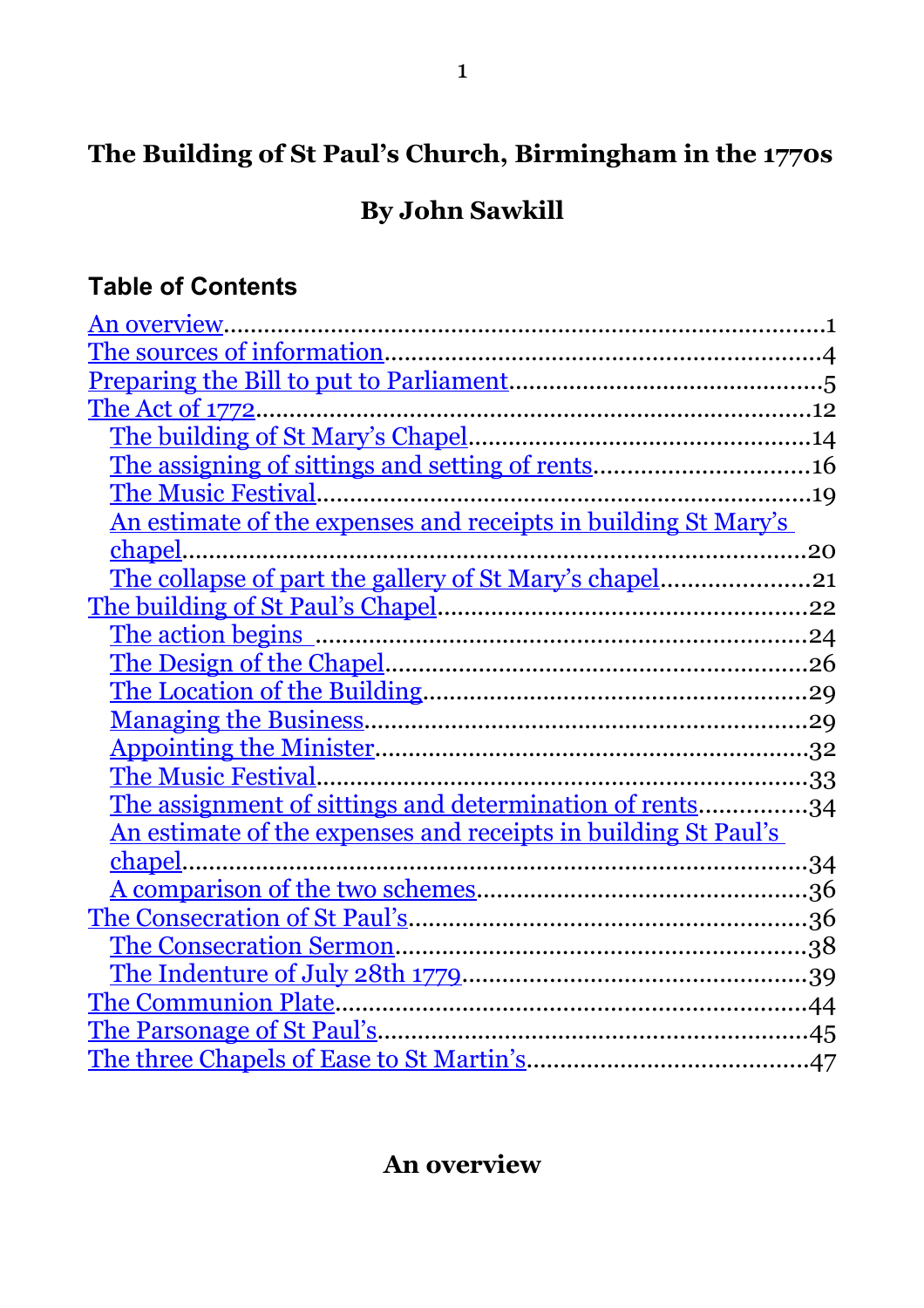# The Building of St Paul's Church, Birmingham in the 1770s

## By John Sawkill

### Table of Contents

- An overview ........ 1
- The sources of information ........ 4
- Preparing the Bill to put to Parliament ........ 5
- The Act of 1772 ........ 12
  - The building of St Mary's Chapel ........ 14
  - The assigning of sittings and setting of rents ........ 16
  - The Music Festival ........ 19
  - An estimate of the expenses and receipts in building St Mary's chapel ........ 20
  - The collapse of part the gallery of St Mary's chapel ........ 21
- The building of St Paul's Chapel ........ 22
  - The action begins ........ 24
  - The Design of the Chapel ........ 26
  - The Location of the Building ........ 29
  - Managing the Business ........ 29
  - Appointing the Minister ........ 32
  - The Music Festival ........ 33
  - The assignment of sittings and determination of rents ........ 34
  - An estimate of the expenses and receipts in building St Paul's chapel ........ 34
  - A comparison of the two schemes ........ 36
- The Consecration of St Paul's ........ 36
  - The Consecration Sermon ........ 38
  - The Indenture of July 28th 1779 ........ 39
- The Communion Plate ........ 44
- The Parsonage of St Paul's ........ 45
- The three Chapels of Ease to St Martin's ........ 47

## An overview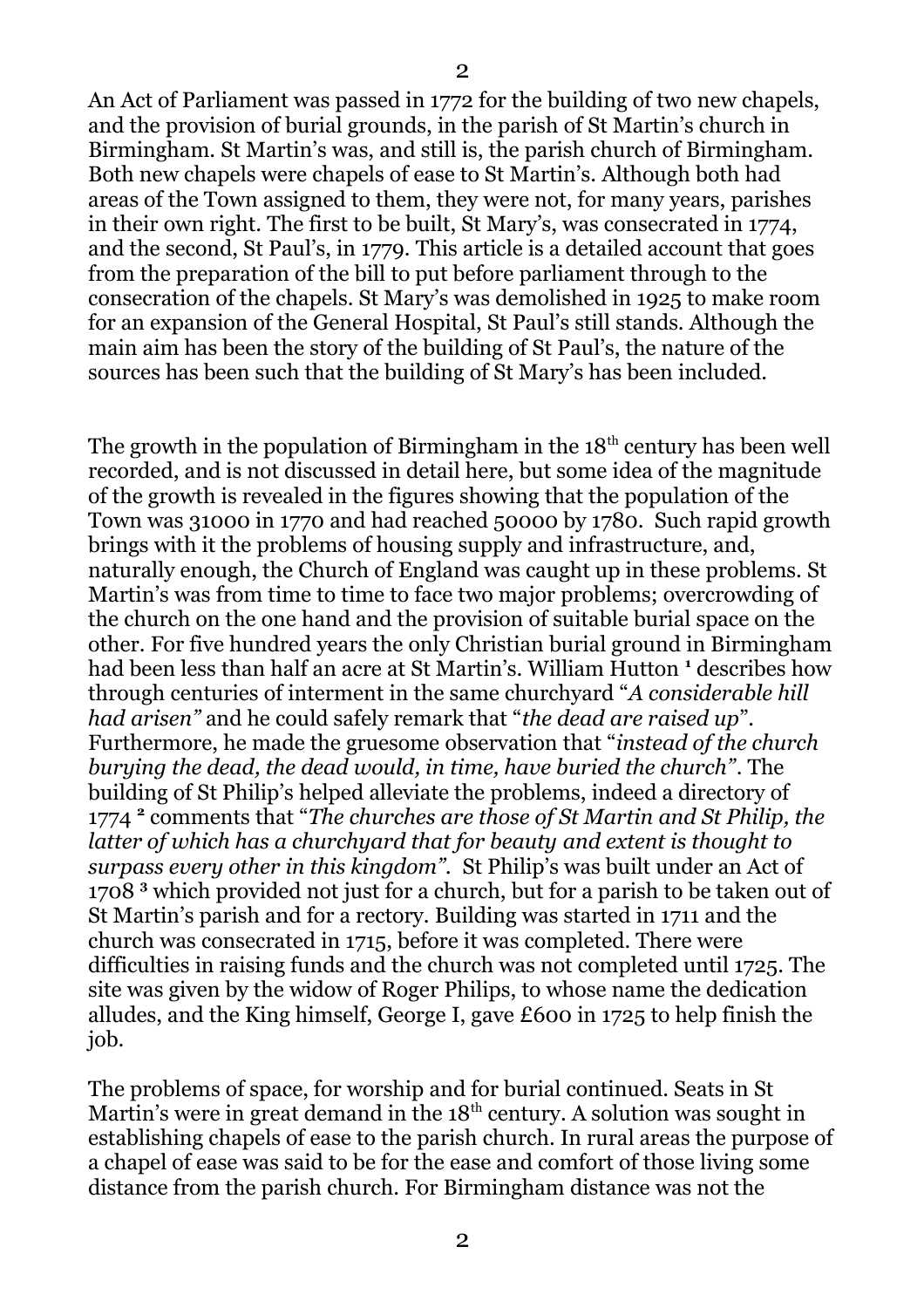An Act of Parliament was passed in 1772 for the building of two new chapels, and the provision of burial grounds, in the parish of St Martin's church in Birmingham. St Martin's was, and still is, the parish church of Birmingham. Both new chapels were chapels of ease to St Martin's. Although both had areas of the Town assigned to them, they were not, for many years, parishes in their own right. The first to be built, St Mary's, was consecrated in 1774, and the second, St Paul's, in 1779. This article is a detailed account that goes from the preparation of the bill to put before parliament through to the consecration of the chapels. St Mary's was demolished in 1925 to make room for an expansion of the General Hospital, St Paul's still stands. Although the main aim has been the story of the building of St Paul's, the nature of the sources has been such that the building of St Mary's has been included.

The growth in the population of Birmingham in the 18th century has been well recorded, and is not discussed in detail here, but some idea of the magnitude of the growth is revealed in the figures showing that the population of the Town was 31000 in 1770 and had reached 50000 by 1780. Such rapid growth brings with it the problems of housing supply and infrastructure, and, naturally enough, the Church of England was caught up in these problems. St Martin's was from time to time to face two major problems; overcrowding of the church on the one hand and the provision of suitable burial space on the other. For five hundred years the only Christian burial ground in Birmingham had been less than half an acre at St Martin's. William Hutton [1] describes how through centuries of interment in the same churchyard "*A considerable hill had arisen*" and he could safely remark that "*the dead are raised up*". Furthermore, he made the gruesome observation that "*instead of the church burying the dead, the dead would, in time, have buried the church*". The building of St Philip's helped alleviate the problems, indeed a directory of 1774 [2] comments that "*The churches are those of St Martin and St Philip, the latter of which has a churchyard that for beauty and extent is thought to surpass every other in this kingdom*". St Philip's was built under an Act of 1708 [3] which provided not just for a church, but for a parish to be taken out of St Martin's parish and for a rectory. Building was started in 1711 and the church was consecrated in 1715, before it was completed. There were difficulties in raising funds and the church was not completed until 1725. The site was given by the widow of Roger Philips, to whose name the dedication alludes, and the King himself, George I, gave £600 in 1725 to help finish the job.

The problems of space, for worship and for burial continued. Seats in St Martin's were in great demand in the 18th century. A solution was sought in establishing chapels of ease to the parish church. In rural areas the purpose of a chapel of ease was said to be for the ease and comfort of those living some distance from the parish church. For Birmingham distance was not the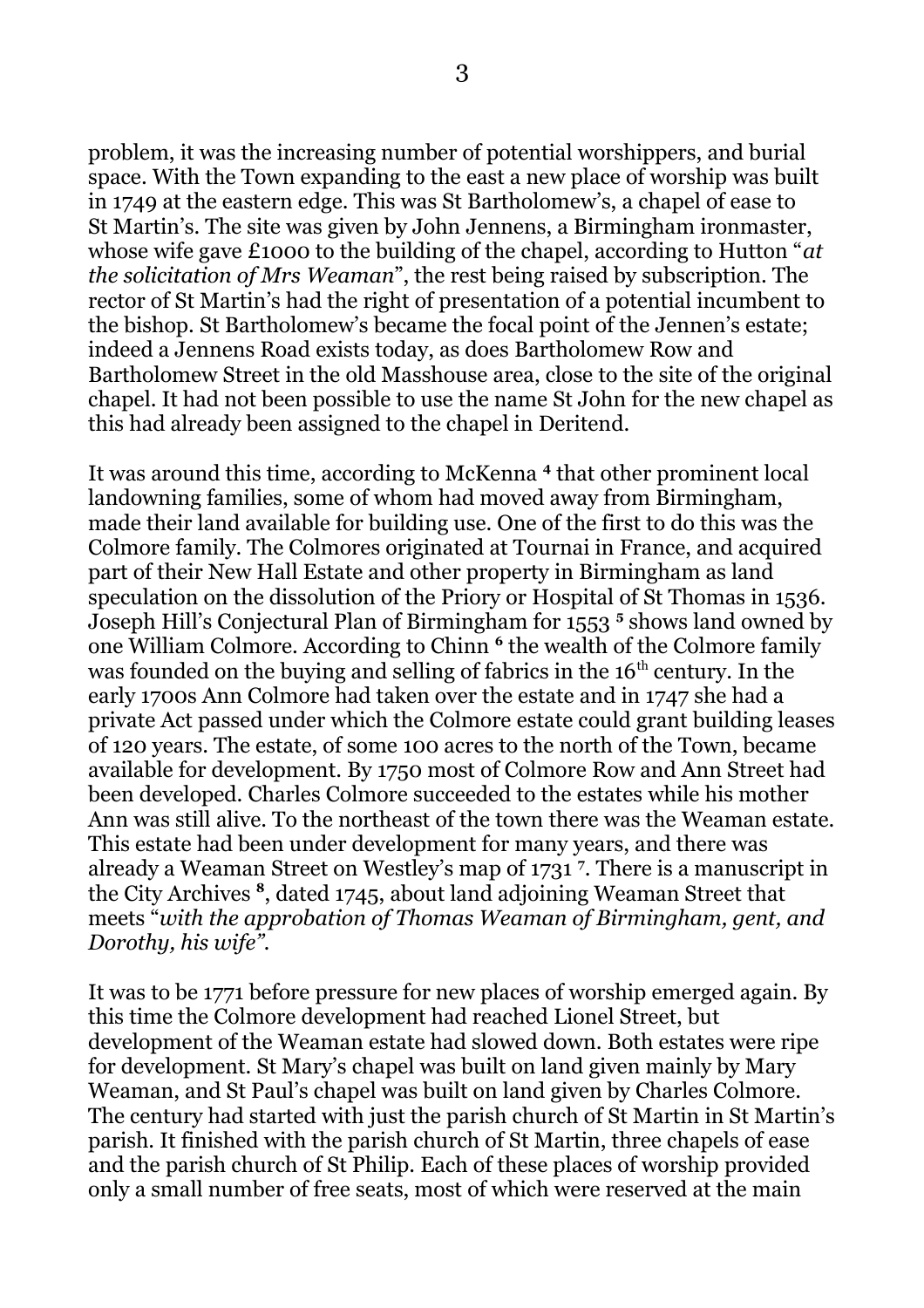problem, it was the increasing number of potential worshippers, and burial space. With the Town expanding to the east a new place of worship was built in 1749 at the eastern edge. This was St Bartholomew's, a chapel of ease to St Martin's. The site was given by John Jennens, a Birmingham ironmaster, whose wife gave £1000 to the building of the chapel, according to Hutton "*at the solicitation of Mrs Weaman*", the rest being raised by subscription. The rector of St Martin's had the right of presentation of a potential incumbent to the bishop. St Bartholomew's became the focal point of the Jennen's estate; indeed a Jennens Road exists today, as does Bartholomew Row and Bartholomew Street in the old Masshouse area, close to the site of the original chapel. It had not been possible to use the name St John for the new chapel as this had already been assigned to the chapel in Deritend.

It was around this time, according to McKenna [4] that other prominent local landowning families, some of whom had moved away from Birmingham, made their land available for building use. One of the first to do this was the Colmore family. The Colmores originated at Tournai in France, and acquired part of their New Hall Estate and other property in Birmingham as land speculation on the dissolution of the Priory or Hospital of St Thomas in 1536. Joseph Hill's Conjectural Plan of Birmingham for 1553 [5] shows land owned by one William Colmore. According to Chinn [6] the wealth of the Colmore family was founded on the buying and selling of fabrics in the 16th century. In the early 1700s Ann Colmore had taken over the estate and in 1747 she had a private Act passed under which the Colmore estate could grant building leases of 120 years. The estate, of some 100 acres to the north of the Town, became available for development. By 1750 most of Colmore Row and Ann Street had been developed. Charles Colmore succeeded to the estates while his mother Ann was still alive. To the northeast of the town there was the Weaman estate. This estate had been under development for many years, and there was already a Weaman Street on Westley's map of 1731 [7]. There is a manuscript in the City Archives [8], dated 1745, about land adjoining Weaman Street that meets "*with the approbation of Thomas Weaman of Birmingham, gent, and Dorothy, his wife*".

It was to be 1771 before pressure for new places of worship emerged again. By this time the Colmore development had reached Lionel Street, but development of the Weaman estate had slowed down. Both estates were ripe for development. St Mary's chapel was built on land given mainly by Mary Weaman, and St Paul's chapel was built on land given by Charles Colmore. The century had started with just the parish church of St Martin in St Martin's parish. It finished with the parish church of St Martin, three chapels of ease and the parish church of St Philip. Each of these places of worship provided only a small number of free seats, most of which were reserved at the main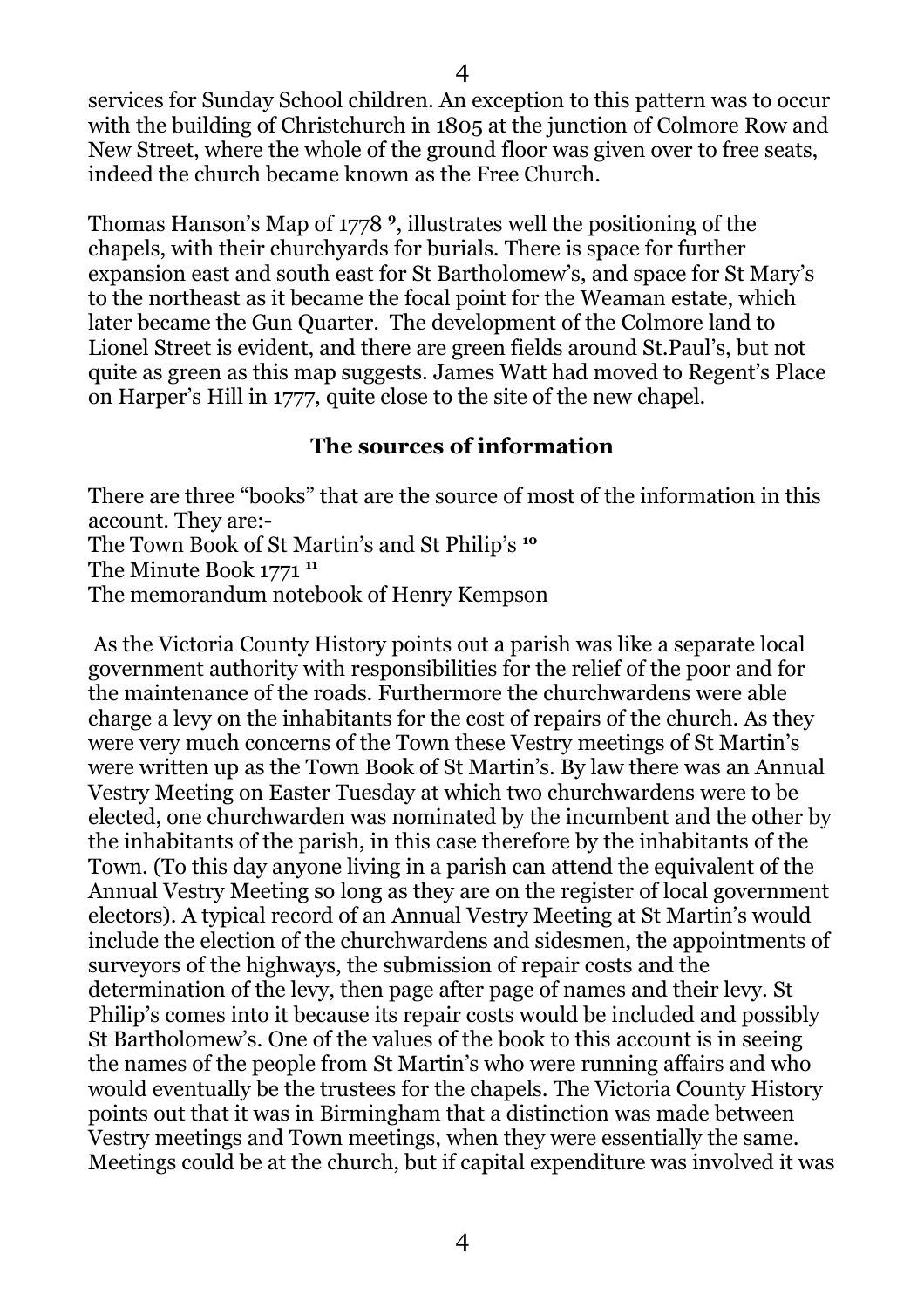services for Sunday School children. An exception to this pattern was to occur with the building of Christchurch in 1805 at the junction of Colmore Row and New Street, where the whole of the ground floor was given over to free seats, indeed the church became known as the Free Church.

Thomas Hanson's Map of 1778 [9], illustrates well the positioning of the chapels, with their churchyards for burials. There is space for further expansion east and south east for St Bartholomew's, and space for St Mary's to the northeast as it became the focal point for the Weaman estate, which later became the Gun Quarter. The development of the Colmore land to Lionel Street is evident, and there are green fields around St.Paul's, but not quite as green as this map suggests. James Watt had moved to Regent's Place on Harper's Hill in 1777, quite close to the site of the new chapel.

## The sources of information

There are three "books" that are the source of most of the information in this account. They are:-
The Town Book of St Martin's and St Philip's [10]
The Minute Book 1771 [11]
The memorandum notebook of Henry Kempson

As the Victoria County History points out a parish was like a separate local government authority with responsibilities for the relief of the poor and for the maintenance of the roads. Furthermore the churchwardens were able charge a levy on the inhabitants for the cost of repairs of the church. As they were very much concerns of the Town these Vestry meetings of St Martin's were written up as the Town Book of St Martin's. By law there was an Annual Vestry Meeting on Easter Tuesday at which two churchwardens were to be elected, one churchwarden was nominated by the incumbent and the other by the inhabitants of the parish, in this case therefore by the inhabitants of the Town. (To this day anyone living in a parish can attend the equivalent of the Annual Vestry Meeting so long as they are on the register of local government electors). A typical record of an Annual Vestry Meeting at St Martin's would include the election of the churchwardens and sidesmen, the appointments of surveyors of the highways, the submission of repair costs and the determination of the levy, then page after page of names and their levy. St Philip's comes into it because its repair costs would be included and possibly St Bartholomew's. One of the values of the book to this account is in seeing the names of the people from St Martin's who were running affairs and who would eventually be the trustees for the chapels. The Victoria County History points out that it was in Birmingham that a distinction was made between Vestry meetings and Town meetings, when they were essentially the same. Meetings could be at the church, but if capital expenditure was involved it was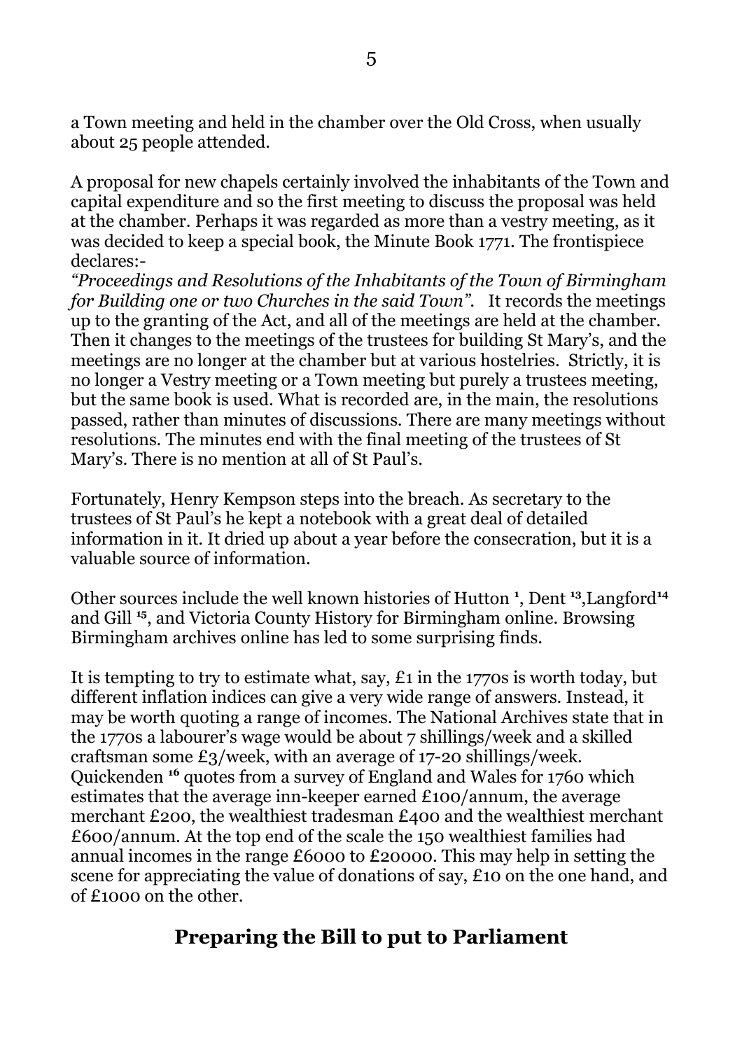a Town meeting and held in the chamber over the Old Cross, when usually about 25 people attended.

A proposal for new chapels certainly involved the inhabitants of the Town and capital expenditure and so the first meeting to discuss the proposal was held at the chamber. Perhaps it was regarded as more than a vestry meeting, as it was decided to keep a special book, the Minute Book 1771. The frontispiece declares:-
*"Proceedings and Resolutions of the Inhabitants of the Town of Birmingham for Building one or two Churches in the said Town".* It records the meetings up to the granting of the Act, and all of the meetings are held at the chamber. Then it changes to the meetings of the trustees for building St Mary's, and the meetings are no longer at the chamber but at various hostelries. Strictly, it is no longer a Vestry meeting or a Town meeting but purely a trustees meeting, but the same book is used. What is recorded are, in the main, the resolutions passed, rather than minutes of discussions. There are many meetings without resolutions. The minutes end with the final meeting of the trustees of St Mary's. There is no mention at all of St Paul's.

Fortunately, Henry Kempson steps into the breach. As secretary to the trustees of St Paul's he kept a notebook with a great deal of detailed information in it. It dried up about a year before the consecration, but it is a valuable source of information.

Other sources include the well known histories of Hutton [1], Dent [13], Langford[14] and Gill [15], and Victoria County History for Birmingham online. Browsing Birmingham archives online has led to some surprising finds.

It is tempting to try to estimate what, say, £1 in the 1770s is worth today, but different inflation indices can give a very wide range of answers. Instead, it may be worth quoting a range of incomes. The National Archives state that in the 1770s a labourer's wage would be about 7 shillings/week and a skilled craftsman some £3/week, with an average of 17-20 shillings/week. Quickenden [16] quotes from a survey of England and Wales for 1760 which estimates that the average inn-keeper earned £100/annum, the average merchant £200, the wealthiest tradesman £400 and the wealthiest merchant £600/annum. At the top end of the scale the 150 wealthiest families had annual incomes in the range £6000 to £20000. This may help in setting the scene for appreciating the value of donations of say, £10 on the one hand, and of £1000 on the other.

## Preparing the Bill to put to Parliament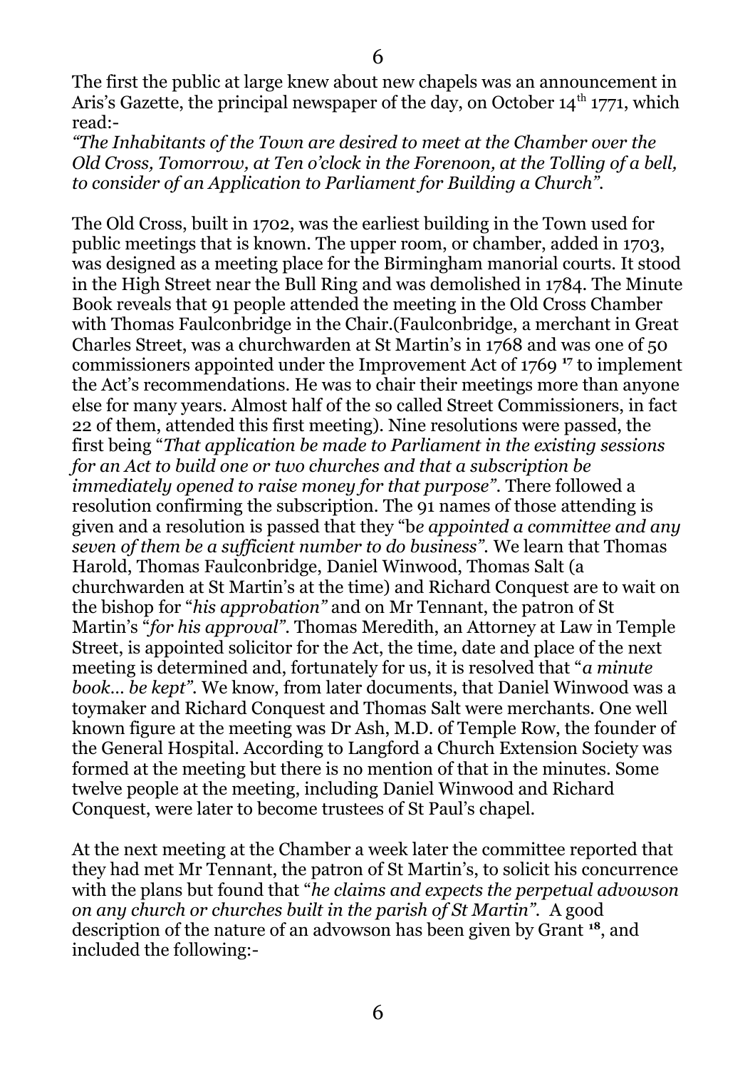The first the public at large knew about new chapels was an announcement in Aris's Gazette, the principal newspaper of the day, on October 14th 1771, which read:-

*"The Inhabitants of the Town are desired to meet at the Chamber over the Old Cross, Tomorrow, at Ten o'clock in the Forenoon, at the Tolling of a bell, to consider of an Application to Parliament for Building a Church".*

The Old Cross, built in 1702, was the earliest building in the Town used for public meetings that is known. The upper room, or chamber, added in 1703, was designed as a meeting place for the Birmingham manorial courts. It stood in the High Street near the Bull Ring and was demolished in 1784. The Minute Book reveals that 91 people attended the meeting in the Old Cross Chamber with Thomas Faulconbridge in the Chair.(Faulconbridge, a merchant in Great Charles Street, was a churchwarden at St Martin's in 1768 and was one of 50 commissioners appointed under the Improvement Act of 1769 [17] to implement the Act's recommendations. He was to chair their meetings more than anyone else for many years. Almost half of the so called Street Commissioners, in fact 22 of them, attended this first meeting). Nine resolutions were passed, the first being "*That application be made to Parliament in the existing sessions for an Act to build one or two churches and that a subscription be immediately opened to raise money for that purpose"*. There followed a resolution confirming the subscription. The 91 names of those attending is given and a resolution is passed that they "b*e appointed a committee and any seven of them be a sufficient number to do business"*. We learn that Thomas Harold, Thomas Faulconbridge, Daniel Winwood, Thomas Salt (a churchwarden at St Martin's at the time) and Richard Conquest are to wait on the bishop for "*his approbation"* and on Mr Tennant, the patron of St Martin's "*for his approval"*. Thomas Meredith, an Attorney at Law in Temple Street, is appointed solicitor for the Act, the time, date and place of the next meeting is determined and, fortunately for us, it is resolved that "*a minute book… be kept"*. We know, from later documents, that Daniel Winwood was a toymaker and Richard Conquest and Thomas Salt were merchants. One well known figure at the meeting was Dr Ash, M.D. of Temple Row, the founder of the General Hospital. According to Langford a Church Extension Society was formed at the meeting but there is no mention of that in the minutes. Some twelve people at the meeting, including Daniel Winwood and Richard Conquest, were later to become trustees of St Paul's chapel.

At the next meeting at the Chamber a week later the committee reported that they had met Mr Tennant, the patron of St Martin's, to solicit his concurrence with the plans but found that "*he claims and expects the perpetual advowson on any church or churches built in the parish of St Martin"*. A good description of the nature of an advowson has been given by Grant [18], and included the following:-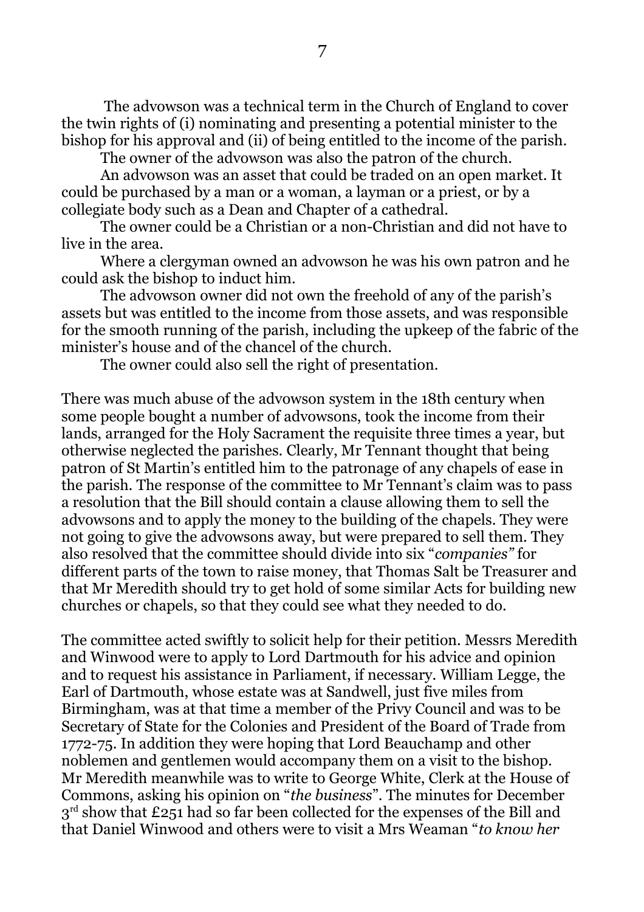The advowson was a technical term in the Church of England to cover the twin rights of (i) nominating and presenting a potential minister to the bishop for his approval and (ii) of being entitled to the income of the parish.

The owner of the advowson was also the patron of the church.

An advowson was an asset that could be traded on an open market. It could be purchased by a man or a woman, a layman or a priest, or by a collegiate body such as a Dean and Chapter of a cathedral.

The owner could be a Christian or a non-Christian and did not have to live in the area.

Where a clergyman owned an advowson he was his own patron and he could ask the bishop to induct him.

The advowson owner did not own the freehold of any of the parish's assets but was entitled to the income from those assets, and was responsible for the smooth running of the parish, including the upkeep of the fabric of the minister's house and of the chancel of the church.

The owner could also sell the right of presentation.

There was much abuse of the advowson system in the 18th century when some people bought a number of advowsons, took the income from their lands, arranged for the Holy Sacrament the requisite three times a year, but otherwise neglected the parishes. Clearly, Mr Tennant thought that being patron of St Martin's entitled him to the patronage of any chapels of ease in the parish. The response of the committee to Mr Tennant's claim was to pass a resolution that the Bill should contain a clause allowing them to sell the advowsons and to apply the money to the building of the chapels. They were not going to give the advowsons away, but were prepared to sell them. They also resolved that the committee should divide into six "*companies*" for different parts of the town to raise money, that Thomas Salt be Treasurer and that Mr Meredith should try to get hold of some similar Acts for building new churches or chapels, so that they could see what they needed to do.

The committee acted swiftly to solicit help for their petition. Messrs Meredith and Winwood were to apply to Lord Dartmouth for his advice and opinion and to request his assistance in Parliament, if necessary. William Legge, the Earl of Dartmouth, whose estate was at Sandwell, just five miles from Birmingham, was at that time a member of the Privy Council and was to be Secretary of State for the Colonies and President of the Board of Trade from 1772-75. In addition they were hoping that Lord Beauchamp and other noblemen and gentlemen would accompany them on a visit to the bishop. Mr Meredith meanwhile was to write to George White, Clerk at the House of Commons, asking his opinion on "*the business*". The minutes for December 3rd show that £251 had so far been collected for the expenses of the Bill and that Daniel Winwood and others were to visit a Mrs Weaman "*to know her*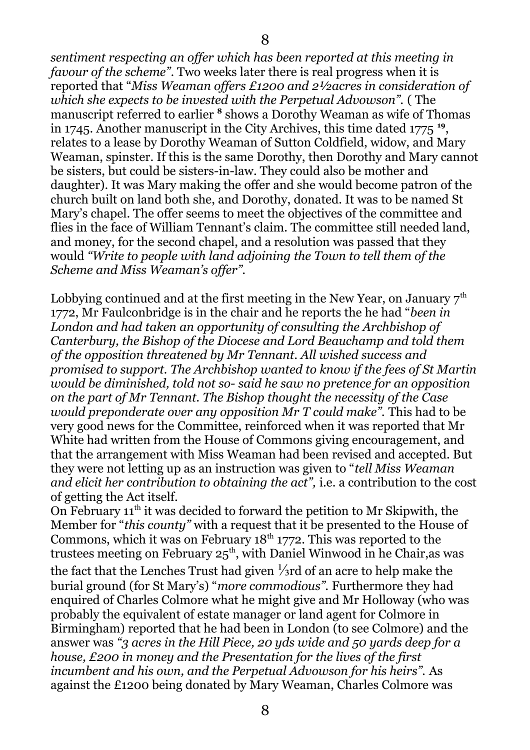*sentiment respecting an offer which has been reported at this meeting in favour of the scheme"*. Two weeks later there is real progress when it is reported that "*Miss Weaman offers £1200 and 2½acres in consideration of which she expects to be invested with the Perpetual Advowson"*. ( The manuscript referred to earlier [8] shows a Dorothy Weaman as wife of Thomas in 1745. Another manuscript in the City Archives, this time dated 1775 [19], relates to a lease by Dorothy Weaman of Sutton Coldfield, widow, and Mary Weaman, spinster. If this is the same Dorothy, then Dorothy and Mary cannot be sisters, but could be sisters-in-law. They could also be mother and daughter). It was Mary making the offer and she would become patron of the church built on land both she, and Dorothy, donated. It was to be named St Mary's chapel. The offer seems to meet the objectives of the committee and flies in the face of William Tennant's claim. The committee still needed land, and money, for the second chapel, and a resolution was passed that they would *"Write to people with land adjoining the Town to tell them of the Scheme and Miss Weaman's offer"*.

Lobbying continued and at the first meeting in the New Year, on January 7th 1772, Mr Faulconbridge is in the chair and he reports the he had "*been in London and had taken an opportunity of consulting the Archbishop of Canterbury, the Bishop of the Diocese and Lord Beauchamp and told them of the opposition threatened by Mr Tennant. All wished success and promised to support. The Archbishop wanted to know if the fees of St Martin would be diminished, told not so- said he saw no pretence for an opposition on the part of Mr Tennant. The Bishop thought the necessity of the Case would preponderate over any opposition Mr T could make"*. This had to be very good news for the Committee, reinforced when it was reported that Mr White had written from the House of Commons giving encouragement, and that the arrangement with Miss Weaman had been revised and accepted. But they were not letting up as an instruction was given to "*tell Miss Weaman and elicit her contribution to obtaining the act",* i.e. a contribution to the cost of getting the Act itself.

On February 11th it was decided to forward the petition to Mr Skipwith, the Member for "*this county"* with a request that it be presented to the House of Commons, which it was on February 18th 1772. This was reported to the trustees meeting on February 25th, with Daniel Winwood in he Chair,as was the fact that the Lenches Trust had given ⅓rd of an acre to help make the burial ground (for St Mary's) "*more commodious"*. Furthermore they had enquired of Charles Colmore what he might give and Mr Holloway (who was probably the equivalent of estate manager or land agent for Colmore in Birmingham) reported that he had been in London (to see Colmore) and the answer was *"3 acres in the Hill Piece, 20 yds wide and 50 yards deep for a house, £200 in money and the Presentation for the lives of the first incumbent and his own, and the Perpetual Advowson for his heirs"*. As against the £1200 being donated by Mary Weaman, Charles Colmore was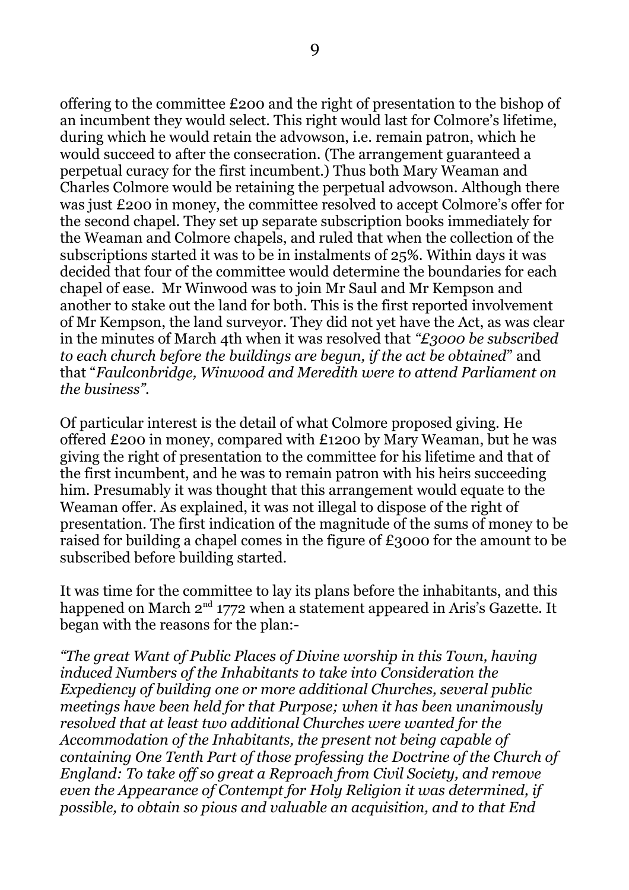offering to the committee £200 and the right of presentation to the bishop of an incumbent they would select. This right would last for Colmore's lifetime, during which he would retain the advowson, i.e. remain patron, which he would succeed to after the consecration. (The arrangement guaranteed a perpetual curacy for the first incumbent.) Thus both Mary Weaman and Charles Colmore would be retaining the perpetual advowson. Although there was just £200 in money, the committee resolved to accept Colmore's offer for the second chapel. They set up separate subscription books immediately for the Weaman and Colmore chapels, and ruled that when the collection of the subscriptions started it was to be in instalments of 25%. Within days it was decided that four of the committee would determine the boundaries for each chapel of ease. Mr Winwood was to join Mr Saul and Mr Kempson and another to stake out the land for both. This is the first reported involvement of Mr Kempson, the land surveyor. They did not yet have the Act, as was clear in the minutes of March 4th when it was resolved that *"£3000 be subscribed to each church before the buildings are begun, if the act be obtained"* and that "*Faulconbridge, Winwood and Meredith were to attend Parliament on the business"*.

Of particular interest is the detail of what Colmore proposed giving. He offered £200 in money, compared with £1200 by Mary Weaman, but he was giving the right of presentation to the committee for his lifetime and that of the first incumbent, and he was to remain patron with his heirs succeeding him. Presumably it was thought that this arrangement would equate to the Weaman offer. As explained, it was not illegal to dispose of the right of presentation. The first indication of the magnitude of the sums of money to be raised for building a chapel comes in the figure of £3000 for the amount to be subscribed before building started.

It was time for the committee to lay its plans before the inhabitants, and this happened on March 2nd 1772 when a statement appeared in Aris's Gazette. It began with the reasons for the plan:-

*"The great Want of Public Places of Divine worship in this Town, having induced Numbers of the Inhabitants to take into Consideration the Expediency of building one or more additional Churches, several public meetings have been held for that Purpose; when it has been unanimously resolved that at least two additional Churches were wanted for the Accommodation of the Inhabitants, the present not being capable of containing One Tenth Part of those professing the Doctrine of the Church of England: To take off so great a Reproach from Civil Society, and remove even the Appearance of Contempt for Holy Religion it was determined, if possible, to obtain so pious and valuable an acquisition, and to that End*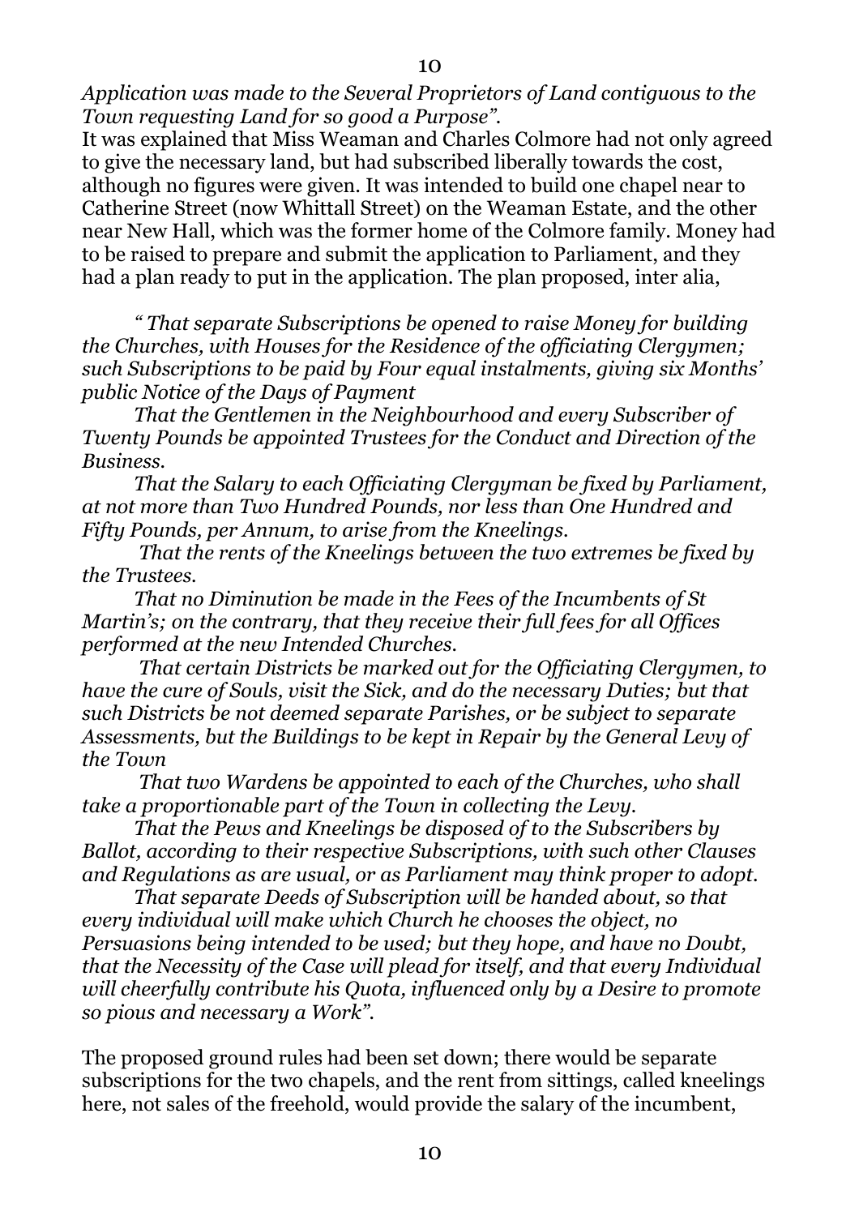*Application was made to the Several Proprietors of Land contiguous to the Town requesting Land for so good a Purpose".*

It was explained that Miss Weaman and Charles Colmore had not only agreed to give the necessary land, but had subscribed liberally towards the cost, although no figures were given. It was intended to build one chapel near to Catherine Street (now Whittall Street) on the Weaman Estate, and the other near New Hall, which was the former home of the Colmore family. Money had to be raised to prepare and submit the application to Parliament, and they had a plan ready to put in the application. The plan proposed, inter alia,

> *" That separate Subscriptions be opened to raise Money for building the Churches, with Houses for the Residence of the officiating Clergymen; such Subscriptions to be paid by Four equal instalments, giving six Months' public Notice of the Days of Payment*
>
> *That the Gentlemen in the Neighbourhood and every Subscriber of Twenty Pounds be appointed Trustees for the Conduct and Direction of the Business.*
>
> *That the Salary to each Officiating Clergyman be fixed by Parliament, at not more than Two Hundred Pounds, nor less than One Hundred and Fifty Pounds, per Annum, to arise from the Kneelings.*
>
> *That the rents of the Kneelings between the two extremes be fixed by the Trustees.*
>
> *That no Diminution be made in the Fees of the Incumbents of St Martin's; on the contrary, that they receive their full fees for all Offices performed at the new Intended Churches.*
>
> *That certain Districts be marked out for the Officiating Clergymen, to have the cure of Souls, visit the Sick, and do the necessary Duties; but that such Districts be not deemed separate Parishes, or be subject to separate Assessments, but the Buildings to be kept in Repair by the General Levy of the Town*
>
> *That two Wardens be appointed to each of the Churches, who shall take a proportionable part of the Town in collecting the Levy.*
>
> *That the Pews and Kneelings be disposed of to the Subscribers by Ballot, according to their respective Subscriptions, with such other Clauses and Regulations as are usual, or as Parliament may think proper to adopt.*
>
> *That separate Deeds of Subscription will be handed about, so that every individual will make which Church he chooses the object, no Persuasions being intended to be used; but they hope, and have no Doubt, that the Necessity of the Case will plead for itself, and that every Individual will cheerfully contribute his Quota, influenced only by a Desire to promote so pious and necessary a Work".*

The proposed ground rules had been set down; there would be separate subscriptions for the two chapels, and the rent from sittings, called kneelings here, not sales of the freehold, would provide the salary of the incumbent,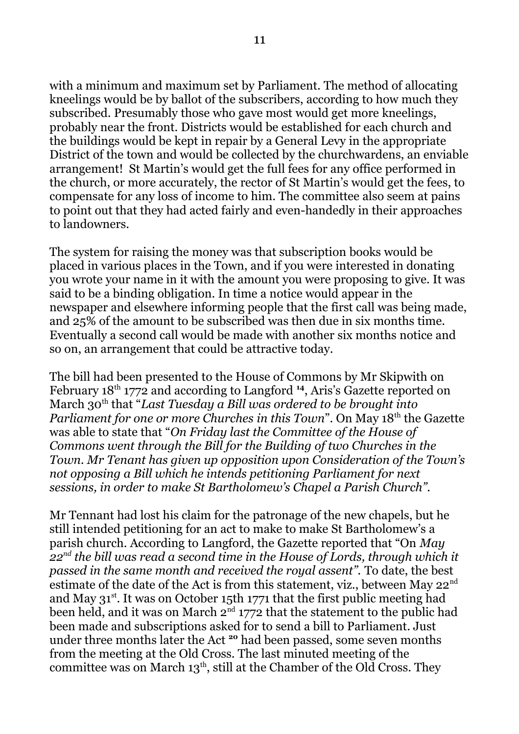with a minimum and maximum set by Parliament. The method of allocating kneelings would be by ballot of the subscribers, according to how much they subscribed. Presumably those who gave most would get more kneelings, probably near the front. Districts would be established for each church and the buildings would be kept in repair by a General Levy in the appropriate District of the town and would be collected by the churchwardens, an enviable arrangement! St Martin's would get the full fees for any office performed in the church, or more accurately, the rector of St Martin's would get the fees, to compensate for any loss of income to him. The committee also seem at pains to point out that they had acted fairly and even-handedly in their approaches to landowners.

The system for raising the money was that subscription books would be placed in various places in the Town, and if you were interested in donating you wrote your name in it with the amount you were proposing to give. It was said to be a binding obligation. In time a notice would appear in the newspaper and elsewhere informing people that the first call was being made, and 25% of the amount to be subscribed was then due in six months time. Eventually a second call would be made with another six months notice and so on, an arrangement that could be attractive today.

The bill had been presented to the House of Commons by Mr Skipwith on February 18th 1772 and according to Langford [14], Aris's Gazette reported on March 30th that "*Last Tuesday a Bill was ordered to be brought into Parliament for one or more Churches in this Town*". On May 18th the Gazette was able to state that "*On Friday last the Committee of the House of Commons went through the Bill for the Building of two Churches in the Town. Mr Tenant has given up opposition upon Consideration of the Town's not opposing a Bill which he intends petitioning Parliament for next sessions, in order to make St Bartholomew's Chapel a Parish Church".*

Mr Tennant had lost his claim for the patronage of the new chapels, but he still intended petitioning for an act to make to make St Bartholomew's a parish church. According to Langford, the Gazette reported that "On *May 22nd the bill was read a second time in the House of Lords, through which it passed in the same month and received the royal assent".* To date, the best estimate of the date of the Act is from this statement, viz., between May 22nd and May 31st. It was on October 15th 1771 that the first public meeting had been held, and it was on March 2nd 1772 that the statement to the public had been made and subscriptions asked for to send a bill to Parliament. Just under three months later the Act [20] had been passed, some seven months from the meeting at the Old Cross. The last minuted meeting of the committee was on March 13th, still at the Chamber of the Old Cross. They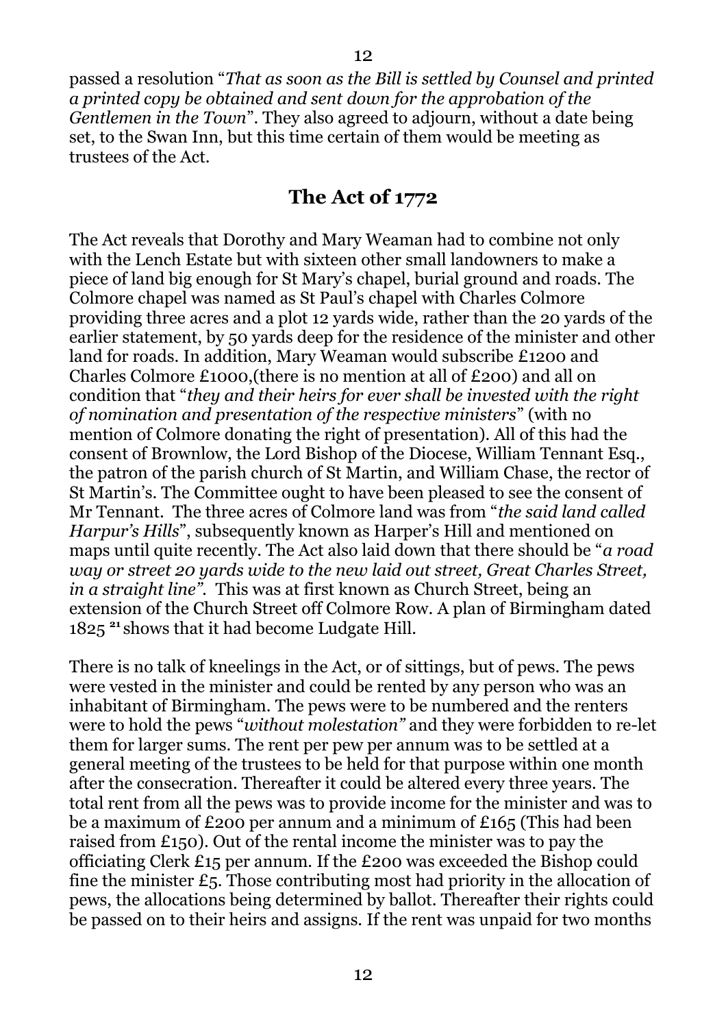passed a resolution "*That as soon as the Bill is settled by Counsel and printed a printed copy be obtained and sent down for the approbation of the Gentlemen in the Town*". They also agreed to adjourn, without a date being set, to the Swan Inn, but this time certain of them would be meeting as trustees of the Act.

## The Act of 1772

The Act reveals that Dorothy and Mary Weaman had to combine not only with the Lench Estate but with sixteen other small landowners to make a piece of land big enough for St Mary's chapel, burial ground and roads. The Colmore chapel was named as St Paul's chapel with Charles Colmore providing three acres and a plot 12 yards wide, rather than the 20 yards of the earlier statement, by 50 yards deep for the residence of the minister and other land for roads. In addition, Mary Weaman would subscribe £1200 and Charles Colmore £1000,(there is no mention at all of £200) and all on condition that "*they and their heirs for ever shall be invested with the right of nomination and presentation of the respective ministers*" (with no mention of Colmore donating the right of presentation). All of this had the consent of Brownlow, the Lord Bishop of the Diocese, William Tennant Esq., the patron of the parish church of St Martin, and William Chase, the rector of St Martin's. The Committee ought to have been pleased to see the consent of Mr Tennant. The three acres of Colmore land was from "*the said land called Harpur's Hills*", subsequently known as Harper's Hill and mentioned on maps until quite recently. The Act also laid down that there should be "*a road way or street 20 yards wide to the new laid out street, Great Charles Street, in a straight line".* This was at first known as Church Street, being an extension of the Church Street off Colmore Row. A plan of Birmingham dated 1825 [21] shows that it had become Ludgate Hill.

There is no talk of kneelings in the Act, or of sittings, but of pews. The pews were vested in the minister and could be rented by any person who was an inhabitant of Birmingham. The pews were to be numbered and the renters were to hold the pews "*without molestation"* and they were forbidden to re-let them for larger sums. The rent per pew per annum was to be settled at a general meeting of the trustees to be held for that purpose within one month after the consecration. Thereafter it could be altered every three years. The total rent from all the pews was to provide income for the minister and was to be a maximum of £200 per annum and a minimum of £165 (This had been raised from £150). Out of the rental income the minister was to pay the officiating Clerk £15 per annum. If the £200 was exceeded the Bishop could fine the minister £5. Those contributing most had priority in the allocation of pews, the allocations being determined by ballot. Thereafter their rights could be passed on to their heirs and assigns. If the rent was unpaid for two months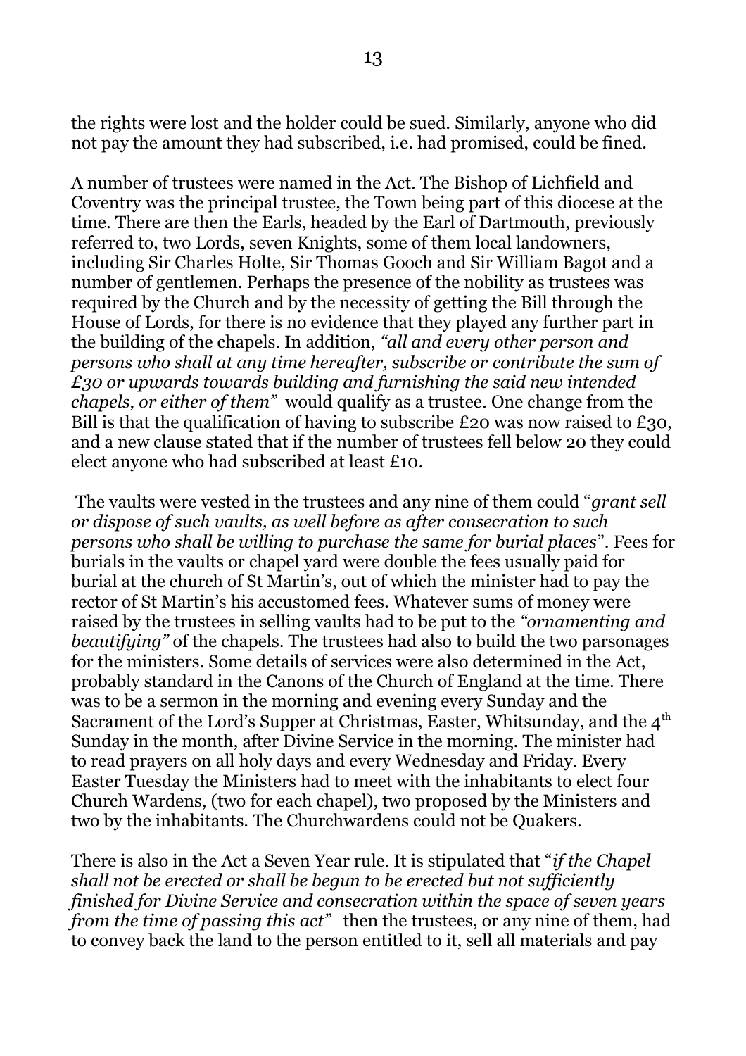the rights were lost and the holder could be sued. Similarly, anyone who did not pay the amount they had subscribed, i.e. had promised, could be fined.

A number of trustees were named in the Act. The Bishop of Lichfield and Coventry was the principal trustee, the Town being part of this diocese at the time. There are then the Earls, headed by the Earl of Dartmouth, previously referred to, two Lords, seven Knights, some of them local landowners, including Sir Charles Holte, Sir Thomas Gooch and Sir William Bagot and a number of gentlemen. Perhaps the presence of the nobility as trustees was required by the Church and by the necessity of getting the Bill through the House of Lords, for there is no evidence that they played any further part in the building of the chapels. In addition, *"all and every other person and persons who shall at any time hereafter, subscribe or contribute the sum of £30 or upwards towards building and furnishing the said new intended chapels, or either of them"* would qualify as a trustee. One change from the Bill is that the qualification of having to subscribe £20 was now raised to £30, and a new clause stated that if the number of trustees fell below 20 they could elect anyone who had subscribed at least £10.

The vaults were vested in the trustees and any nine of them could "*grant sell or dispose of such vaults, as well before as after consecration to such persons who shall be willing to purchase the same for burial places*". Fees for burials in the vaults or chapel yard were double the fees usually paid for burial at the church of St Martin's, out of which the minister had to pay the rector of St Martin's his accustomed fees. Whatever sums of money were raised by the trustees in selling vaults had to be put to the *"ornamenting and beautifying"* of the chapels. The trustees had also to build the two parsonages for the ministers. Some details of services were also determined in the Act, probably standard in the Canons of the Church of England at the time. There was to be a sermon in the morning and evening every Sunday and the Sacrament of the Lord's Supper at Christmas, Easter, Whitsunday, and the 4th Sunday in the month, after Divine Service in the morning. The minister had to read prayers on all holy days and every Wednesday and Friday. Every Easter Tuesday the Ministers had to meet with the inhabitants to elect four Church Wardens, (two for each chapel), two proposed by the Ministers and two by the inhabitants. The Churchwardens could not be Quakers.

There is also in the Act a Seven Year rule. It is stipulated that "*if the Chapel shall not be erected or shall be begun to be erected but not sufficiently finished for Divine Service and consecration within the space of seven years from the time of passing this act"* then the trustees, or any nine of them, had to convey back the land to the person entitled to it, sell all materials and pay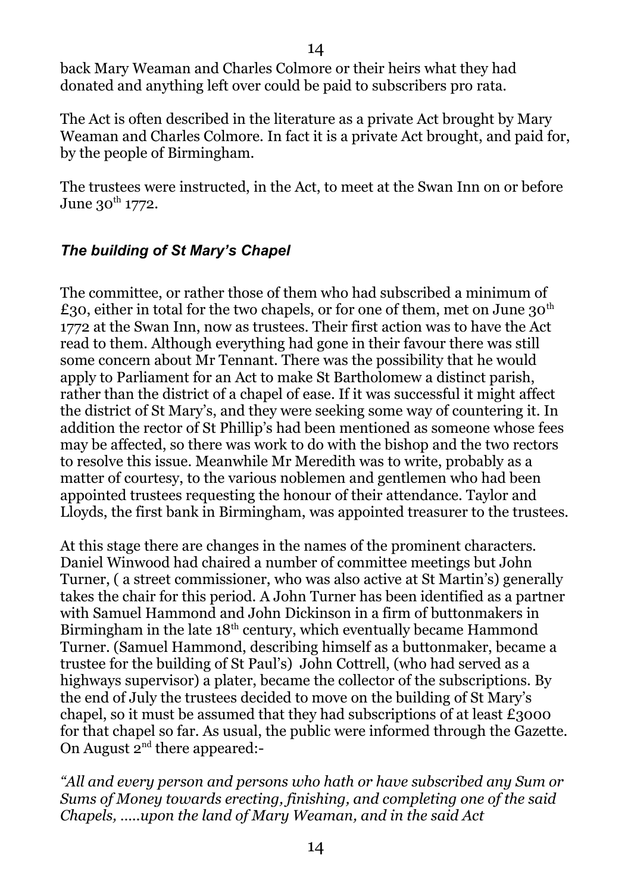back Mary Weaman and Charles Colmore or their heirs what they had donated and anything left over could be paid to subscribers pro rata.

The Act is often described in the literature as a private Act brought by Mary Weaman and Charles Colmore. In fact it is a private Act brought, and paid for, by the people of Birmingham.

The trustees were instructed, in the Act, to meet at the Swan Inn on or before June 30th 1772.

### *The building of St Mary's Chapel*

The committee, or rather those of them who had subscribed a minimum of £30, either in total for the two chapels, or for one of them, met on June 30th 1772 at the Swan Inn, now as trustees. Their first action was to have the Act read to them. Although everything had gone in their favour there was still some concern about Mr Tennant. There was the possibility that he would apply to Parliament for an Act to make St Bartholomew a distinct parish, rather than the district of a chapel of ease. If it was successful it might affect the district of St Mary's, and they were seeking some way of countering it. In addition the rector of St Phillip's had been mentioned as someone whose fees may be affected, so there was work to do with the bishop and the two rectors to resolve this issue. Meanwhile Mr Meredith was to write, probably as a matter of courtesy, to the various noblemen and gentlemen who had been appointed trustees requesting the honour of their attendance. Taylor and Lloyds, the first bank in Birmingham, was appointed treasurer to the trustees.

At this stage there are changes in the names of the prominent characters. Daniel Winwood had chaired a number of committee meetings but John Turner, ( a street commissioner, who was also active at St Martin's) generally takes the chair for this period. A John Turner has been identified as a partner with Samuel Hammond and John Dickinson in a firm of buttonmakers in Birmingham in the late 18th century, which eventually became Hammond Turner. (Samuel Hammond, describing himself as a buttonmaker, became a trustee for the building of St Paul's) John Cottrell, (who had served as a highways supervisor) a plater, became the collector of the subscriptions. By the end of July the trustees decided to move on the building of St Mary's chapel, so it must be assumed that they had subscriptions of at least £3000 for that chapel so far. As usual, the public were informed through the Gazette. On August 2nd there appeared:-

*"All and every person and persons who hath or have subscribed any Sum or Sums of Money towards erecting, finishing, and completing one of the said Chapels, .....upon the land of Mary Weaman, and in the said Act*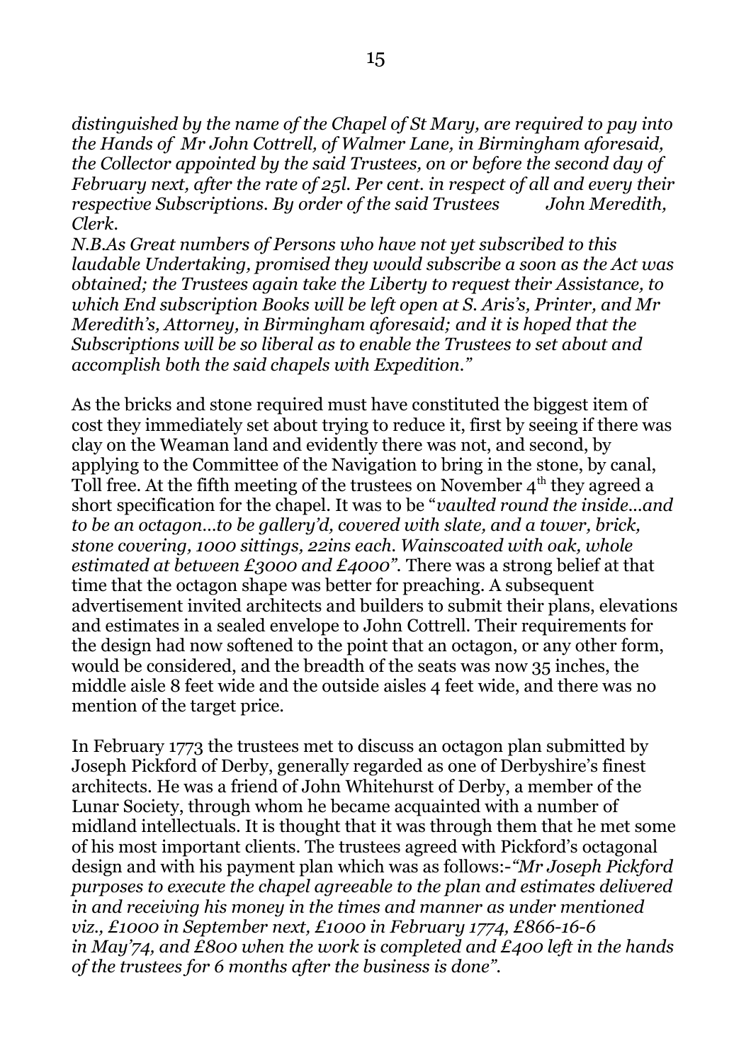*distinguished by the name of the Chapel of St Mary, are required to pay into the Hands of Mr John Cottrell, of Walmer Lane, in Birmingham aforesaid, the Collector appointed by the said Trustees, on or before the second day of February next, after the rate of 25l. Per cent. in respect of all and every their respective Subscriptions. By order of the said Trustees John Meredith, Clerk.*

*N.B.As Great numbers of Persons who have not yet subscribed to this laudable Undertaking, promised they would subscribe a soon as the Act was obtained; the Trustees again take the Liberty to request their Assistance, to which End subscription Books will be left open at S. Aris's, Printer, and Mr Meredith's, Attorney, in Birmingham aforesaid; and it is hoped that the Subscriptions will be so liberal as to enable the Trustees to set about and accomplish both the said chapels with Expedition."*

As the bricks and stone required must have constituted the biggest item of cost they immediately set about trying to reduce it, first by seeing if there was clay on the Weaman land and evidently there was not, and second, by applying to the Committee of the Navigation to bring in the stone, by canal, Toll free. At the fifth meeting of the trustees on November 4th they agreed a short specification for the chapel. It was to be "*vaulted round the inside...and to be an octagon...to be gallery'd, covered with slate, and a tower, brick, stone covering, 1000 sittings, 22ins each. Wainscoated with oak, whole estimated at between £3000 and £4000"*. There was a strong belief at that time that the octagon shape was better for preaching. A subsequent advertisement invited architects and builders to submit their plans, elevations and estimates in a sealed envelope to John Cottrell. Their requirements for the design had now softened to the point that an octagon, or any other form, would be considered, and the breadth of the seats was now 35 inches, the middle aisle 8 feet wide and the outside aisles 4 feet wide, and there was no mention of the target price.

In February 1773 the trustees met to discuss an octagon plan submitted by Joseph Pickford of Derby, generally regarded as one of Derbyshire's finest architects. He was a friend of John Whitehurst of Derby, a member of the Lunar Society, through whom he became acquainted with a number of midland intellectuals. It is thought that it was through them that he met some of his most important clients. The trustees agreed with Pickford's octagonal design and with his payment plan which was as follows:-*"Mr Joseph Pickford purposes to execute the chapel agreeable to the plan and estimates delivered in and receiving his money in the times and manner as under mentioned viz., £1000 in September next, £1000 in February 1774, £866-16-6 in May'74, and £800 when the work is completed and £400 left in the hands of the trustees for 6 months after the business is done"*.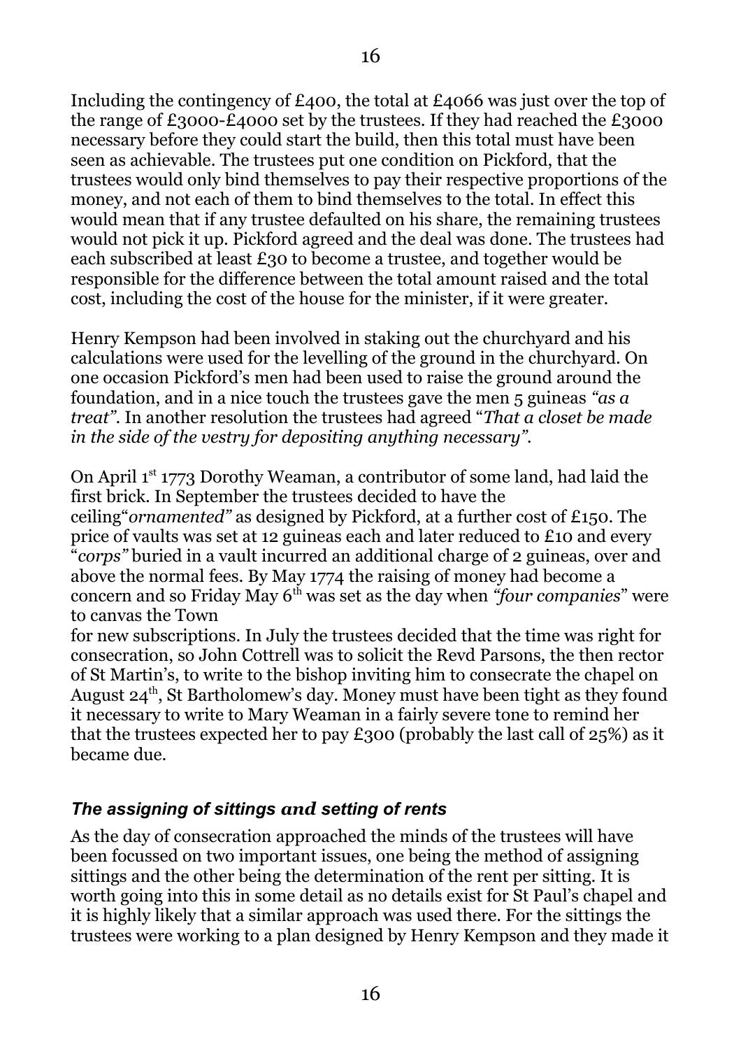Including the contingency of £400, the total at £4066 was just over the top of the range of £3000-£4000 set by the trustees. If they had reached the £3000 necessary before they could start the build, then this total must have been seen as achievable. The trustees put one condition on Pickford, that the trustees would only bind themselves to pay their respective proportions of the money, and not each of them to bind themselves to the total. In effect this would mean that if any trustee defaulted on his share, the remaining trustees would not pick it up. Pickford agreed and the deal was done. The trustees had each subscribed at least £30 to become a trustee, and together would be responsible for the difference between the total amount raised and the total cost, including the cost of the house for the minister, if it were greater.

Henry Kempson had been involved in staking out the churchyard and his calculations were used for the levelling of the ground in the churchyard. On one occasion Pickford's men had been used to raise the ground around the foundation, and in a nice touch the trustees gave the men 5 guineas *"as a treat"*. In another resolution the trustees had agreed "*That a closet be made in the side of the vestry for depositing anything necessary"*.

On April 1st 1773 Dorothy Weaman, a contributor of some land, had laid the first brick. In September the trustees decided to have the ceiling"*ornamented"* as designed by Pickford, at a further cost of £150. The price of vaults was set at 12 guineas each and later reduced to £10 and every "*corps"* buried in a vault incurred an additional charge of 2 guineas, over and above the normal fees. By May 1774 the raising of money had become a concern and so Friday May 6th was set as the day when *"four companies*" were to canvas the Town for new subscriptions. In July the trustees decided that the time was right for consecration, so John Cottrell was to solicit the Revd Parsons, the then rector of St Martin's, to write to the bishop inviting him to consecrate the chapel on August 24th, St Bartholomew's day. Money must have been tight as they found it necessary to write to Mary Weaman in a fairly severe tone to remind her that the trustees expected her to pay £300 (probably the last call of 25%) as it became due.

### *The assigning of sittings and setting of rents*

As the day of consecration approached the minds of the trustees will have been focussed on two important issues, one being the method of assigning sittings and the other being the determination of the rent per sitting. It is worth going into this in some detail as no details exist for St Paul's chapel and it is highly likely that a similar approach was used there. For the sittings the trustees were working to a plan designed by Henry Kempson and they made it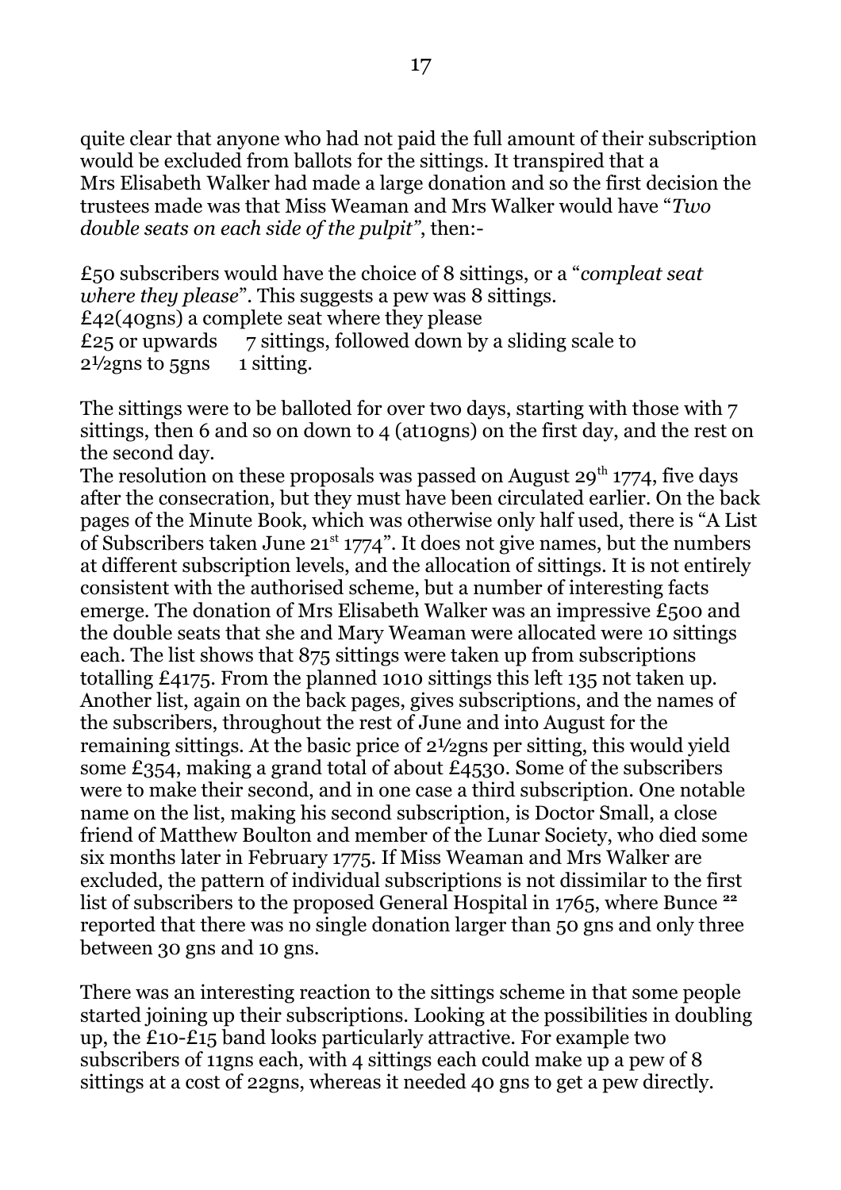quite clear that anyone who had not paid the full amount of their subscription would be excluded from ballots for the sittings. It transpired that a Mrs Elisabeth Walker had made a large donation and so the first decision the trustees made was that Miss Weaman and Mrs Walker would have "*Two double seats on each side of the pulpit"*, then:-

£50 subscribers would have the choice of 8 sittings, or a "*compleat seat where they please*". This suggests a pew was 8 sittings.
£42(40gns) a complete seat where they please
£25 or upwards  7 sittings, followed down by a sliding scale to
2½gns to 5gns  1 sitting.

The sittings were to be balloted for over two days, starting with those with 7 sittings, then 6 and so on down to 4 (at10gns) on the first day, and the rest on the second day.
The resolution on these proposals was passed on August 29th 1774, five days after the consecration, but they must have been circulated earlier. On the back pages of the Minute Book, which was otherwise only half used, there is "A List of Subscribers taken June 21st 1774". It does not give names, but the numbers at different subscription levels, and the allocation of sittings. It is not entirely consistent with the authorised scheme, but a number of interesting facts emerge. The donation of Mrs Elisabeth Walker was an impressive £500 and the double seats that she and Mary Weaman were allocated were 10 sittings each. The list shows that 875 sittings were taken up from subscriptions totalling £4175. From the planned 1010 sittings this left 135 not taken up. Another list, again on the back pages, gives subscriptions, and the names of the subscribers, throughout the rest of June and into August for the remaining sittings. At the basic price of 2½gns per sitting, this would yield some £354, making a grand total of about £4530. Some of the subscribers were to make their second, and in one case a third subscription. One notable name on the list, making his second subscription, is Doctor Small, a close friend of Matthew Boulton and member of the Lunar Society, who died some six months later in February 1775. If Miss Weaman and Mrs Walker are excluded, the pattern of individual subscriptions is not dissimilar to the first list of subscribers to the proposed General Hospital in 1765, where Bunce [22] reported that there was no single donation larger than 50 gns and only three between 30 gns and 10 gns.

There was an interesting reaction to the sittings scheme in that some people started joining up their subscriptions. Looking at the possibilities in doubling up, the £10-£15 band looks particularly attractive. For example two subscribers of 11gns each, with 4 sittings each could make up a pew of 8 sittings at a cost of 22gns, whereas it needed 40 gns to get a pew directly.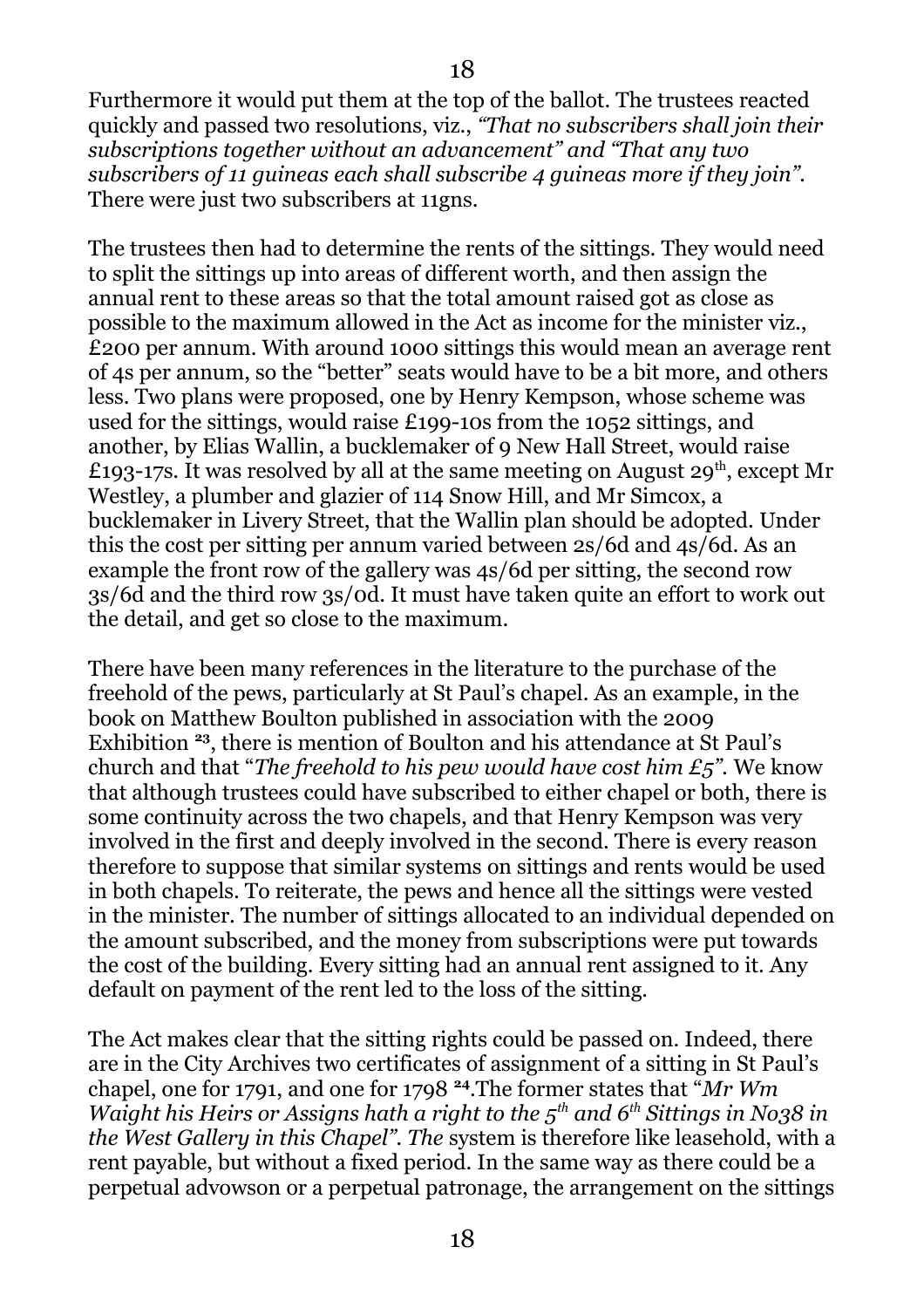Furthermore it would put them at the top of the ballot. The trustees reacted quickly and passed two resolutions, viz., *"That no subscribers shall join their subscriptions together without an advancement"* and *"That any two subscribers of 11 guineas each shall subscribe 4 guineas more if they join"*. There were just two subscribers at 11gns.

The trustees then had to determine the rents of the sittings. They would need to split the sittings up into areas of different worth, and then assign the annual rent to these areas so that the total amount raised got as close as possible to the maximum allowed in the Act as income for the minister viz., £200 per annum. With around 1000 sittings this would mean an average rent of 4s per annum, so the "better" seats would have to be a bit more, and others less. Two plans were proposed, one by Henry Kempson, whose scheme was used for the sittings, would raise £199-10s from the 1052 sittings, and another, by Elias Wallin, a bucklemaker of 9 New Hall Street, would raise £193-17s. It was resolved by all at the same meeting on August 29th, except Mr Westley, a plumber and glazier of 114 Snow Hill, and Mr Simcox, a bucklemaker in Livery Street, that the Wallin plan should be adopted. Under this the cost per sitting per annum varied between 2s/6d and 4s/6d. As an example the front row of the gallery was 4s/6d per sitting, the second row 3s/6d and the third row 3s/0d. It must have taken quite an effort to work out the detail, and get so close to the maximum.

There have been many references in the literature to the purchase of the freehold of the pews, particularly at St Paul's chapel. As an example, in the book on Matthew Boulton published in association with the 2009 Exhibition [23], there is mention of Boulton and his attendance at St Paul's church and that "*The freehold to his pew would have cost him £5"*. We know that although trustees could have subscribed to either chapel or both, there is some continuity across the two chapels, and that Henry Kempson was very involved in the first and deeply involved in the second. There is every reason therefore to suppose that similar systems on sittings and rents would be used in both chapels. To reiterate, the pews and hence all the sittings were vested in the minister. The number of sittings allocated to an individual depended on the amount subscribed, and the money from subscriptions were put towards the cost of the building. Every sitting had an annual rent assigned to it. Any default on payment of the rent led to the loss of the sitting.

The Act makes clear that the sitting rights could be passed on. Indeed, there are in the City Archives two certificates of assignment of a sitting in St Paul's chapel, one for 1791, and one for 1798 [24].The former states that "*Mr Wm Waight his Heirs or Assigns hath a right to the 5th and 6th Sittings in No38 in the West Gallery in this Chapel". The* system is therefore like leasehold, with a rent payable, but without a fixed period. In the same way as there could be a perpetual advowson or a perpetual patronage, the arrangement on the sittings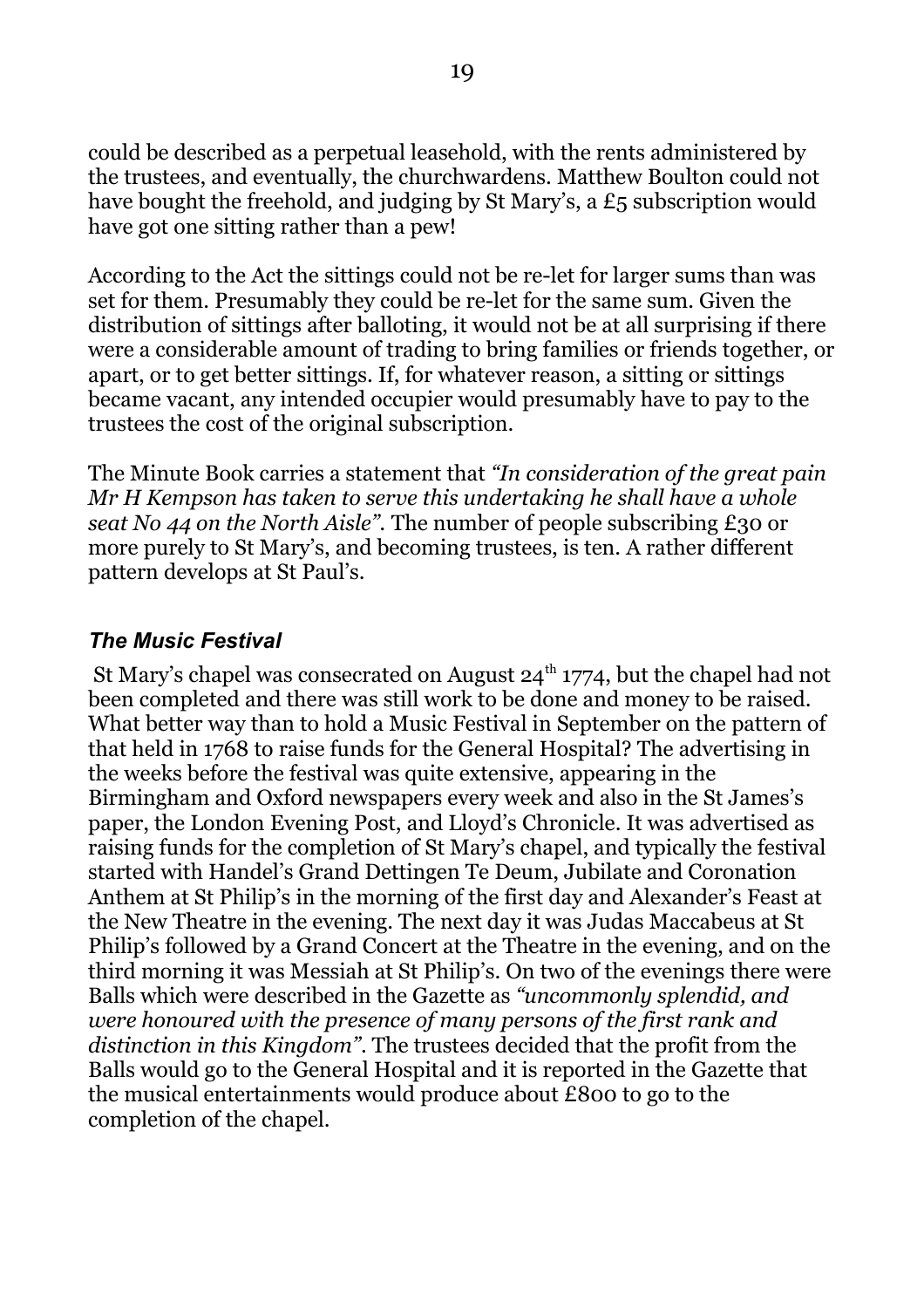could be described as a perpetual leasehold, with the rents administered by the trustees, and eventually, the churchwardens. Matthew Boulton could not have bought the freehold, and judging by St Mary's, a £5 subscription would have got one sitting rather than a pew!

According to the Act the sittings could not be re-let for larger sums than was set for them. Presumably they could be re-let for the same sum. Given the distribution of sittings after balloting, it would not be at all surprising if there were a considerable amount of trading to bring families or friends together, or apart, or to get better sittings. If, for whatever reason, a sitting or sittings became vacant, any intended occupier would presumably have to pay to the trustees the cost of the original subscription.

The Minute Book carries a statement that *"In consideration of the great pain Mr H Kempson has taken to serve this undertaking he shall have a whole seat No 44 on the North Aisle"*. The number of people subscribing £30 or more purely to St Mary's, and becoming trustees, is ten. A rather different pattern develops at St Paul's.

### *The Music Festival*

St Mary's chapel was consecrated on August 24th 1774, but the chapel had not been completed and there was still work to be done and money to be raised. What better way than to hold a Music Festival in September on the pattern of that held in 1768 to raise funds for the General Hospital? The advertising in the weeks before the festival was quite extensive, appearing in the Birmingham and Oxford newspapers every week and also in the St James's paper, the London Evening Post, and Lloyd's Chronicle. It was advertised as raising funds for the completion of St Mary's chapel, and typically the festival started with Handel's Grand Dettingen Te Deum, Jubilate and Coronation Anthem at St Philip's in the morning of the first day and Alexander's Feast at the New Theatre in the evening. The next day it was Judas Maccabeus at St Philip's followed by a Grand Concert at the Theatre in the evening, and on the third morning it was Messiah at St Philip's. On two of the evenings there were Balls which were described in the Gazette as *"uncommonly splendid, and were honoured with the presence of many persons of the first rank and distinction in this Kingdom"*. The trustees decided that the profit from the Balls would go to the General Hospital and it is reported in the Gazette that the musical entertainments would produce about £800 to go to the completion of the chapel.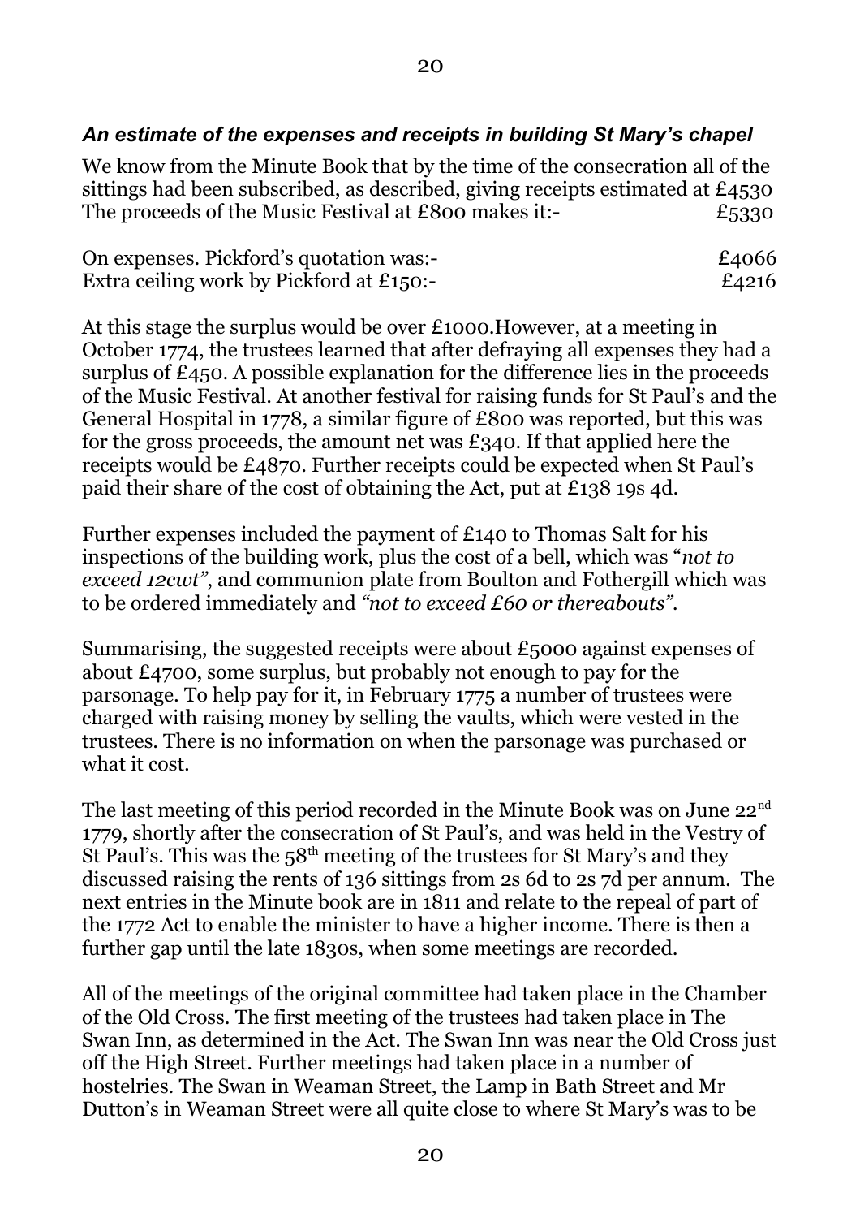### *An estimate of the expenses and receipts in building St Mary's chapel*

We know from the Minute Book that by the time of the consecration all of the sittings had been subscribed, as described, giving receipts estimated at £4530
The proceeds of the Music Festival at £800 makes it:- £5330

On expenses. Pickford's quotation was:- £4066
Extra ceiling work by Pickford at £150:- £4216

At this stage the surplus would be over £1000.However, at a meeting in October 1774, the trustees learned that after defraying all expenses they had a surplus of £450. A possible explanation for the difference lies in the proceeds of the Music Festival. At another festival for raising funds for St Paul's and the General Hospital in 1778, a similar figure of £800 was reported, but this was for the gross proceeds, the amount net was £340. If that applied here the receipts would be £4870. Further receipts could be expected when St Paul's paid their share of the cost of obtaining the Act, put at £138 19s 4d.

Further expenses included the payment of £140 to Thomas Salt for his inspections of the building work, plus the cost of a bell, which was "*not to exceed 12cwt"*, and communion plate from Boulton and Fothergill which was to be ordered immediately and *"not to exceed £60 or thereabouts"*.

Summarising, the suggested receipts were about £5000 against expenses of about £4700, some surplus, but probably not enough to pay for the parsonage. To help pay for it, in February 1775 a number of trustees were charged with raising money by selling the vaults, which were vested in the trustees. There is no information on when the parsonage was purchased or what it cost.

The last meeting of this period recorded in the Minute Book was on June 22nd 1779, shortly after the consecration of St Paul's, and was held in the Vestry of St Paul's. This was the 58th meeting of the trustees for St Mary's and they discussed raising the rents of 136 sittings from 2s 6d to 2s 7d per annum. The next entries in the Minute book are in 1811 and relate to the repeal of part of the 1772 Act to enable the minister to have a higher income. There is then a further gap until the late 1830s, when some meetings are recorded.

All of the meetings of the original committee had taken place in the Chamber of the Old Cross. The first meeting of the trustees had taken place in The Swan Inn, as determined in the Act. The Swan Inn was near the Old Cross just off the High Street. Further meetings had taken place in a number of hostelries. The Swan in Weaman Street, the Lamp in Bath Street and Mr Dutton's in Weaman Street were all quite close to where St Mary's was to be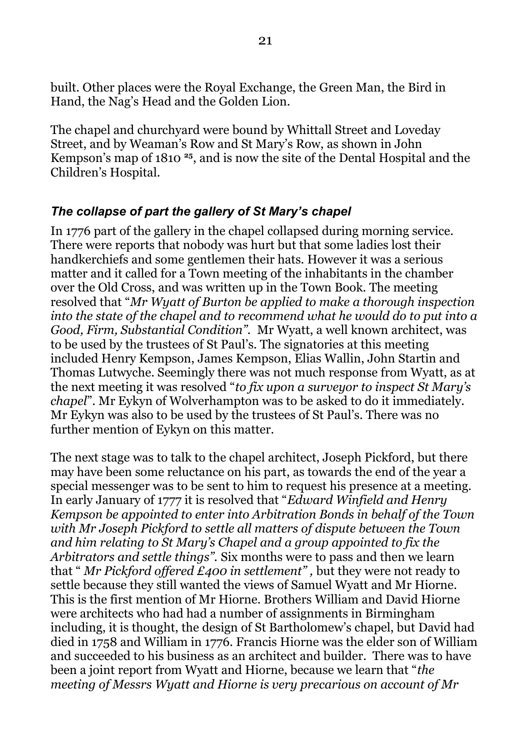built. Other places were the Royal Exchange, the Green Man, the Bird in Hand, the Nag's Head and the Golden Lion.

The chapel and churchyard were bound by Whittall Street and Loveday Street, and by Weaman's Row and St Mary's Row, as shown in John Kempson's map of 1810 [25], and is now the site of the Dental Hospital and the Children's Hospital.

### *The collapse of part the gallery of St Mary's chapel*

In 1776 part of the gallery in the chapel collapsed during morning service. There were reports that nobody was hurt but that some ladies lost their handkerchiefs and some gentlemen their hats. However it was a serious matter and it called for a Town meeting of the inhabitants in the chamber over the Old Cross, and was written up in the Town Book. The meeting resolved that "*Mr Wyatt of Burton be applied to make a thorough inspection into the state of the chapel and to recommend what he would do to put into a Good, Firm, Substantial Condition"*. Mr Wyatt, a well known architect, was to be used by the trustees of St Paul's. The signatories at this meeting included Henry Kempson, James Kempson, Elias Wallin, John Startin and Thomas Lutwyche. Seemingly there was not much response from Wyatt, as at the next meeting it was resolved "*to fix upon a surveyor to inspect St Mary's chapel*". Mr Eykyn of Wolverhampton was to be asked to do it immediately. Mr Eykyn was also to be used by the trustees of St Paul's. There was no further mention of Eykyn on this matter.

The next stage was to talk to the chapel architect, Joseph Pickford, but there may have been some reluctance on his part, as towards the end of the year a special messenger was to be sent to him to request his presence at a meeting. In early January of 1777 it is resolved that "*Edward Winfield and Henry Kempson be appointed to enter into Arbitration Bonds in behalf of the Town with Mr Joseph Pickford to settle all matters of dispute between the Town and him relating to St Mary's Chapel and a group appointed to fix the Arbitrators and settle things"*. Six months were to pass and then we learn that " *Mr Pickford offered £400 in settlement"* , but they were not ready to settle because they still wanted the views of Samuel Wyatt and Mr Hiorne. This is the first mention of Mr Hiorne. Brothers William and David Hiorne were architects who had had a number of assignments in Birmingham including, it is thought, the design of St Bartholomew's chapel, but David had died in 1758 and William in 1776. Francis Hiorne was the elder son of William and succeeded to his business as an architect and builder. There was to have been a joint report from Wyatt and Hiorne, because we learn that "*the meeting of Messrs Wyatt and Hiorne is very precarious on account of Mr*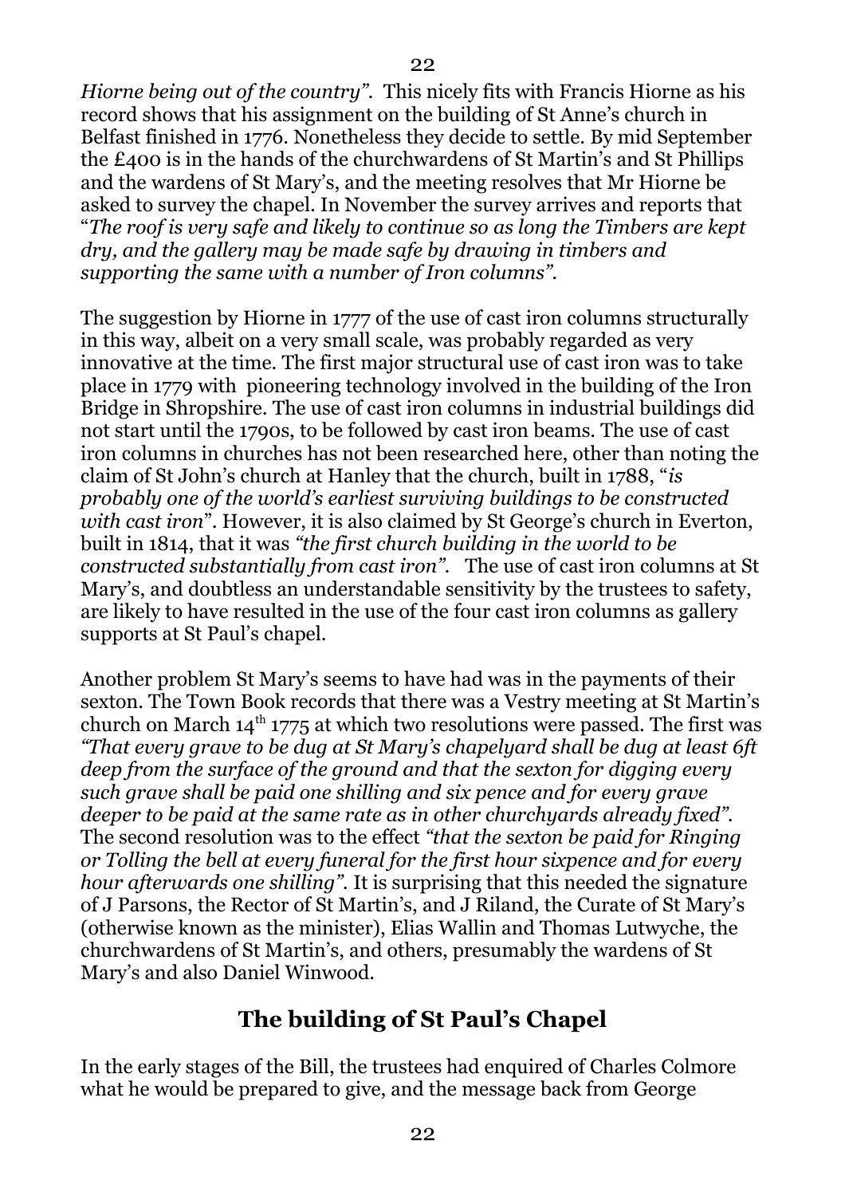*Hiorne being out of the country".* This nicely fits with Francis Hiorne as his record shows that his assignment on the building of St Anne's church in Belfast finished in 1776. Nonetheless they decide to settle. By mid September the £400 is in the hands of the churchwardens of St Martin's and St Phillips and the wardens of St Mary's, and the meeting resolves that Mr Hiorne be asked to survey the chapel. In November the survey arrives and reports that "*The roof is very safe and likely to continue so as long the Timbers are kept dry, and the gallery may be made safe by drawing in timbers and supporting the same with a number of Iron columns"*.

The suggestion by Hiorne in 1777 of the use of cast iron columns structurally in this way, albeit on a very small scale, was probably regarded as very innovative at the time. The first major structural use of cast iron was to take place in 1779 with pioneering technology involved in the building of the Iron Bridge in Shropshire. The use of cast iron columns in industrial buildings did not start until the 1790s, to be followed by cast iron beams. The use of cast iron columns in churches has not been researched here, other than noting the claim of St John's church at Hanley that the church, built in 1788, "*is probably one of the world's earliest surviving buildings to be constructed with cast iron*". However, it is also claimed by St George's church in Everton, built in 1814, that it was *"the first church building in the world to be constructed substantially from cast iron"*. The use of cast iron columns at St Mary's, and doubtless an understandable sensitivity by the trustees to safety, are likely to have resulted in the use of the four cast iron columns as gallery supports at St Paul's chapel.

Another problem St Mary's seems to have had was in the payments of their sexton. The Town Book records that there was a Vestry meeting at St Martin's church on March 14th 1775 at which two resolutions were passed. The first was *"That every grave to be dug at St Mary's chapelyard shall be dug at least 6ft deep from the surface of the ground and that the sexton for digging every such grave shall be paid one shilling and six pence and for every grave deeper to be paid at the same rate as in other churchyards already fixed"*. The second resolution was to the effect *"that the sexton be paid for Ringing or Tolling the bell at every funeral for the first hour sixpence and for every hour afterwards one shilling"*. It is surprising that this needed the signature of J Parsons, the Rector of St Martin's, and J Riland, the Curate of St Mary's (otherwise known as the minister), Elias Wallin and Thomas Lutwyche, the churchwardens of St Martin's, and others, presumably the wardens of St Mary's and also Daniel Winwood.

## The building of St Paul's Chapel

In the early stages of the Bill, the trustees had enquired of Charles Colmore what he would be prepared to give, and the message back from George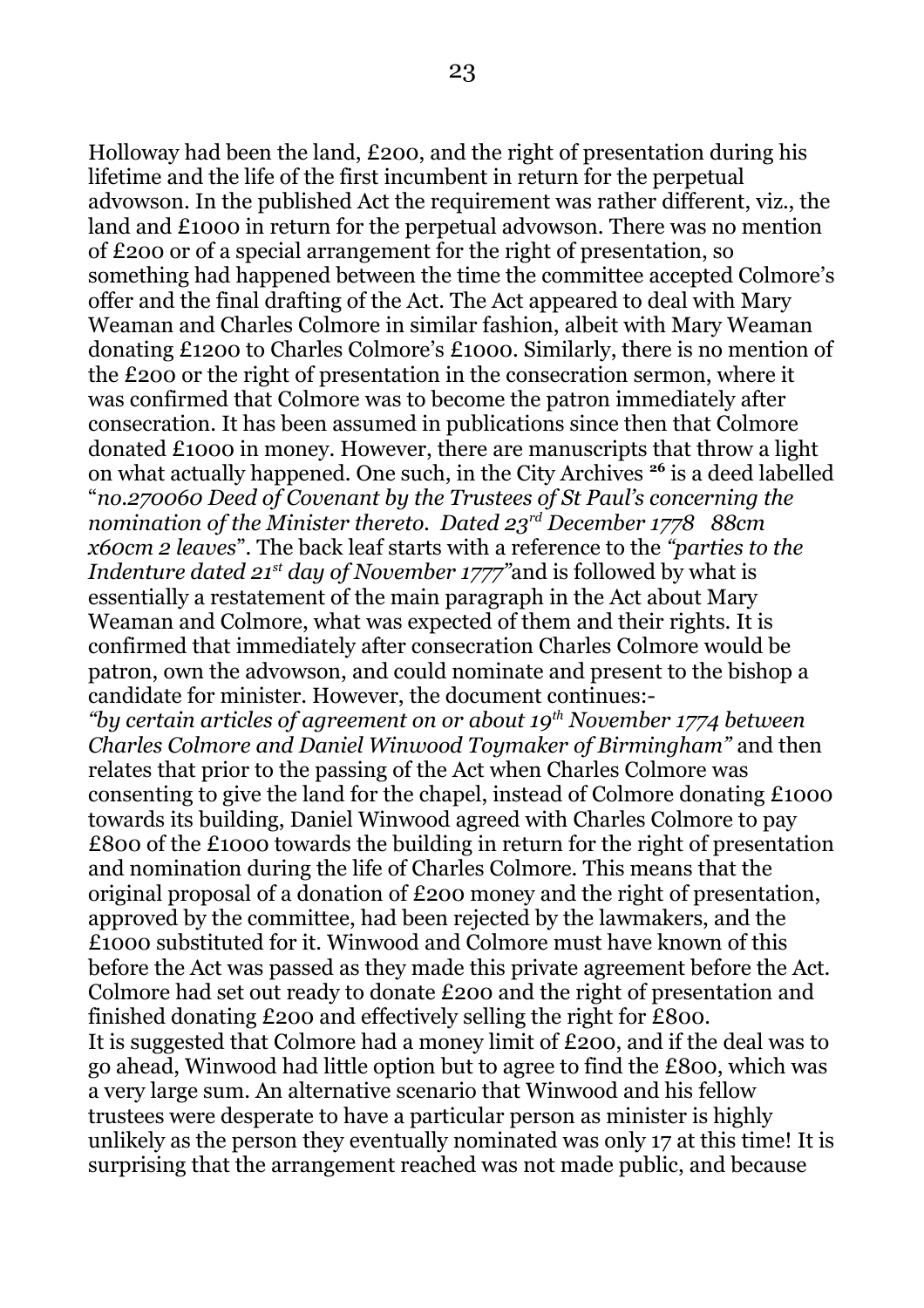Holloway had been the land, £200, and the right of presentation during his lifetime and the life of the first incumbent in return for the perpetual advowson. In the published Act the requirement was rather different, viz., the land and £1000 in return for the perpetual advowson. There was no mention of £200 or of a special arrangement for the right of presentation, so something had happened between the time the committee accepted Colmore's offer and the final drafting of the Act. The Act appeared to deal with Mary Weaman and Charles Colmore in similar fashion, albeit with Mary Weaman donating £1200 to Charles Colmore's £1000. Similarly, there is no mention of the £200 or the right of presentation in the consecration sermon, where it was confirmed that Colmore was to become the patron immediately after consecration. It has been assumed in publications since then that Colmore donated £1000 in money. However, there are manuscripts that throw a light on what actually happened. One such, in the City Archives [26] is a deed labelled "*no.270060 Deed of Covenant by the Trustees of St Paul's concerning the nomination of the Minister thereto. Dated 23rd December 1778 88cm x60cm 2 leaves*". The back leaf starts with a reference to the *"parties to the Indenture dated 21st day of November 1777"* and is followed by what is essentially a restatement of the main paragraph in the Act about Mary Weaman and Colmore, what was expected of them and their rights. It is confirmed that immediately after consecration Charles Colmore would be patron, own the advowson, and could nominate and present to the bishop a candidate for minister. However, the document continues:-

*"by certain articles of agreement on or about 19th November 1774 between Charles Colmore and Daniel Winwood Toymaker of Birmingham"* and then relates that prior to the passing of the Act when Charles Colmore was consenting to give the land for the chapel, instead of Colmore donating £1000 towards its building, Daniel Winwood agreed with Charles Colmore to pay £800 of the £1000 towards the building in return for the right of presentation and nomination during the life of Charles Colmore. This means that the original proposal of a donation of £200 money and the right of presentation, approved by the committee, had been rejected by the lawmakers, and the £1000 substituted for it. Winwood and Colmore must have known of this before the Act was passed as they made this private agreement before the Act. Colmore had set out ready to donate £200 and the right of presentation and finished donating £200 and effectively selling the right for £800.

It is suggested that Colmore had a money limit of £200, and if the deal was to go ahead, Winwood had little option but to agree to find the £800, which was a very large sum. An alternative scenario that Winwood and his fellow trustees were desperate to have a particular person as minister is highly unlikely as the person they eventually nominated was only 17 at this time! It is surprising that the arrangement reached was not made public, and because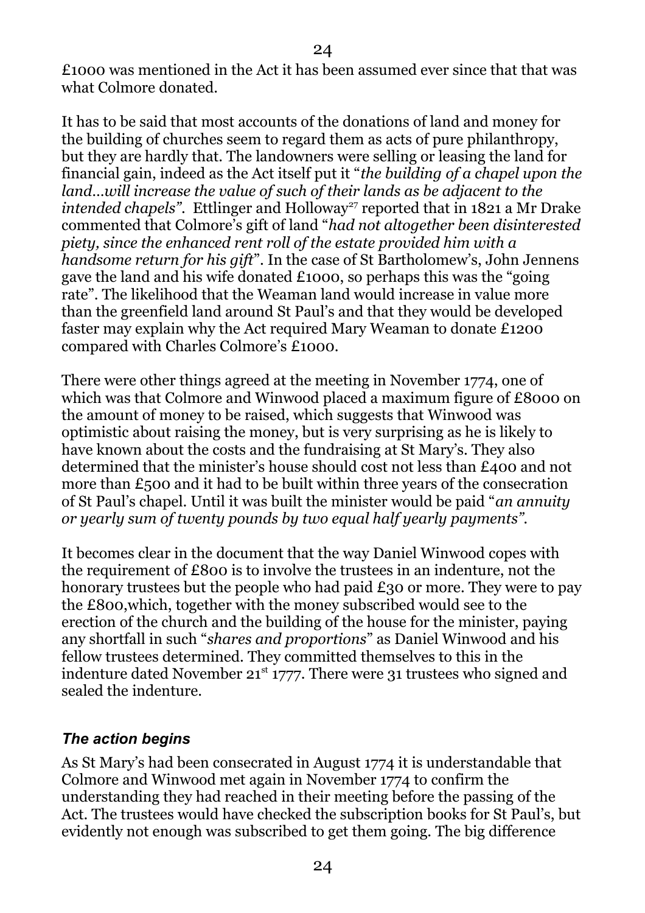£1000 was mentioned in the Act it has been assumed ever since that that was what Colmore donated.

It has to be said that most accounts of the donations of land and money for the building of churches seem to regard them as acts of pure philanthropy, but they are hardly that. The landowners were selling or leasing the land for financial gain, indeed as the Act itself put it "*the building of a chapel upon the land…will increase the value of such of their lands as be adjacent to the intended chapels"*. Ettlinger and Holloway[27] reported that in 1821 a Mr Drake commented that Colmore's gift of land "*had not altogether been disinterested piety, since the enhanced rent roll of the estate provided him with a handsome return for his gift*". In the case of St Bartholomew's, John Jennens gave the land and his wife donated £1000, so perhaps this was the "going rate". The likelihood that the Weaman land would increase in value more than the greenfield land around St Paul's and that they would be developed faster may explain why the Act required Mary Weaman to donate £1200 compared with Charles Colmore's £1000.

There were other things agreed at the meeting in November 1774, one of which was that Colmore and Winwood placed a maximum figure of £8000 on the amount of money to be raised, which suggests that Winwood was optimistic about raising the money, but is very surprising as he is likely to have known about the costs and the fundraising at St Mary's. They also determined that the minister's house should cost not less than £400 and not more than £500 and it had to be built within three years of the consecration of St Paul's chapel. Until it was built the minister would be paid "*an annuity or yearly sum of twenty pounds by two equal half yearly payments"*.

It becomes clear in the document that the way Daniel Winwood copes with the requirement of £800 is to involve the trustees in an indenture, not the honorary trustees but the people who had paid £30 or more. They were to pay the £800,which, together with the money subscribed would see to the erection of the church and the building of the house for the minister, paying any shortfall in such "*shares and proportions*" as Daniel Winwood and his fellow trustees determined. They committed themselves to this in the indenture dated November 21st 1777. There were 31 trustees who signed and sealed the indenture.

### *The action begins*

As St Mary's had been consecrated in August 1774 it is understandable that Colmore and Winwood met again in November 1774 to confirm the understanding they had reached in their meeting before the passing of the Act. The trustees would have checked the subscription books for St Paul's, but evidently not enough was subscribed to get them going. The big difference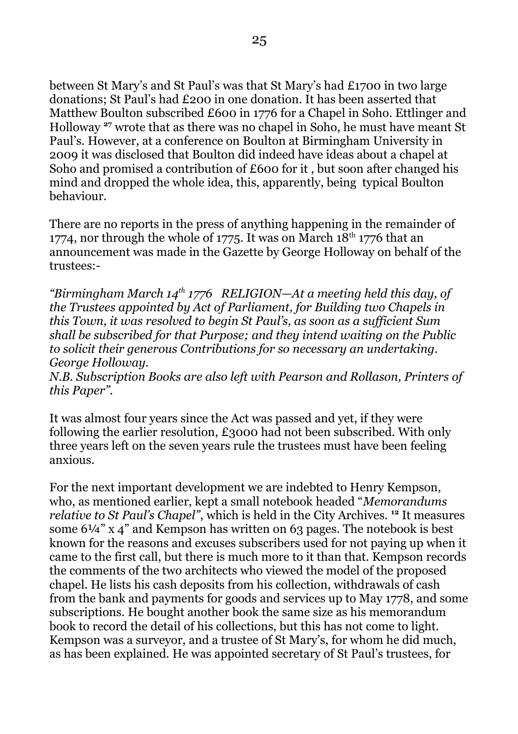between St Mary's and St Paul's was that St Mary's had £1700 in two large donations; St Paul's had £200 in one donation. It has been asserted that Matthew Boulton subscribed £600 in 1776 for a Chapel in Soho. Ettlinger and Holloway [27] wrote that as there was no chapel in Soho, he must have meant St Paul's. However, at a conference on Boulton at Birmingham University in 2009 it was disclosed that Boulton did indeed have ideas about a chapel at Soho and promised a contribution of £600 for it , but soon after changed his mind and dropped the whole idea, this, apparently, being typical Boulton behaviour.

There are no reports in the press of anything happening in the remainder of 1774, nor through the whole of 1775. It was on March 18th 1776 that an announcement was made in the Gazette by George Holloway on behalf of the trustees:-

*"Birmingham March 14th 1776 RELIGION—At a meeting held this day, of the Trustees appointed by Act of Parliament, for Building two Chapels in this Town, it was resolved to begin St Paul's, as soon as a sufficient Sum shall be subscribed for that Purpose; and they intend waiting on the Public to solicit their generous Contributions for so necessary an undertaking. George Holloway.*
*N.B. Subscription Books are also left with Pearson and Rollason, Printers of this Paper".*

It was almost four years since the Act was passed and yet, if they were following the earlier resolution, £3000 had not been subscribed. With only three years left on the seven years rule the trustees must have been feeling anxious.

For the next important development we are indebted to Henry Kempson, who, as mentioned earlier, kept a small notebook headed "*Memorandums relative to St Paul's Chapel"*, which is held in the City Archives. [12] It measures some 6¼" x 4" and Kempson has written on 63 pages. The notebook is best known for the reasons and excuses subscribers used for not paying up when it came to the first call, but there is much more to it than that. Kempson records the comments of the two architects who viewed the model of the proposed chapel. He lists his cash deposits from his collection, withdrawals of cash from the bank and payments for goods and services up to May 1778, and some subscriptions. He bought another book the same size as his memorandum book to record the detail of his collections, but this has not come to light. Kempson was a surveyor, and a trustee of St Mary's, for whom he did much, as has been explained. He was appointed secretary of St Paul's trustees, for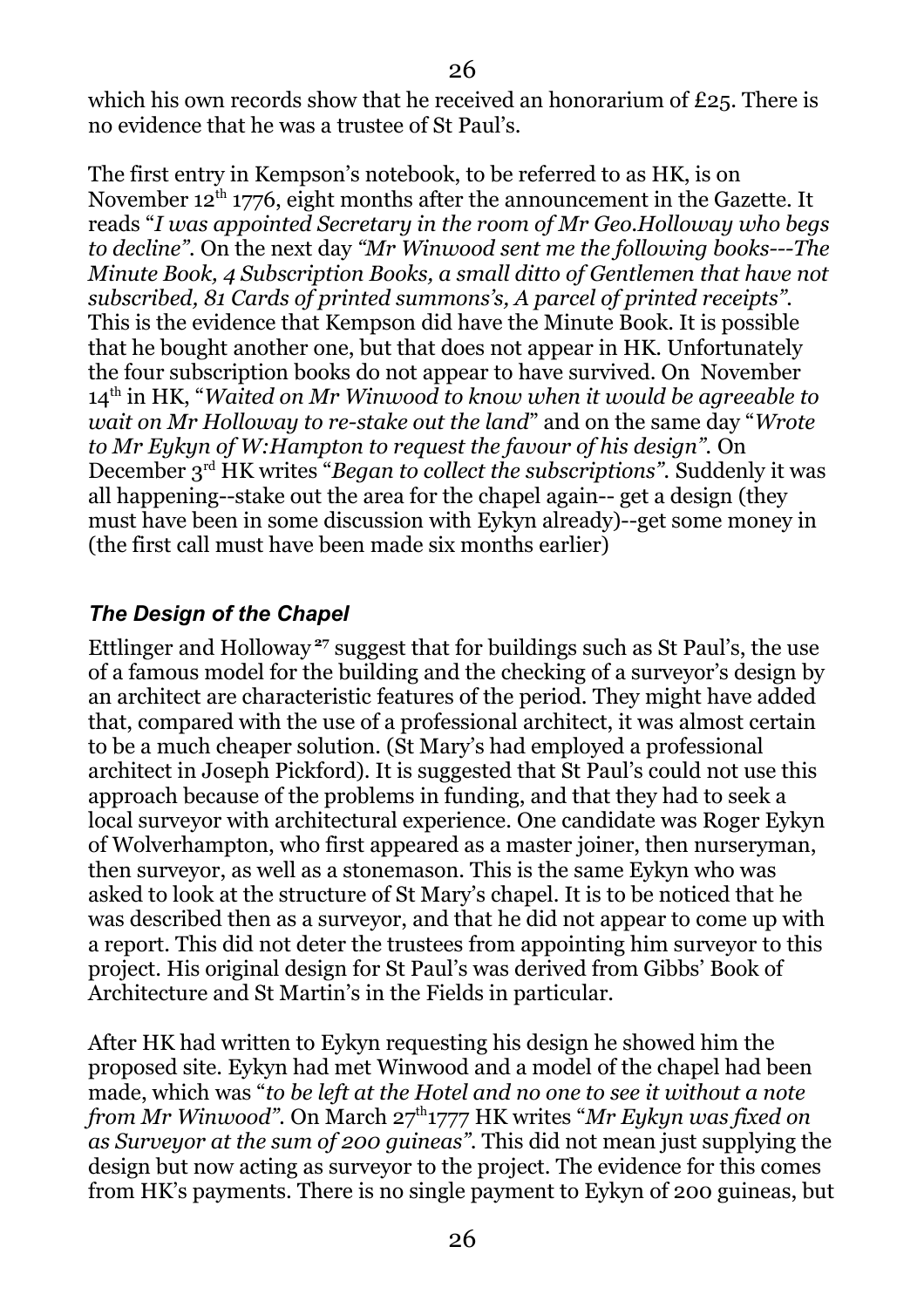which his own records show that he received an honorarium of £25. There is no evidence that he was a trustee of St Paul's.

The first entry in Kempson's notebook, to be referred to as HK, is on November 12th 1776, eight months after the announcement in the Gazette. It reads "*I was appointed Secretary in the room of Mr Geo.Holloway who begs to decline*". On the next day *"Mr Winwood sent me the following books---The Minute Book, 4 Subscription Books, a small ditto of Gentlemen that have not subscribed, 81 Cards of printed summons's, A parcel of printed receipts"*. This is the evidence that Kempson did have the Minute Book. It is possible that he bought another one, but that does not appear in HK. Unfortunately the four subscription books do not appear to have survived. On November 14th in HK, "*Waited on Mr Winwood to know when it would be agreeable to wait on Mr Holloway to re-stake out the land*" and on the same day "*Wrote to Mr Eykyn of W:Hampton to request the favour of his design"*. On December 3rd HK writes "*Began to collect the subscriptions"*. Suddenly it was all happening--stake out the area for the chapel again-- get a design (they must have been in some discussion with Eykyn already)--get some money in (the first call must have been made six months earlier)

### *The Design of the Chapel*

Ettlinger and Holloway [27] suggest that for buildings such as St Paul's, the use of a famous model for the building and the checking of a surveyor's design by an architect are characteristic features of the period. They might have added that, compared with the use of a professional architect, it was almost certain to be a much cheaper solution. (St Mary's had employed a professional architect in Joseph Pickford). It is suggested that St Paul's could not use this approach because of the problems in funding, and that they had to seek a local surveyor with architectural experience. One candidate was Roger Eykyn of Wolverhampton, who first appeared as a master joiner, then nurseryman, then surveyor, as well as a stonemason. This is the same Eykyn who was asked to look at the structure of St Mary's chapel. It is to be noticed that he was described then as a surveyor, and that he did not appear to come up with a report. This did not deter the trustees from appointing him surveyor to this project. His original design for St Paul's was derived from Gibbs' Book of Architecture and St Martin's in the Fields in particular.

After HK had written to Eykyn requesting his design he showed him the proposed site. Eykyn had met Winwood and a model of the chapel had been made, which was "*to be left at the Hotel and no one to see it without a note from Mr Winwood"*. On March 27th 1777 HK writes "*Mr Eykyn was fixed on as Surveyor at the sum of 200 guineas"*. This did not mean just supplying the design but now acting as surveyor to the project. The evidence for this comes from HK's payments. There is no single payment to Eykyn of 200 guineas, but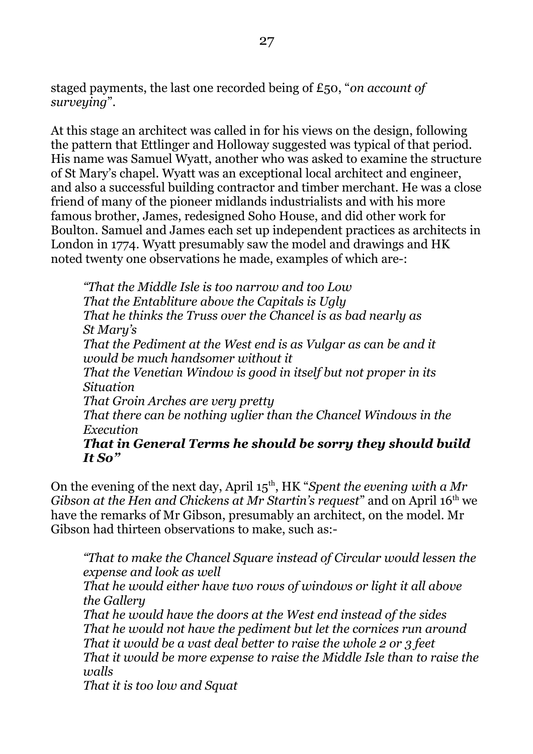staged payments, the last one recorded being of £50, "*on account of surveying*".

At this stage an architect was called in for his views on the design, following the pattern that Ettlinger and Holloway suggested was typical of that period. His name was Samuel Wyatt, another who was asked to examine the structure of St Mary's chapel. Wyatt was an exceptional local architect and engineer, and also a successful building contractor and timber merchant. He was a close friend of many of the pioneer midlands industrialists and with his more famous brother, James, redesigned Soho House, and did other work for Boulton. Samuel and James each set up independent practices as architects in London in 1774. Wyatt presumably saw the model and drawings and HK noted twenty one observations he made, examples of which are-:

> *"That the Middle Isle is too narrow and too Low*
> *That the Entabliture above the Capitals is Ugly*
> *That he thinks the Truss over the Chancel is as bad nearly as St Mary's*
> *That the Pediment at the West end is as Vulgar as can be and it would be much handsomer without it*
> *That the Venetian Window is good in itself but not proper in its Situation*
> *That Groin Arches are very pretty*
> *That there can be nothing uglier than the Chancel Windows in the Execution*
> ***That in General Terms he should be sorry they should build It So"***

On the evening of the next day, April 15th, HK "*Spent the evening with a Mr Gibson at the Hen and Chickens at Mr Startin's request*" and on April 16th we have the remarks of Mr Gibson, presumably an architect, on the model. Mr Gibson had thirteen observations to make, such as:-

> *"That to make the Chancel Square instead of Circular would lessen the expense and look as well*
> *That he would either have two rows of windows or light it all above the Gallery*
> *That he would have the doors at the West end instead of the sides*
> *That he would not have the pediment but let the cornices run around*
> *That it would be a vast deal better to raise the whole 2 or 3 feet*
> *That it would be more expense to raise the Middle Isle than to raise the walls*
> *That it is too low and Squat*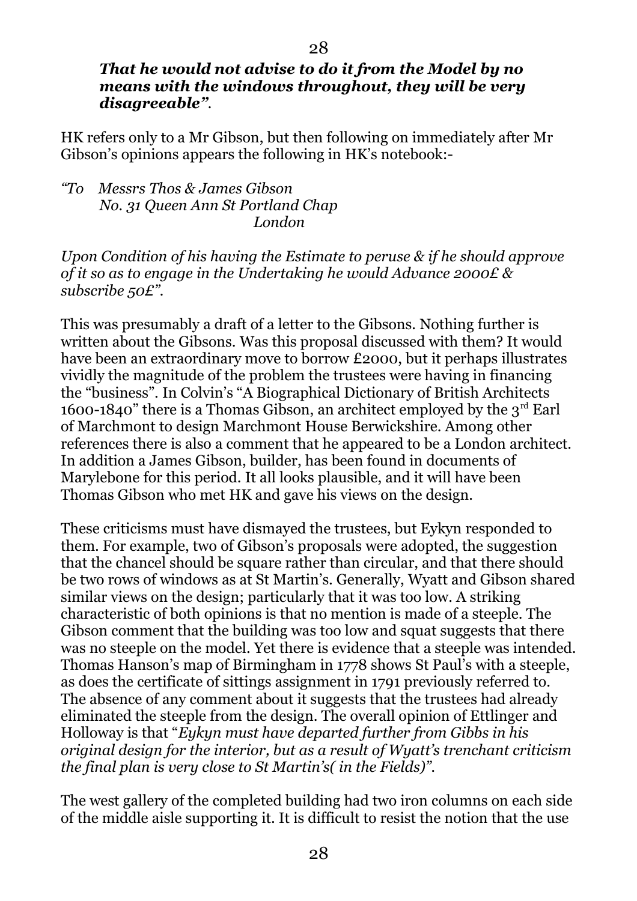***That he would not advise to do it from the Model by no means with the windows throughout, they will be very disagreeable"*.**

HK refers only to a Mr Gibson, but then following on immediately after Mr Gibson's opinions appears the following in HK's notebook:-

*"To Messrs Thos & James Gibson*
*No. 31 Queen Ann St Portland Chap*
*London*

*Upon Condition of his having the Estimate to peruse & if he should approve of it so as to engage in the Undertaking he would Advance 2000£ & subscribe 50£"*.

This was presumably a draft of a letter to the Gibsons. Nothing further is written about the Gibsons. Was this proposal discussed with them? It would have been an extraordinary move to borrow £2000, but it perhaps illustrates vividly the magnitude of the problem the trustees were having in financing the "business". In Colvin's "A Biographical Dictionary of British Architects 1600-1840" there is a Thomas Gibson, an architect employed by the 3rd Earl of Marchmont to design Marchmont House Berwickshire. Among other references there is also a comment that he appeared to be a London architect. In addition a James Gibson, builder, has been found in documents of Marylebone for this period. It all looks plausible, and it will have been Thomas Gibson who met HK and gave his views on the design.

These criticisms must have dismayed the trustees, but Eykyn responded to them. For example, two of Gibson's proposals were adopted, the suggestion that the chancel should be square rather than circular, and that there should be two rows of windows as at St Martin's. Generally, Wyatt and Gibson shared similar views on the design; particularly that it was too low. A striking characteristic of both opinions is that no mention is made of a steeple. The Gibson comment that the building was too low and squat suggests that there was no steeple on the model. Yet there is evidence that a steeple was intended. Thomas Hanson's map of Birmingham in 1778 shows St Paul's with a steeple, as does the certificate of sittings assignment in 1791 previously referred to. The absence of any comment about it suggests that the trustees had already eliminated the steeple from the design. The overall opinion of Ettlinger and Holloway is that "*Eykyn must have departed further from Gibbs in his original design for the interior, but as a result of Wyatt's trenchant criticism the final plan is very close to St Martin's( in the Fields)"*.

The west gallery of the completed building had two iron columns on each side of the middle aisle supporting it. It is difficult to resist the notion that the use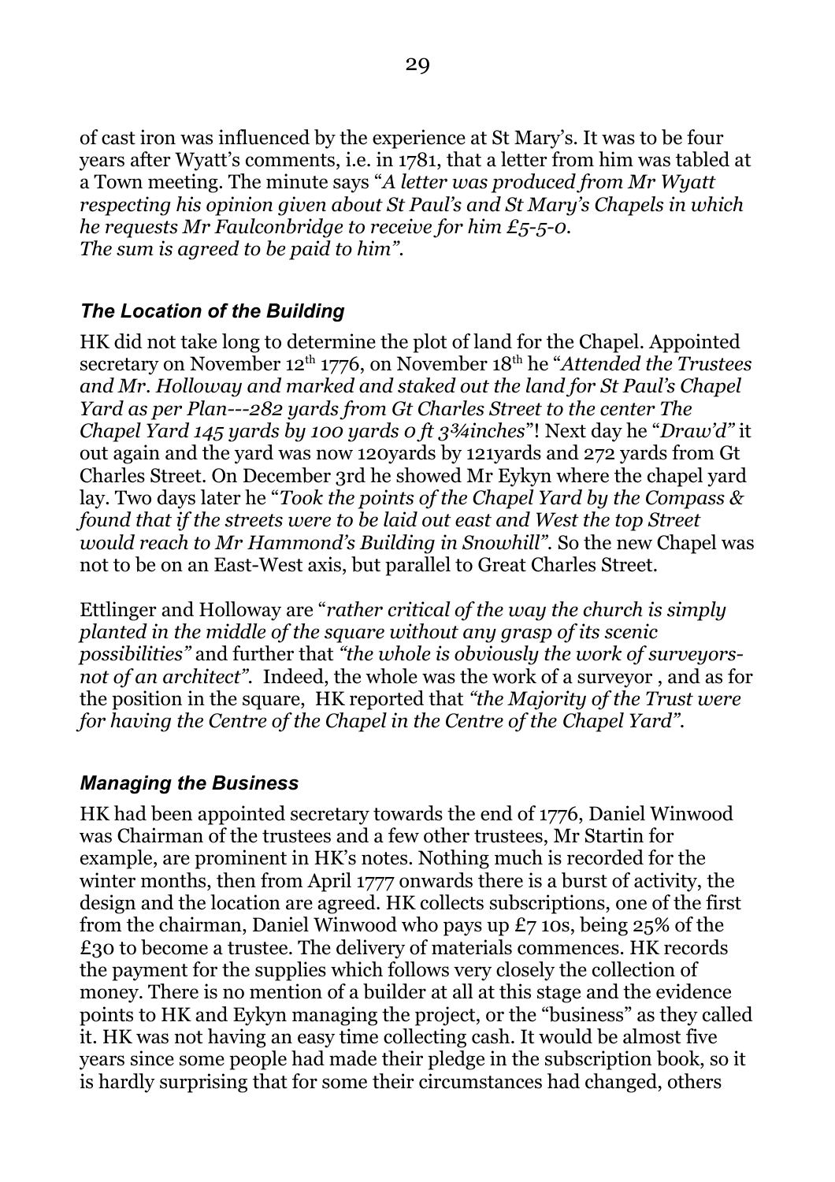of cast iron was influenced by the experience at St Mary's. It was to be four years after Wyatt's comments, i.e. in 1781, that a letter from him was tabled at a Town meeting. The minute says "*A letter was produced from Mr Wyatt respecting his opinion given about St Paul's and St Mary's Chapels in which he requests Mr Faulconbridge to receive for him £5-5-0. The sum is agreed to be paid to him"*.

### *The Location of the Building*

HK did not take long to determine the plot of land for the Chapel. Appointed secretary on November 12th 1776, on November 18th he "*Attended the Trustees and Mr. Holloway and marked and staked out the land for St Paul's Chapel Yard as per Plan---282 yards from Gt Charles Street to the center The Chapel Yard 145 yards by 100 yards 0 ft 3¾inches*"! Next day he "*Draw'd"* it out again and the yard was now 120yards by 121yards and 272 yards from Gt Charles Street. On December 3rd he showed Mr Eykyn where the chapel yard lay. Two days later he "*Took the points of the Chapel Yard by the Compass & found that if the streets were to be laid out east and West the top Street would reach to Mr Hammond's Building in Snowhill".* So the new Chapel was not to be on an East-West axis, but parallel to Great Charles Street.

Ettlinger and Holloway are "*rather critical of the way the church is simply planted in the middle of the square without any grasp of its scenic possibilities"* and further that *"the whole is obviously the work of surveyors-not of an architect"*. Indeed, the whole was the work of a surveyor , and as for the position in the square, HK reported that *"the Majority of the Trust were for having the Centre of the Chapel in the Centre of the Chapel Yard"*.

### *Managing the Business*

HK had been appointed secretary towards the end of 1776, Daniel Winwood was Chairman of the trustees and a few other trustees, Mr Startin for example, are prominent in HK's notes. Nothing much is recorded for the winter months, then from April 1777 onwards there is a burst of activity, the design and the location are agreed. HK collects subscriptions, one of the first from the chairman, Daniel Winwood who pays up £7 10s, being 25% of the £30 to become a trustee. The delivery of materials commences. HK records the payment for the supplies which follows very closely the collection of money. There is no mention of a builder at all at this stage and the evidence points to HK and Eykyn managing the project, or the "business" as they called it. HK was not having an easy time collecting cash. It would be almost five years since some people had made their pledge in the subscription book, so it is hardly surprising that for some their circumstances had changed, others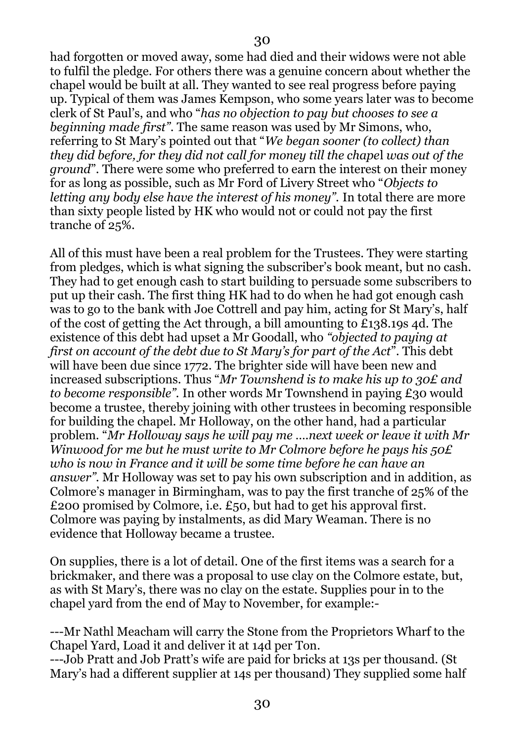had forgotten or moved away, some had died and their widows were not able to fulfil the pledge. For others there was a genuine concern about whether the chapel would be built at all. They wanted to see real progress before paying up. Typical of them was James Kempson, who some years later was to become clerk of St Paul's, and who "*has no objection to pay but chooses to see a beginning made first"*. The same reason was used by Mr Simons, who, referring to St Mary's pointed out that "*We began sooner (to collect) than they did before, for they did not call for money till the chapel was out of the ground*". There were some who preferred to earn the interest on their money for as long as possible, such as Mr Ford of Livery Street who "*Objects to letting any body else have the interest of his money"*. In total there are more than sixty people listed by HK who would not or could not pay the first tranche of 25%.

All of this must have been a real problem for the Trustees. They were starting from pledges, which is what signing the subscriber's book meant, but no cash. They had to get enough cash to start building to persuade some subscribers to put up their cash. The first thing HK had to do when he had got enough cash was to go to the bank with Joe Cottrell and pay him, acting for St Mary's, half of the cost of getting the Act through, a bill amounting to £138.19s 4d. The existence of this debt had upset a Mr Goodall, who *"objected to paying at first on account of the debt due to St Mary's for part of the Act*". This debt will have been due since 1772. The brighter side will have been new and increased subscriptions. Thus "*Mr Townshend is to make his up to 30£ and to become responsible"*. In other words Mr Townshend in paying £30 would become a trustee, thereby joining with other trustees in becoming responsible for building the chapel. Mr Holloway, on the other hand, had a particular problem. "*Mr Holloway says he will pay me ….next week or leave it with Mr Winwood for me but he must write to Mr Colmore before he pays his 50£ who is now in France and it will be some time before he can have an answer"*. Mr Holloway was set to pay his own subscription and in addition, as Colmore's manager in Birmingham, was to pay the first tranche of 25% of the £200 promised by Colmore, i.e. £50, but had to get his approval first. Colmore was paying by instalments, as did Mary Weaman. There is no evidence that Holloway became a trustee.

On supplies, there is a lot of detail. One of the first items was a search for a brickmaker, and there was a proposal to use clay on the Colmore estate, but, as with St Mary's, there was no clay on the estate. Supplies pour in to the chapel yard from the end of May to November, for example:-

---Mr Nathl Meacham will carry the Stone from the Proprietors Wharf to the Chapel Yard, Load it and deliver it at 14d per Ton.
---Job Pratt and Job Pratt's wife are paid for bricks at 13s per thousand. (St Mary's had a different supplier at 14s per thousand) They supplied some half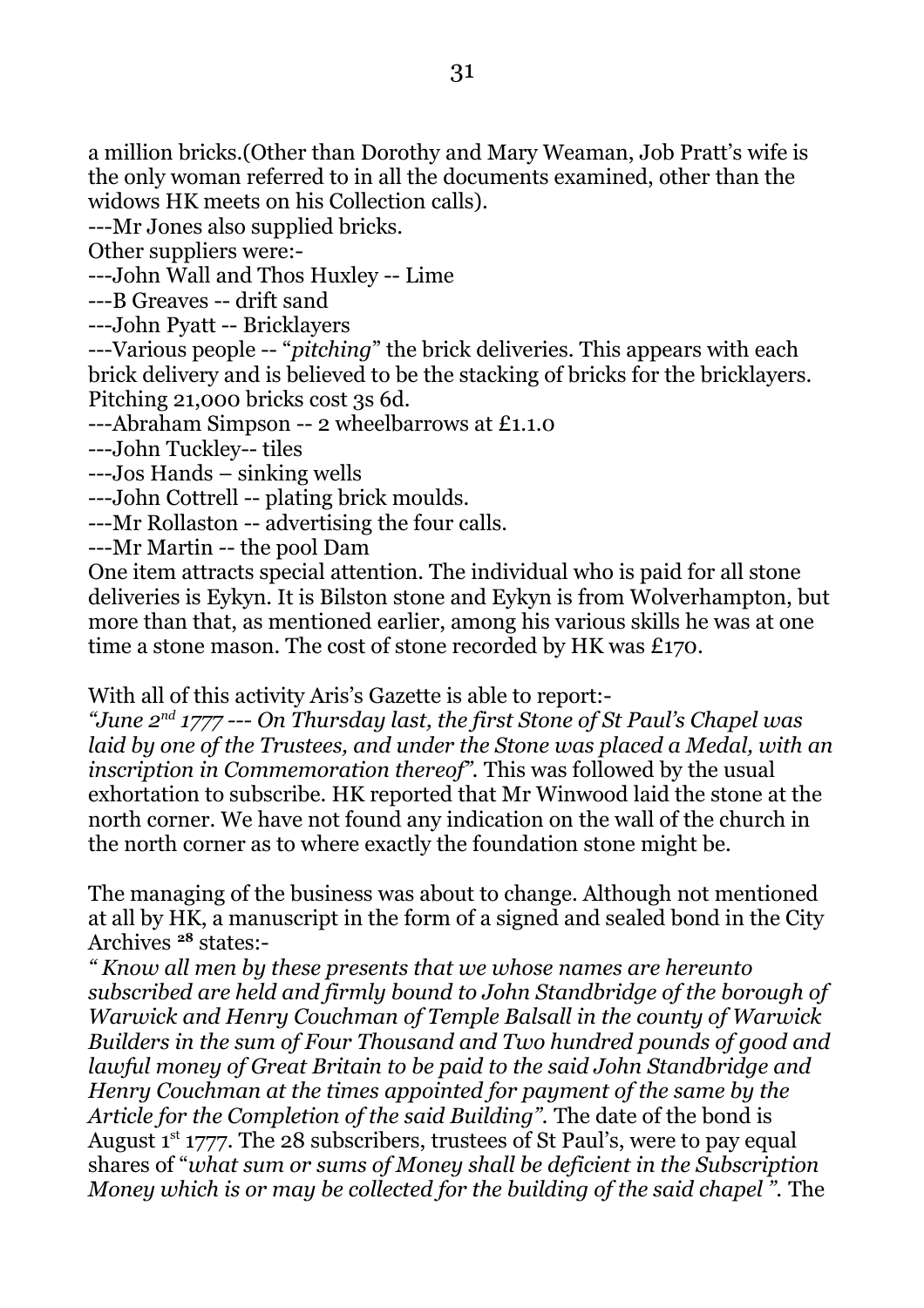a million bricks.(Other than Dorothy and Mary Weaman, Job Pratt's wife is the only woman referred to in all the documents examined, other than the widows HK meets on his Collection calls).

---Mr Jones also supplied bricks.

Other suppliers were:-

---John Wall and Thos Huxley -- Lime

---B Greaves -- drift sand

---John Pyatt -- Bricklayers

---Various people -- "*pitching*" the brick deliveries. This appears with each brick delivery and is believed to be the stacking of bricks for the bricklayers. Pitching 21,000 bricks cost 3s 6d.

---Abraham Simpson -- 2 wheelbarrows at £1.1.0

---John Tuckley-- tiles

---Jos Hands – sinking wells

---John Cottrell -- plating brick moulds.

---Mr Rollaston -- advertising the four calls.

---Mr Martin -- the pool Dam

One item attracts special attention. The individual who is paid for all stone deliveries is Eykyn. It is Bilston stone and Eykyn is from Wolverhampton, but more than that, as mentioned earlier, among his various skills he was at one time a stone mason. The cost of stone recorded by HK was £170.

With all of this activity Aris's Gazette is able to report:-

*"June 2nd 1777 --- On Thursday last, the first Stone of St Paul's Chapel was laid by one of the Trustees, and under the Stone was placed a Medal, with an inscription in Commemoration thereof".* This was followed by the usual exhortation to subscribe. HK reported that Mr Winwood laid the stone at the north corner. We have not found any indication on the wall of the church in the north corner as to where exactly the foundation stone might be.

The managing of the business was about to change. Although not mentioned at all by HK, a manuscript in the form of a signed and sealed bond in the City Archives [28] states:-

*" Know all men by these presents that we whose names are hereunto subscribed are held and firmly bound to John Standbridge of the borough of Warwick and Henry Couchman of Temple Balsall in the county of Warwick Builders in the sum of Four Thousand and Two hundred pounds of good and lawful money of Great Britain to be paid to the said John Standbridge and Henry Couchman at the times appointed for payment of the same by the Article for the Completion of the said Building".* The date of the bond is August 1st 1777. The 28 subscribers, trustees of St Paul's, were to pay equal shares of "*what sum or sums of Money shall be deficient in the Subscription Money which is or may be collected for the building of the said chapel ".* The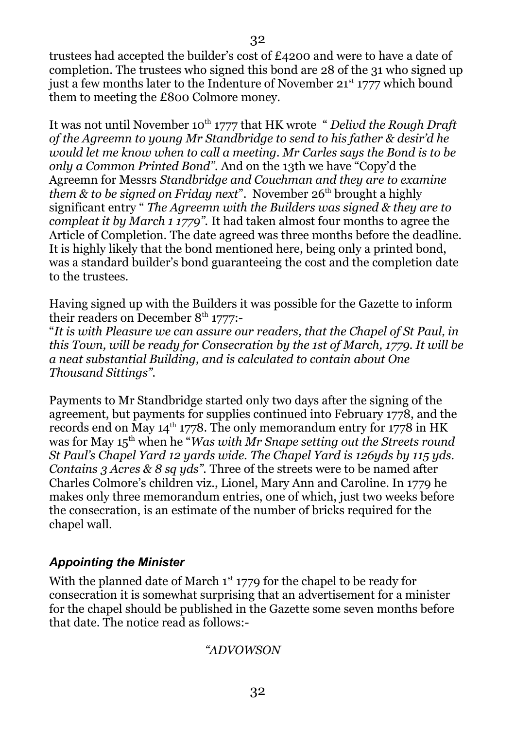trustees had accepted the builder's cost of £4200 and were to have a date of completion. The trustees who signed this bond are 28 of the 31 who signed up just a few months later to the Indenture of November 21st 1777 which bound them to meeting the £800 Colmore money.

It was not until November 10th 1777 that HK wrote " *Delivd the Rough Draft of the Agreemn to young Mr Standbridge to send to his father & desir'd he would let me know when to call a meeting. Mr Carles says the Bond is to be only a Common Printed Bond"*. And on the 13th we have "Copy'd the Agreemn for Messrs *Standbridge and Couchman and they are to examine them & to be signed on Friday next*". November 26th brought a highly significant entry " *The Agreemn with the Builders was signed & they are to compleat it by March 1 1779"*. It had taken almost four months to agree the Article of Completion. The date agreed was three months before the deadline. It is highly likely that the bond mentioned here, being only a printed bond, was a standard builder's bond guaranteeing the cost and the completion date to the trustees.

Having signed up with the Builders it was possible for the Gazette to inform their readers on December 8th 1777:-

"*It is with Pleasure we can assure our readers, that the Chapel of St Paul, in this Town, will be ready for Consecration by the 1st of March, 1779. It will be a neat substantial Building, and is calculated to contain about One Thousand Sittings"*.

Payments to Mr Standbridge started only two days after the signing of the agreement, but payments for supplies continued into February 1778, and the records end on May 14th 1778. The only memorandum entry for 1778 in HK was for May 15th when he "*Was with Mr Snape setting out the Streets round St Paul's Chapel Yard 12 yards wide. The Chapel Yard is 126yds by 115 yds. Contains 3 Acres & 8 sq yds"*. Three of the streets were to be named after Charles Colmore's children viz., Lionel, Mary Ann and Caroline. In 1779 he makes only three memorandum entries, one of which, just two weeks before the consecration, is an estimate of the number of bricks required for the chapel wall.

### *Appointing the Minister*

With the planned date of March 1st 1779 for the chapel to be ready for consecration it is somewhat surprising that an advertisement for a minister for the chapel should be published in the Gazette some seven months before that date. The notice read as follows:-

*"ADVOWSON*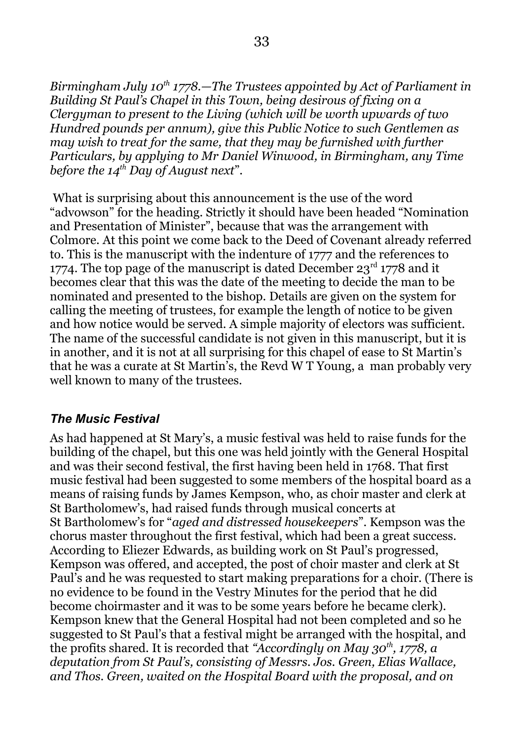*Birmingham July 10th 1778.—The Trustees appointed by Act of Parliament in Building St Paul's Chapel in this Town, being desirous of fixing on a Clergyman to present to the Living (which will be worth upwards of two Hundred pounds per annum), give this Public Notice to such Gentlemen as may wish to treat for the same, that they may be furnished with further Particulars, by applying to Mr Daniel Winwood, in Birmingham, any Time before the 14th Day of August next*".

What is surprising about this announcement is the use of the word "advowson" for the heading. Strictly it should have been headed "Nomination and Presentation of Minister", because that was the arrangement with Colmore. At this point we come back to the Deed of Covenant already referred to. This is the manuscript with the indenture of 1777 and the references to 1774. The top page of the manuscript is dated December 23rd 1778 and it becomes clear that this was the date of the meeting to decide the man to be nominated and presented to the bishop. Details are given on the system for calling the meeting of trustees, for example the length of notice to be given and how notice would be served. A simple majority of electors was sufficient. The name of the successful candidate is not given in this manuscript, but it is in another, and it is not at all surprising for this chapel of ease to St Martin's that he was a curate at St Martin's, the Revd W T Young, a man probably very well known to many of the trustees.

### *The Music Festival*

As had happened at St Mary's, a music festival was held to raise funds for the building of the chapel, but this one was held jointly with the General Hospital and was their second festival, the first having been held in 1768. That first music festival had been suggested to some members of the hospital board as a means of raising funds by James Kempson, who, as choir master and clerk at St Bartholomew's, had raised funds through musical concerts at St Bartholomew's for "*aged and distressed housekeepers*". Kempson was the chorus master throughout the first festival, which had been a great success. According to Eliezer Edwards, as building work on St Paul's progressed, Kempson was offered, and accepted, the post of choir master and clerk at St Paul's and he was requested to start making preparations for a choir. (There is no evidence to be found in the Vestry Minutes for the period that he did become choirmaster and it was to be some years before he became clerk). Kempson knew that the General Hospital had not been completed and so he suggested to St Paul's that a festival might be arranged with the hospital, and the profits shared. It is recorded that *"Accordingly on May 30th, 1778, a deputation from St Paul's, consisting of Messrs. Jos. Green, Elias Wallace, and Thos. Green, waited on the Hospital Board with the proposal, and on*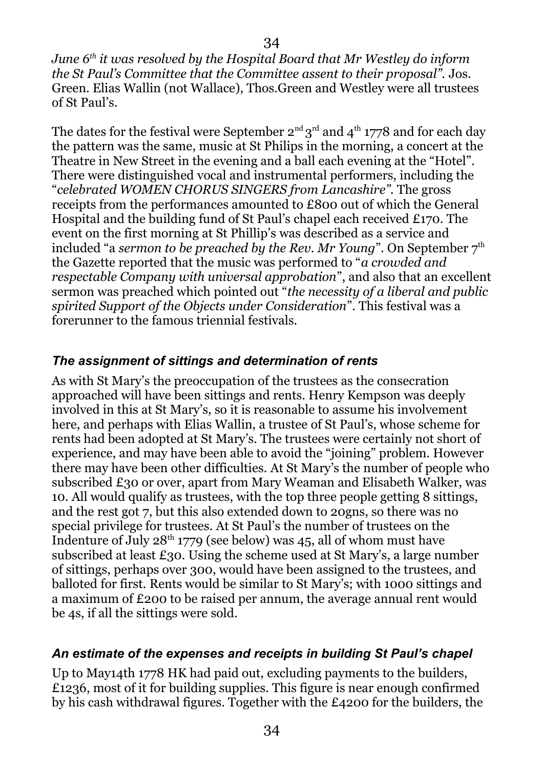*June 6th it was resolved by the Hospital Board that Mr Westley do inform the St Paul's Committee that the Committee assent to their proposal".* Jos. Green. Elias Wallin (not Wallace), Thos.Green and Westley were all trustees of St Paul's.

The dates for the festival were September 2nd 3rd and 4th 1778 and for each day the pattern was the same, music at St Philips in the morning, a concert at the Theatre in New Street in the evening and a ball each evening at the "Hotel". There were distinguished vocal and instrumental performers, including the "*celebrated WOMEN CHORUS SINGERS from Lancashire"*. The gross receipts from the performances amounted to £800 out of which the General Hospital and the building fund of St Paul's chapel each received £170. The event on the first morning at St Phillip's was described as a service and included "a *sermon to be preached by the Rev. Mr Young*". On September 7th the Gazette reported that the music was performed to "*a crowded and respectable Company with universal approbation*", and also that an excellent sermon was preached which pointed out "*the necessity of a liberal and public spirited Support of the Objects under Consideration*". This festival was a forerunner to the famous triennial festivals.

### *The assignment of sittings and determination of rents*

As with St Mary's the preoccupation of the trustees as the consecration approached will have been sittings and rents. Henry Kempson was deeply involved in this at St Mary's, so it is reasonable to assume his involvement here, and perhaps with Elias Wallin, a trustee of St Paul's, whose scheme for rents had been adopted at St Mary's. The trustees were certainly not short of experience, and may have been able to avoid the "joining" problem. However there may have been other difficulties. At St Mary's the number of people who subscribed £30 or over, apart from Mary Weaman and Elisabeth Walker, was 10. All would qualify as trustees, with the top three people getting 8 sittings, and the rest got 7, but this also extended down to 20gns, so there was no special privilege for trustees. At St Paul's the number of trustees on the Indenture of July 28th 1779 (see below) was 45, all of whom must have subscribed at least £30. Using the scheme used at St Mary's, a large number of sittings, perhaps over 300, would have been assigned to the trustees, and balloted for first. Rents would be similar to St Mary's; with 1000 sittings and a maximum of £200 to be raised per annum, the average annual rent would be 4s, if all the sittings were sold.

### *An estimate of the expenses and receipts in building St Paul's chapel*

Up to May14th 1778 HK had paid out, excluding payments to the builders, £1236, most of it for building supplies. This figure is near enough confirmed by his cash withdrawal figures. Together with the £4200 for the builders, the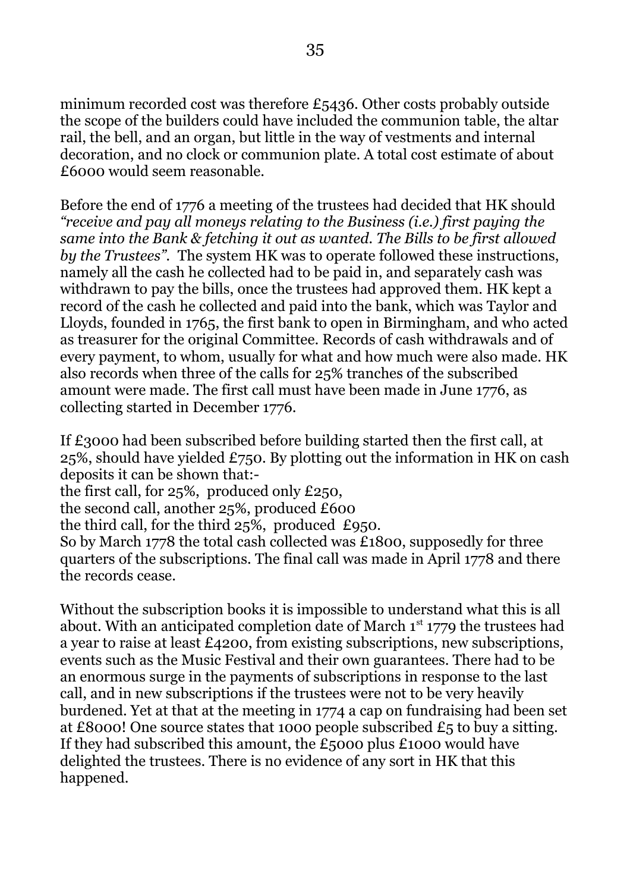minimum recorded cost was therefore £5436. Other costs probably outside the scope of the builders could have included the communion table, the altar rail, the bell, and an organ, but little in the way of vestments and internal decoration, and no clock or communion plate. A total cost estimate of about £6000 would seem reasonable.

Before the end of 1776 a meeting of the trustees had decided that HK should *"receive and pay all moneys relating to the Business (i.e.) first paying the same into the Bank & fetching it out as wanted. The Bills to be first allowed by the Trustees"*. The system HK was to operate followed these instructions, namely all the cash he collected had to be paid in, and separately cash was withdrawn to pay the bills, once the trustees had approved them. HK kept a record of the cash he collected and paid into the bank, which was Taylor and Lloyds, founded in 1765, the first bank to open in Birmingham, and who acted as treasurer for the original Committee. Records of cash withdrawals and of every payment, to whom, usually for what and how much were also made. HK also records when three of the calls for 25% tranches of the subscribed amount were made. The first call must have been made in June 1776, as collecting started in December 1776.

If £3000 had been subscribed before building started then the first call, at 25%, should have yielded £750. By plotting out the information in HK on cash deposits it can be shown that:-
the first call, for 25%, produced only £250,
the second call, another 25%, produced £600
the third call, for the third 25%, produced £950.
So by March 1778 the total cash collected was £1800, supposedly for three quarters of the subscriptions. The final call was made in April 1778 and there the records cease.

Without the subscription books it is impossible to understand what this is all about. With an anticipated completion date of March 1st 1779 the trustees had a year to raise at least £4200, from existing subscriptions, new subscriptions, events such as the Music Festival and their own guarantees. There had to be an enormous surge in the payments of subscriptions in response to the last call, and in new subscriptions if the trustees were not to be very heavily burdened. Yet at that at the meeting in 1774 a cap on fundraising had been set at £8000! One source states that 1000 people subscribed £5 to buy a sitting. If they had subscribed this amount, the £5000 plus £1000 would have delighted the trustees. There is no evidence of any sort in HK that this happened.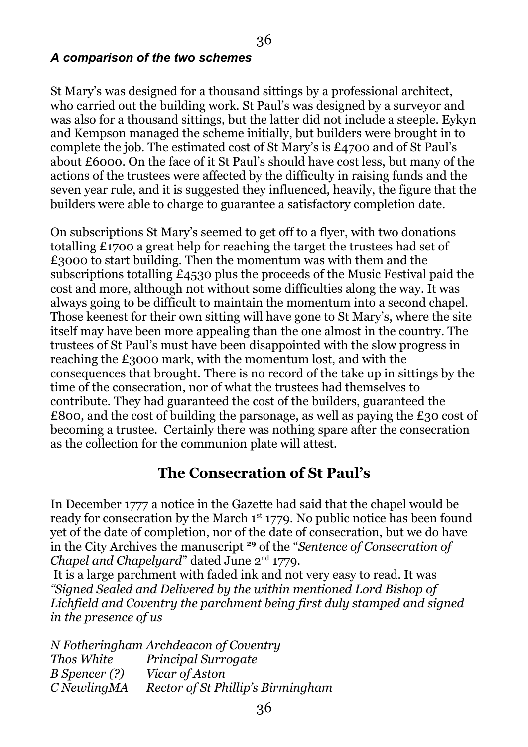### *A comparison of the two schemes*

St Mary's was designed for a thousand sittings by a professional architect, who carried out the building work. St Paul's was designed by a surveyor and was also for a thousand sittings, but the latter did not include a steeple. Eykyn and Kempson managed the scheme initially, but builders were brought in to complete the job. The estimated cost of St Mary's is £4700 and of St Paul's about £6000. On the face of it St Paul's should have cost less, but many of the actions of the trustees were affected by the difficulty in raising funds and the seven year rule, and it is suggested they influenced, heavily, the figure that the builders were able to charge to guarantee a satisfactory completion date.

On subscriptions St Mary's seemed to get off to a flyer, with two donations totalling £1700 a great help for reaching the target the trustees had set of £3000 to start building. Then the momentum was with them and the subscriptions totalling £4530 plus the proceeds of the Music Festival paid the cost and more, although not without some difficulties along the way. It was always going to be difficult to maintain the momentum into a second chapel. Those keenest for their own sitting will have gone to St Mary's, where the site itself may have been more appealing than the one almost in the country. The trustees of St Paul's must have been disappointed with the slow progress in reaching the £3000 mark, with the momentum lost, and with the consequences that brought. There is no record of the take up in sittings by the time of the consecration, nor of what the trustees had themselves to contribute. They had guaranteed the cost of the builders, guaranteed the £800, and the cost of building the parsonage, as well as paying the £30 cost of becoming a trustee. Certainly there was nothing spare after the consecration as the collection for the communion plate will attest.

## The Consecration of St Paul's

In December 1777 a notice in the Gazette had said that the chapel would be ready for consecration by the March 1st 1779. No public notice has been found yet of the date of completion, nor of the date of consecration, but we do have in the City Archives the manuscript [29] of the "*Sentence of Consecration of Chapel and Chapelyard*" dated June 2nd 1779.

It is a large parchment with faded ink and not very easy to read. It was *"Signed Sealed and Delivered by the within mentioned Lord Bishop of Lichfield and Coventry the parchment being first duly stamped and signed in the presence of us*

*N Fotheringham Archdeacon of Coventry*
*Thos White Principal Surrogate*
*B Spencer (?) Vicar of Aston*
*C NewlingMA Rector of St Phillip's Birmingham*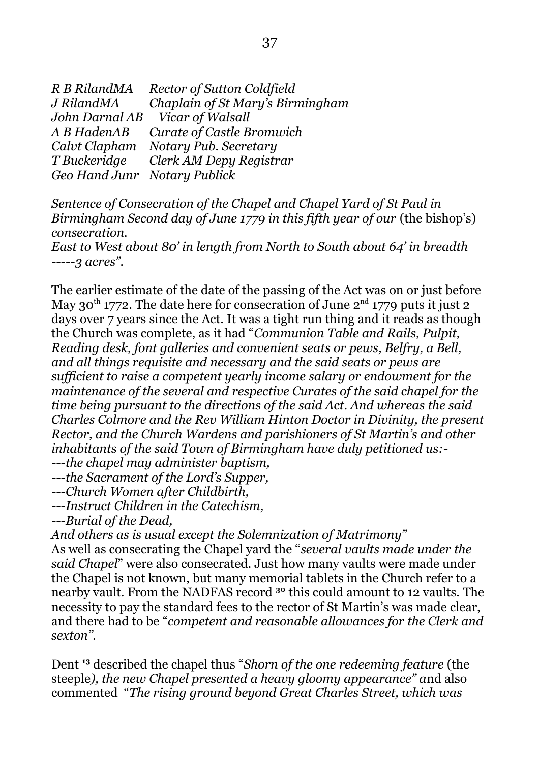*R B RilandMA  Rector of Sutton Coldfield*
*J RilandMA  Chaplain of St Mary's Birmingham*
*John Darnal AB  Vicar of Walsall*
*A B HadenAB  Curate of Castle Bromwich*
*Calvt Clapham  Notary Pub. Secretary*
*T Buckeridge  Clerk AM Depy Registrar*
*Geo Hand Junr  Notary Publick*

*Sentence of Consecration of the Chapel and Chapel Yard of St Paul in Birmingham Second day of June 1779 in this fifth year of our* (the bishop's) *consecration.*
*East to West about 80' in length from North to South about 64' in breadth -----3 acres".*

The earlier estimate of the date of the passing of the Act was on or just before May 30th 1772. The date here for consecration of June 2nd 1779 puts it just 2 days over 7 years since the Act. It was a tight run thing and it reads as though the Church was complete, as it had "*Communion Table and Rails, Pulpit, Reading desk, font galleries and convenient seats or pews, Belfry, a Bell, and all things requisite and necessary and the said seats or pews are sufficient to raise a competent yearly income salary or endowment for the maintenance of the several and respective Curates of the said chapel for the time being pursuant to the directions of the said Act. And whereas the said Charles Colmore and the Rev William Hinton Doctor in Divinity, the present Rector, and the Church Wardens and parishioners of St Martin's and other inhabitants of the said Town of Birmingham have duly petitioned us:-*
*---the chapel may administer baptism,*
*---the Sacrament of the Lord's Supper,*
*---Church Women after Childbirth,*
*---Instruct Children in the Catechism,*
*---Burial of the Dead,*
*And others as is usual except the Solemnization of Matrimony"*
As well as consecrating the Chapel yard the "*several vaults made under the said Chapel*" were also consecrated. Just how many vaults were made under the Chapel is not known, but many memorial tablets in the Church refer to a nearby vault. From the NADFAS record [30] this could amount to 12 vaults. The necessity to pay the standard fees to the rector of St Martin's was made clear, and there had to be "*competent and reasonable allowances for the Clerk and sexton"*.

Dent [13] described the chapel thus "*Shorn of the one redeeming feature* (the steeple*), the new Chapel presented a heavy gloomy appearance"* and also commented "*The rising ground beyond Great Charles Street, which was*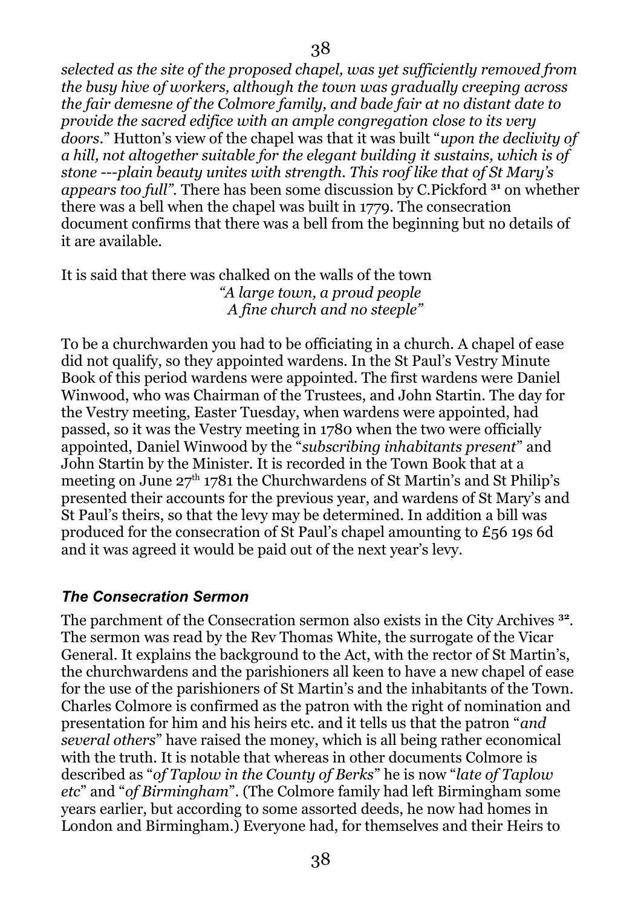*selected as the site of the proposed chapel, was yet sufficiently removed from the busy hive of workers, although the town was gradually creeping across the fair demesne of the Colmore family, and bade fair at no distant date to provide the sacred edifice with an ample congregation close to its very doors*." Hutton's view of the chapel was that it was built "*upon the declivity of a hill, not altogether suitable for the elegant building it sustains, which is of stone ---plain beauty unites with strength. This roof like that of St Mary's appears too full"*. There has been some discussion by C.Pickford [31] on whether there was a bell when the chapel was built in 1779. The consecration document confirms that there was a bell from the beginning but no details of it are available.

It is said that there was chalked on the walls of the town

*"A large town, a proud people*
*A fine church and no steeple"*

To be a churchwarden you had to be officiating in a church. A chapel of ease did not qualify, so they appointed wardens. In the St Paul's Vestry Minute Book of this period wardens were appointed. The first wardens were Daniel Winwood, who was Chairman of the Trustees, and John Startin. The day for the Vestry meeting, Easter Tuesday, when wardens were appointed, had passed, so it was the Vestry meeting in 1780 when the two were officially appointed, Daniel Winwood by the "*subscribing inhabitants present*" and John Startin by the Minister. It is recorded in the Town Book that at a meeting on June 27th 1781 the Churchwardens of St Martin's and St Philip's presented their accounts for the previous year, and wardens of St Mary's and St Paul's theirs, so that the levy may be determined. In addition a bill was produced for the consecration of St Paul's chapel amounting to £56 19s 6d and it was agreed it would be paid out of the next year's levy.

### *The Consecration Sermon*

The parchment of the Consecration sermon also exists in the City Archives [32]. The sermon was read by the Rev Thomas White, the surrogate of the Vicar General. It explains the background to the Act, with the rector of St Martin's, the churchwardens and the parishioners all keen to have a new chapel of ease for the use of the parishioners of St Martin's and the inhabitants of the Town. Charles Colmore is confirmed as the patron with the right of nomination and presentation for him and his heirs etc. and it tells us that the patron "*and several others*" have raised the money, which is all being rather economical with the truth. It is notable that whereas in other documents Colmore is described as "*of Taplow in the County of Berks*" he is now "*late of Taplow etc*" and "*of Birmingham*". (The Colmore family had left Birmingham some years earlier, but according to some assorted deeds, he now had homes in London and Birmingham.) Everyone had, for themselves and their Heirs to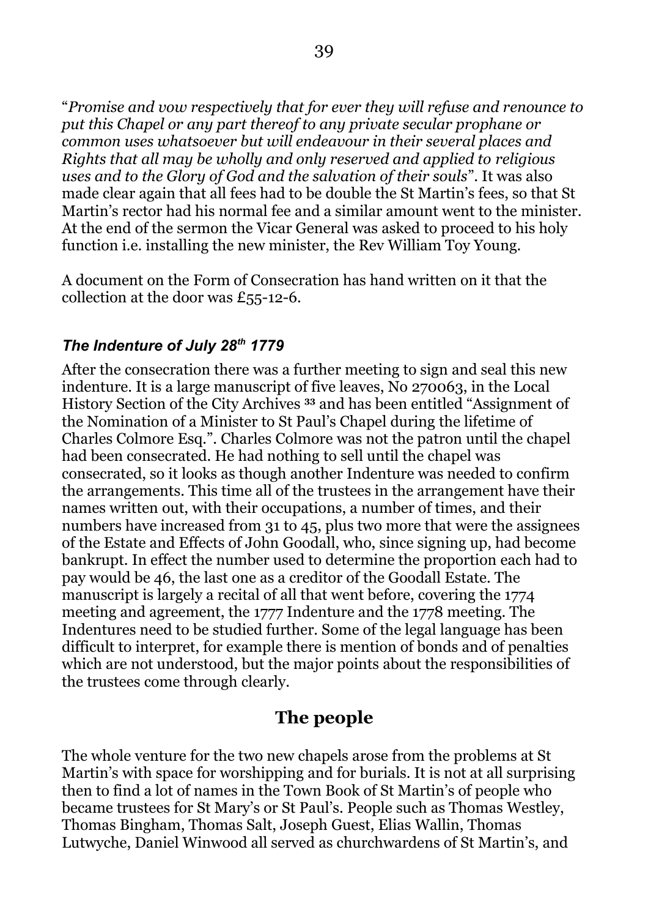"*Promise and vow respectively that for ever they will refuse and renounce to put this Chapel or any part thereof to any private secular prophane or common uses whatsoever but will endeavour in their several places and Rights that all may be wholly and only reserved and applied to religious uses and to the Glory of God and the salvation of their souls*". It was also made clear again that all fees had to be double the St Martin's fees, so that St Martin's rector had his normal fee and a similar amount went to the minister. At the end of the sermon the Vicar General was asked to proceed to his holy function i.e. installing the new minister, the Rev William Toy Young.

A document on the Form of Consecration has hand written on it that the collection at the door was £55-12-6.

### *The Indenture of July 28th 1779*

After the consecration there was a further meeting to sign and seal this new indenture. It is a large manuscript of five leaves, No 270063, in the Local History Section of the City Archives [33] and has been entitled "Assignment of the Nomination of a Minister to St Paul's Chapel during the lifetime of Charles Colmore Esq.". Charles Colmore was not the patron until the chapel had been consecrated. He had nothing to sell until the chapel was consecrated, so it looks as though another Indenture was needed to confirm the arrangements. This time all of the trustees in the arrangement have their names written out, with their occupations, a number of times, and their numbers have increased from 31 to 45, plus two more that were the assignees of the Estate and Effects of John Goodall, who, since signing up, had become bankrupt. In effect the number used to determine the proportion each had to pay would be 46, the last one as a creditor of the Goodall Estate. The manuscript is largely a recital of all that went before, covering the 1774 meeting and agreement, the 1777 Indenture and the 1778 meeting. The Indentures need to be studied further. Some of the legal language has been difficult to interpret, for example there is mention of bonds and of penalties which are not understood, but the major points about the responsibilities of the trustees come through clearly.

## The people

The whole venture for the two new chapels arose from the problems at St Martin's with space for worshipping and for burials. It is not at all surprising then to find a lot of names in the Town Book of St Martin's of people who became trustees for St Mary's or St Paul's. People such as Thomas Westley, Thomas Bingham, Thomas Salt, Joseph Guest, Elias Wallin, Thomas Lutwyche, Daniel Winwood all served as churchwardens of St Martin's, and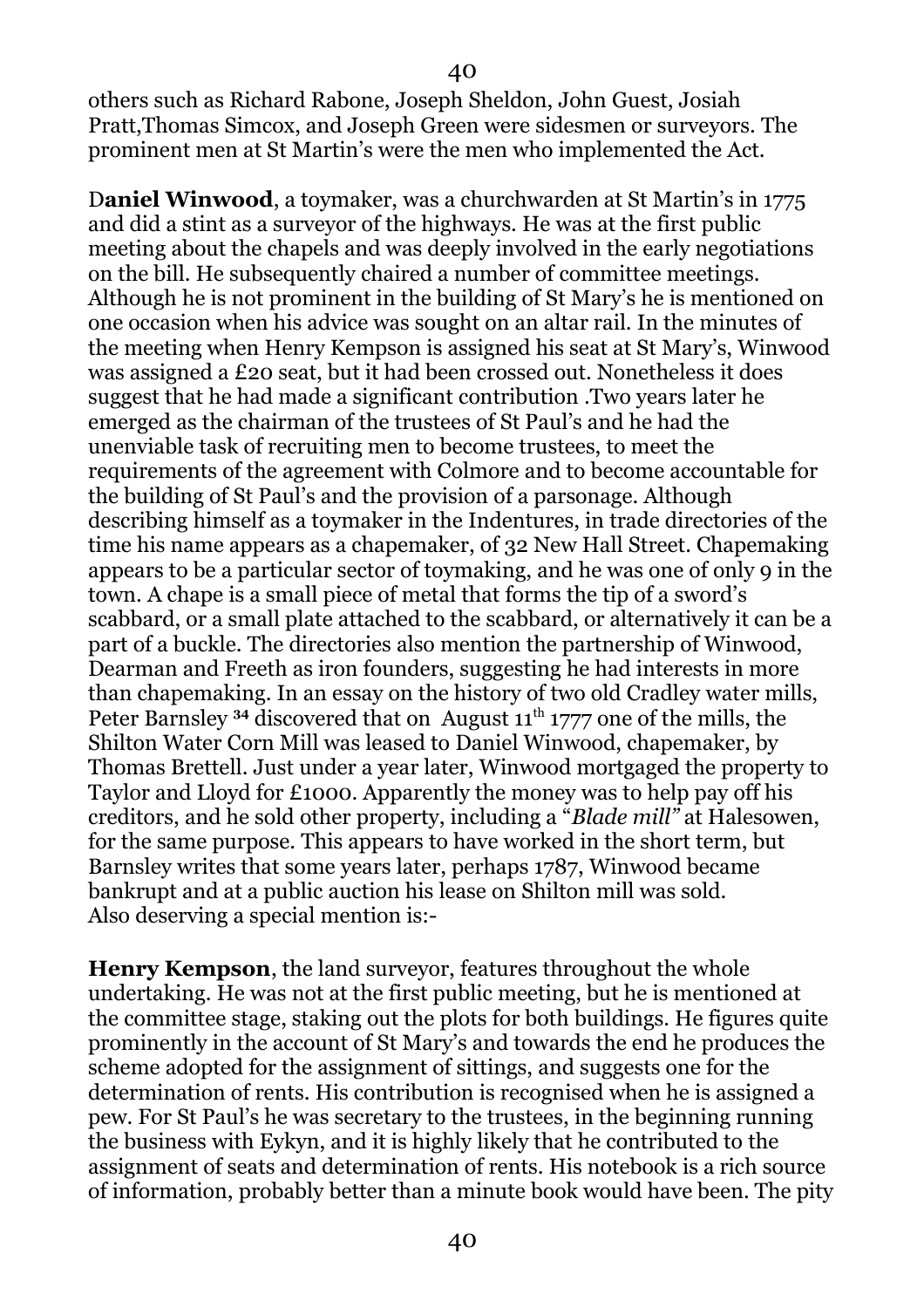others such as Richard Rabone, Joseph Sheldon, John Guest, Josiah Pratt,Thomas Simcox, and Joseph Green were sidesmen or surveyors. The prominent men at St Martin's were the men who implemented the Act.

D**aniel Winwood**, a toymaker, was a churchwarden at St Martin's in 1775 and did a stint as a surveyor of the highways. He was at the first public meeting about the chapels and was deeply involved in the early negotiations on the bill. He subsequently chaired a number of committee meetings. Although he is not prominent in the building of St Mary's he is mentioned on one occasion when his advice was sought on an altar rail. In the minutes of the meeting when Henry Kempson is assigned his seat at St Mary's, Winwood was assigned a £20 seat, but it had been crossed out. Nonetheless it does suggest that he had made a significant contribution .Two years later he emerged as the chairman of the trustees of St Paul's and he had the unenviable task of recruiting men to become trustees, to meet the requirements of the agreement with Colmore and to become accountable for the building of St Paul's and the provision of a parsonage. Although describing himself as a toymaker in the Indentures, in trade directories of the time his name appears as a chapemaker, of 32 New Hall Street. Chapemaking appears to be a particular sector of toymaking, and he was one of only 9 in the town. A chape is a small piece of metal that forms the tip of a sword's scabbard, or a small plate attached to the scabbard, or alternatively it can be a part of a buckle. The directories also mention the partnership of Winwood, Dearman and Freeth as iron founders, suggesting he had interests in more than chapemaking. In an essay on the history of two old Cradley water mills, Peter Barnsley [34] discovered that on August 11th 1777 one of the mills, the Shilton Water Corn Mill was leased to Daniel Winwood, chapemaker, by Thomas Brettell. Just under a year later, Winwood mortgaged the property to Taylor and Lloyd for £1000. Apparently the money was to help pay off his creditors, and he sold other property, including a "*Blade mill"* at Halesowen, for the same purpose. This appears to have worked in the short term, but Barnsley writes that some years later, perhaps 1787, Winwood became bankrupt and at a public auction his lease on Shilton mill was sold.
Also deserving a special mention is:-

**Henry Kempson**, the land surveyor, features throughout the whole undertaking. He was not at the first public meeting, but he is mentioned at the committee stage, staking out the plots for both buildings. He figures quite prominently in the account of St Mary's and towards the end he produces the scheme adopted for the assignment of sittings, and suggests one for the determination of rents. His contribution is recognised when he is assigned a pew. For St Paul's he was secretary to the trustees, in the beginning running the business with Eykyn, and it is highly likely that he contributed to the assignment of seats and determination of rents. His notebook is a rich source of information, probably better than a minute book would have been. The pity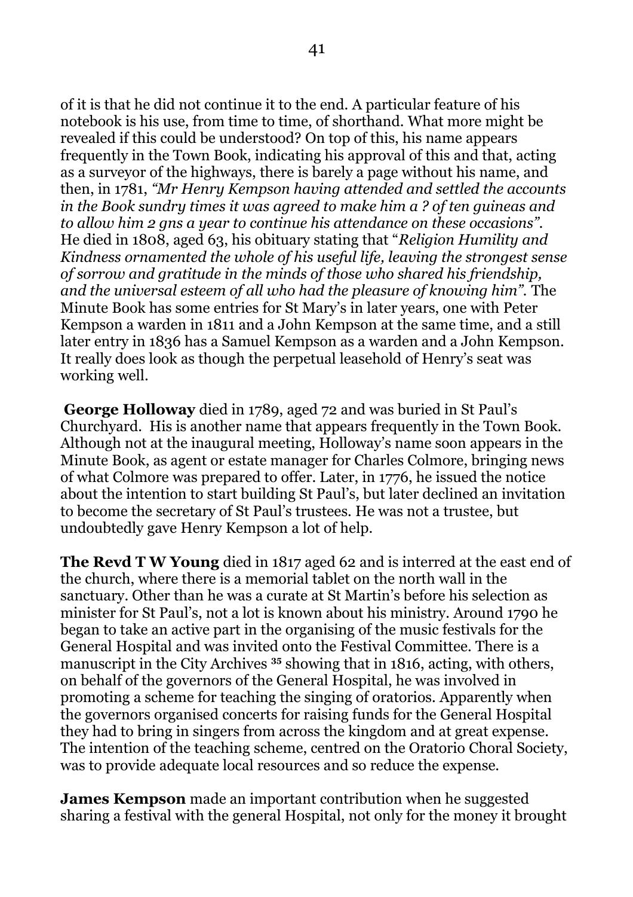of it is that he did not continue it to the end. A particular feature of his notebook is his use, from time to time, of shorthand. What more might be revealed if this could be understood? On top of this, his name appears frequently in the Town Book, indicating his approval of this and that, acting as a surveyor of the highways, there is barely a page without his name, and then, in 1781, *"Mr Henry Kempson having attended and settled the accounts in the Book sundry times it was agreed to make him a ? of ten guineas and to allow him 2 gns a year to continue his attendance on these occasions"*. He died in 1808, aged 63, his obituary stating that "*Religion Humility and Kindness ornamented the whole of his useful life, leaving the strongest sense of sorrow and gratitude in the minds of those who shared his friendship, and the universal esteem of all who had the pleasure of knowing him"*. The Minute Book has some entries for St Mary's in later years, one with Peter Kempson a warden in 1811 and a John Kempson at the same time, and a still later entry in 1836 has a Samuel Kempson as a warden and a John Kempson. It really does look as though the perpetual leasehold of Henry's seat was working well.

**George Holloway** died in 1789, aged 72 and was buried in St Paul's Churchyard. His is another name that appears frequently in the Town Book. Although not at the inaugural meeting, Holloway's name soon appears in the Minute Book, as agent or estate manager for Charles Colmore, bringing news of what Colmore was prepared to offer. Later, in 1776, he issued the notice about the intention to start building St Paul's, but later declined an invitation to become the secretary of St Paul's trustees. He was not a trustee, but undoubtedly gave Henry Kempson a lot of help.

**The Revd T W Young** died in 1817 aged 62 and is interred at the east end of the church, where there is a memorial tablet on the north wall in the sanctuary. Other than he was a curate at St Martin's before his selection as minister for St Paul's, not a lot is known about his ministry. Around 1790 he began to take an active part in the organising of the music festivals for the General Hospital and was invited onto the Festival Committee. There is a manuscript in the City Archives [35] showing that in 1816, acting, with others, on behalf of the governors of the General Hospital, he was involved in promoting a scheme for teaching the singing of oratorios. Apparently when the governors organised concerts for raising funds for the General Hospital they had to bring in singers from across the kingdom and at great expense. The intention of the teaching scheme, centred on the Oratorio Choral Society, was to provide adequate local resources and so reduce the expense.

**James Kempson** made an important contribution when he suggested sharing a festival with the general Hospital, not only for the money it brought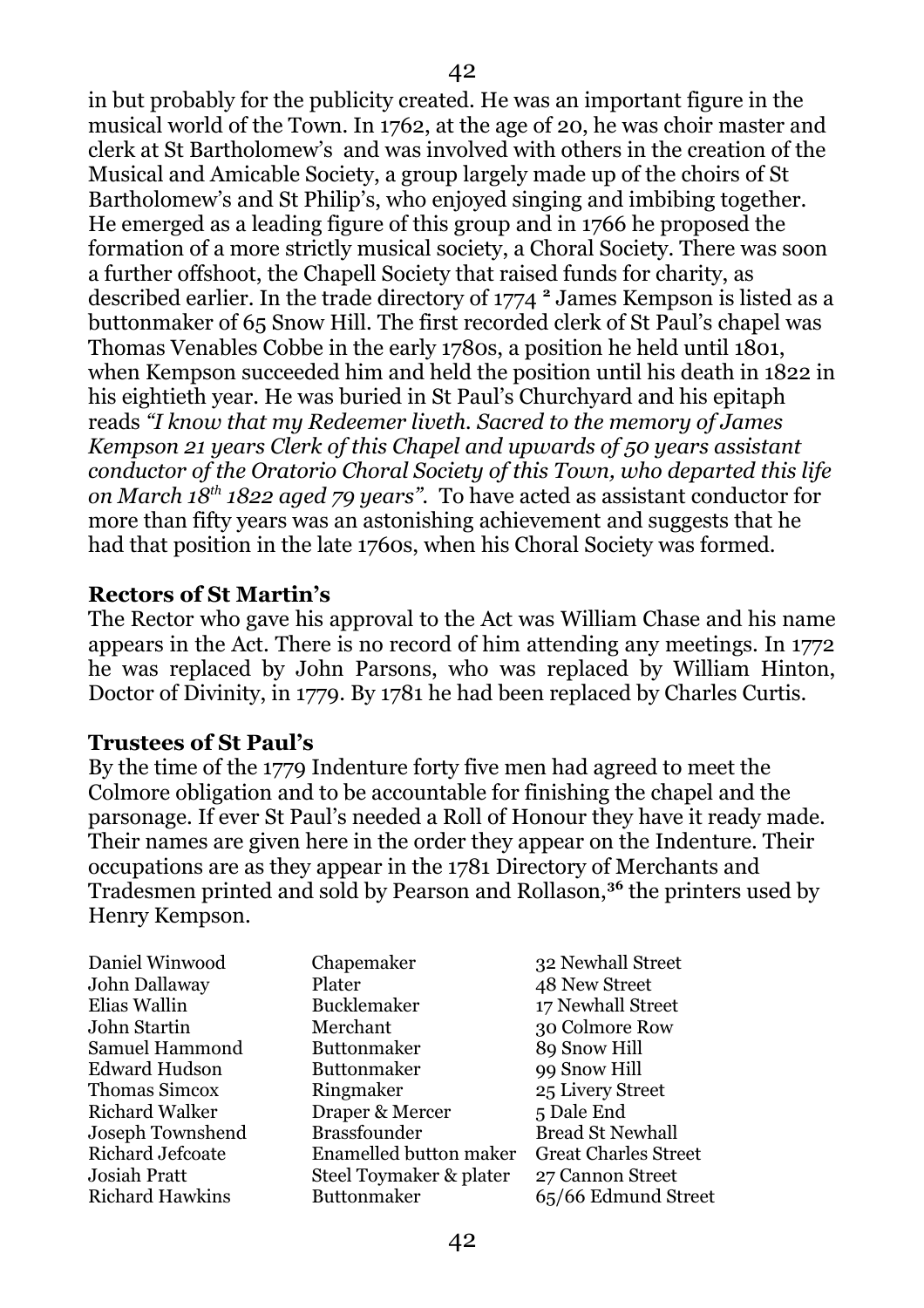in but probably for the publicity created. He was an important figure in the musical world of the Town. In 1762, at the age of 20, he was choir master and clerk at St Bartholomew's and was involved with others in the creation of the Musical and Amicable Society, a group largely made up of the choirs of St Bartholomew's and St Philip's, who enjoyed singing and imbibing together. He emerged as a leading figure of this group and in 1766 he proposed the formation of a more strictly musical society, a Choral Society. There was soon a further offshoot, the Chapell Society that raised funds for charity, as described earlier. In the trade directory of 1774 [2] James Kempson is listed as a buttonmaker of 65 Snow Hill. The first recorded clerk of St Paul's chapel was Thomas Venables Cobbe in the early 1780s, a position he held until 1801, when Kempson succeeded him and held the position until his death in 1822 in his eightieth year. He was buried in St Paul's Churchyard and his epitaph reads *"I know that my Redeemer liveth. Sacred to the memory of James Kempson 21 years Clerk of this Chapel and upwards of 50 years assistant conductor of the Oratorio Choral Society of this Town, who departed this life on March 18th 1822 aged 79 years".* To have acted as assistant conductor for more than fifty years was an astonishing achievement and suggests that he had that position in the late 1760s, when his Choral Society was formed.

## Rectors of St Martin's

The Rector who gave his approval to the Act was William Chase and his name appears in the Act. There is no record of him attending any meetings. In 1772 he was replaced by John Parsons, who was replaced by William Hinton, Doctor of Divinity, in 1779. By 1781 he had been replaced by Charles Curtis.

## Trustees of St Paul's

By the time of the 1779 Indenture forty five men had agreed to meet the Colmore obligation and to be accountable for finishing the chapel and the parsonage. If ever St Paul's needed a Roll of Honour they have it ready made. Their names are given here in the order they appear on the Indenture. Their occupations are as they appear in the 1781 Directory of Merchants and Tradesmen printed and sold by Pearson and Rollason,[36] the printers used by Henry Kempson.

| | | |
|---|---|---|
| Daniel Winwood | Chapemaker | 32 Newhall Street |
| John Dallaway | Plater | 48 New Street |
| Elias Wallin | Bucklemaker | 17 Newhall Street |
| John Startin | Merchant | 30 Colmore Row |
| Samuel Hammond | Buttonmaker | 89 Snow Hill |
| Edward Hudson | Buttonmaker | 99 Snow Hill |
| Thomas Simcox | Ringmaker | 25 Livery Street |
| Richard Walker | Draper & Mercer | 5 Dale End |
| Joseph Townshend | Brassfounder | Bread St Newhall |
| Richard Jefcoate | Enamelled button maker | Great Charles Street |
| Josiah Pratt | Steel Toymaker & plater | 27 Cannon Street |
| Richard Hawkins | Buttonmaker | 65/66 Edmund Street |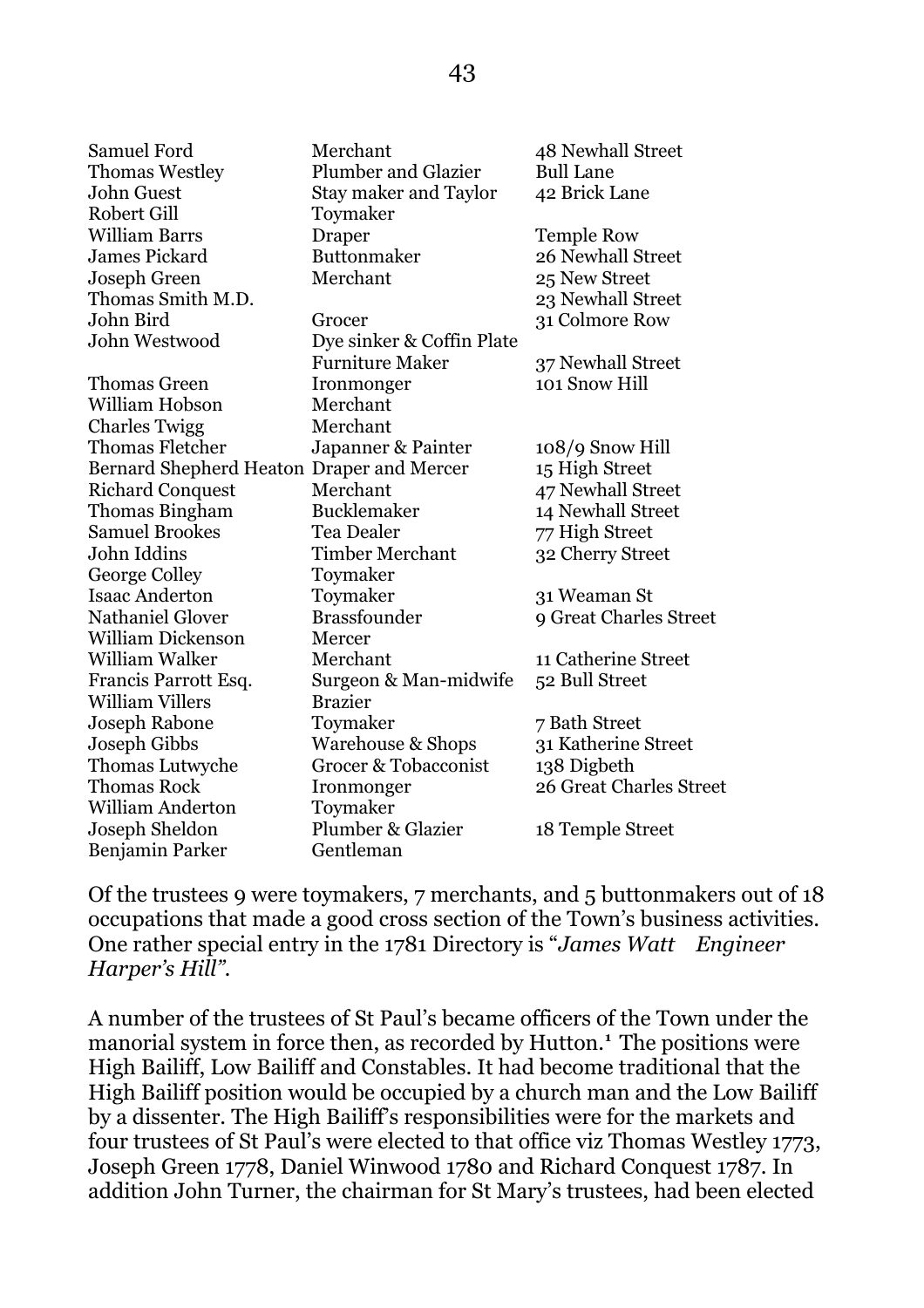| | | |
|---|---|---|
| Samuel Ford | Merchant | 48 Newhall Street |
| Thomas Westley | Plumber and Glazier | Bull Lane |
| John Guest | Stay maker and Taylor | 42 Brick Lane |
| Robert Gill | Toymaker | |
| William Barrs | Draper | Temple Row |
| James Pickard | Buttonmaker | 26 Newhall Street |
| Joseph Green | Merchant | 25 New Street |
| Thomas Smith M.D. | | 23 Newhall Street |
| John Bird | Grocer | 31 Colmore Row |
| John Westwood | Dye sinker & Coffin Plate Furniture Maker | 37 Newhall Street |
| Thomas Green | Ironmonger | 101 Snow Hill |
| William Hobson | Merchant | |
| Charles Twigg | Merchant | |
| Thomas Fletcher | Japanner & Painter | 108/9 Snow Hill |
| Bernard Shepherd Heaton | Draper and Mercer | 15 High Street |
| Richard Conquest | Merchant | 47 Newhall Street |
| Thomas Bingham | Bucklemaker | 14 Newhall Street |
| Samuel Brookes | Tea Dealer | 77 High Street |
| John Iddins | Timber Merchant | 32 Cherry Street |
| George Colley | Toymaker | |
| Isaac Anderton | Toymaker | 31 Weaman St |
| Nathaniel Glover | Brassfounder | 9 Great Charles Street |
| William Dickenson | Mercer | |
| William Walker | Merchant | 11 Catherine Street |
| Francis Parrott Esq. | Surgeon & Man-midwife | 52 Bull Street |
| William Villers | Brazier | |
| Joseph Rabone | Toymaker | 7 Bath Street |
| Joseph Gibbs | Warehouse & Shops | 31 Katherine Street |
| Thomas Lutwyche | Grocer & Tobacconist | 138 Digbeth |
| Thomas Rock | Ironmonger | 26 Great Charles Street |
| William Anderton | Toymaker | |
| Joseph Sheldon | Plumber & Glazier | 18 Temple Street |
| Benjamin Parker | Gentleman | |

Of the trustees 9 were toymakers, 7 merchants, and 5 buttonmakers out of 18 occupations that made a good cross section of the Town's business activities. One rather special entry in the 1781 Directory is "*James Watt Engineer Harper's Hill"*.

A number of the trustees of St Paul's became officers of the Town under the manorial system in force then, as recorded by Hutton.[1] The positions were High Bailiff, Low Bailiff and Constables. It had become traditional that the High Bailiff position would be occupied by a church man and the Low Bailiff by a dissenter. The High Bailiff's responsibilities were for the markets and four trustees of St Paul's were elected to that office viz Thomas Westley 1773, Joseph Green 1778, Daniel Winwood 1780 and Richard Conquest 1787. In addition John Turner, the chairman for St Mary's trustees, had been elected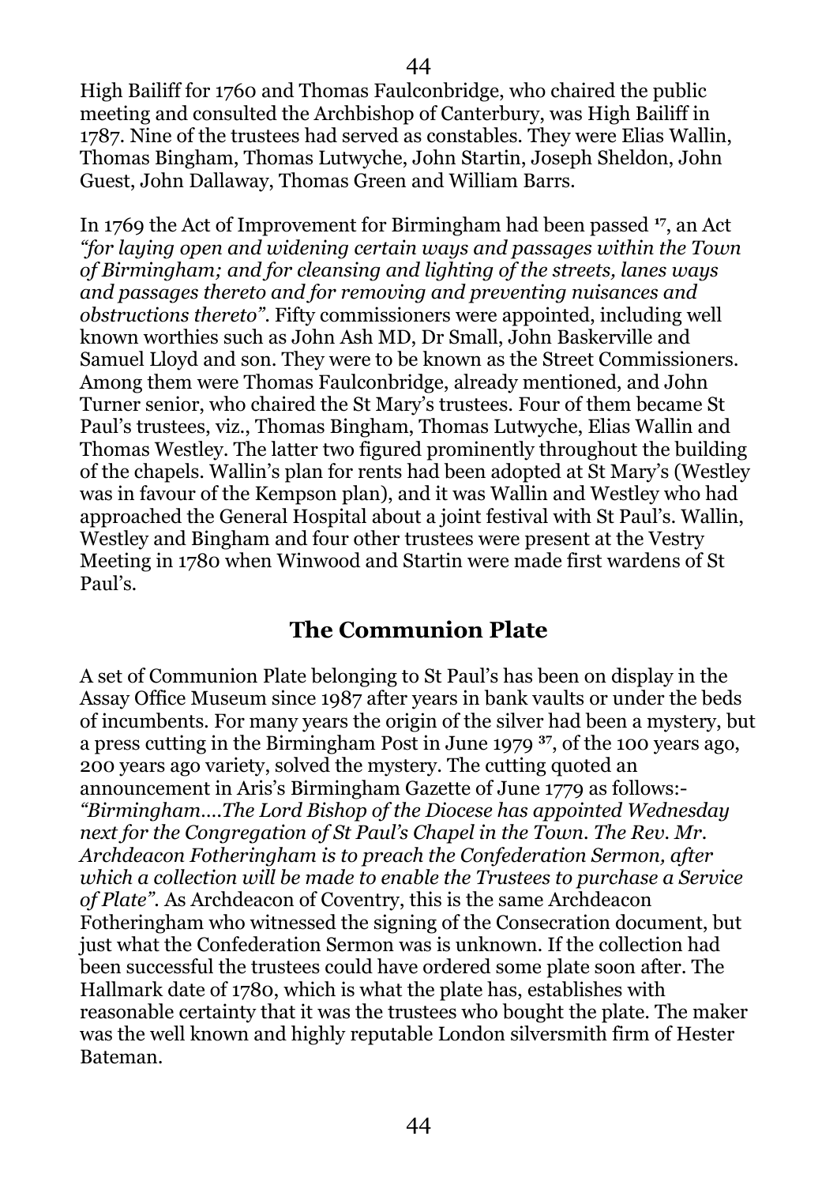High Bailiff for 1760 and Thomas Faulconbridge, who chaired the public meeting and consulted the Archbishop of Canterbury, was High Bailiff in 1787. Nine of the trustees had served as constables. They were Elias Wallin, Thomas Bingham, Thomas Lutwyche, John Startin, Joseph Sheldon, John Guest, John Dallaway, Thomas Green and William Barrs.

In 1769 the Act of Improvement for Birmingham had been passed [17], an Act *"for laying open and widening certain ways and passages within the Town of Birmingham; and for cleansing and lighting of the streets, lanes ways and passages thereto and for removing and preventing nuisances and obstructions thereto"*. Fifty commissioners were appointed, including well known worthies such as John Ash MD, Dr Small, John Baskerville and Samuel Lloyd and son. They were to be known as the Street Commissioners. Among them were Thomas Faulconbridge, already mentioned, and John Turner senior, who chaired the St Mary's trustees. Four of them became St Paul's trustees, viz., Thomas Bingham, Thomas Lutwyche, Elias Wallin and Thomas Westley. The latter two figured prominently throughout the building of the chapels. Wallin's plan for rents had been adopted at St Mary's (Westley was in favour of the Kempson plan), and it was Wallin and Westley who had approached the General Hospital about a joint festival with St Paul's. Wallin, Westley and Bingham and four other trustees were present at the Vestry Meeting in 1780 when Winwood and Startin were made first wardens of St Paul's.

## The Communion Plate

A set of Communion Plate belonging to St Paul's has been on display in the Assay Office Museum since 1987 after years in bank vaults or under the beds of incumbents. For many years the origin of the silver had been a mystery, but a press cutting in the Birmingham Post in June 1979 [37], of the 100 years ago, 200 years ago variety, solved the mystery. The cutting quoted an announcement in Aris's Birmingham Gazette of June 1779 as follows:- *"Birmingham….The Lord Bishop of the Diocese has appointed Wednesday next for the Congregation of St Paul's Chapel in the Town. The Rev. Mr. Archdeacon Fotheringham is to preach the Confederation Sermon, after which a collection will be made to enable the Trustees to purchase a Service of Plate"*. As Archdeacon of Coventry, this is the same Archdeacon Fotheringham who witnessed the signing of the Consecration document, but just what the Confederation Sermon was is unknown. If the collection had been successful the trustees could have ordered some plate soon after. The Hallmark date of 1780, which is what the plate has, establishes with reasonable certainty that it was the trustees who bought the plate. The maker was the well known and highly reputable London silversmith firm of Hester Bateman.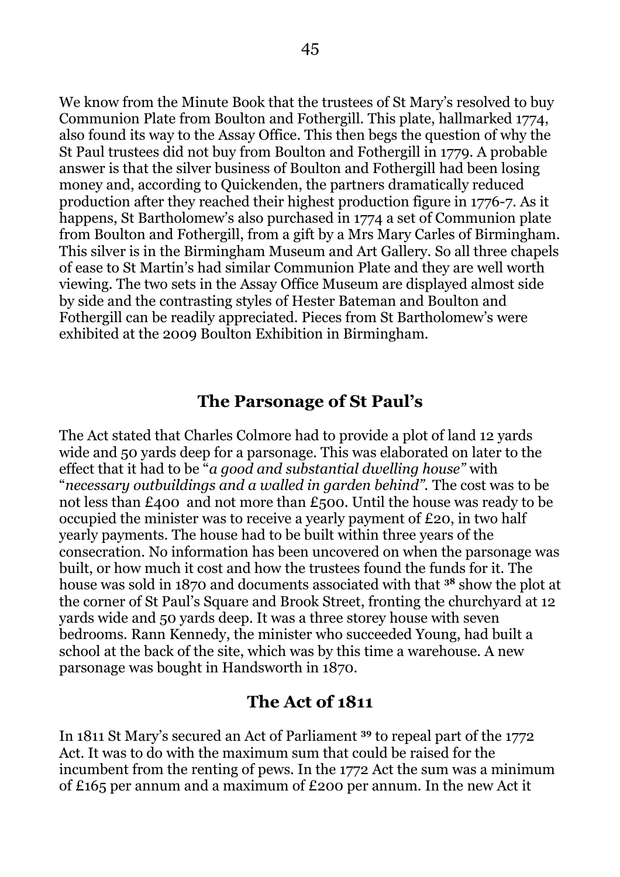We know from the Minute Book that the trustees of St Mary's resolved to buy Communion Plate from Boulton and Fothergill. This plate, hallmarked 1774, also found its way to the Assay Office. This then begs the question of why the St Paul trustees did not buy from Boulton and Fothergill in 1779. A probable answer is that the silver business of Boulton and Fothergill had been losing money and, according to Quickenden, the partners dramatically reduced production after they reached their highest production figure in 1776-7. As it happens, St Bartholomew's also purchased in 1774 a set of Communion plate from Boulton and Fothergill, from a gift by a Mrs Mary Carles of Birmingham. This silver is in the Birmingham Museum and Art Gallery. So all three chapels of ease to St Martin's had similar Communion Plate and they are well worth viewing. The two sets in the Assay Office Museum are displayed almost side by side and the contrasting styles of Hester Bateman and Boulton and Fothergill can be readily appreciated. Pieces from St Bartholomew's were exhibited at the 2009 Boulton Exhibition in Birmingham.

## The Parsonage of St Paul's

The Act stated that Charles Colmore had to provide a plot of land 12 yards wide and 50 yards deep for a parsonage. This was elaborated on later to the effect that it had to be "*a good and substantial dwelling house"* with "*necessary outbuildings and a walled in garden behind"*. The cost was to be not less than £400 and not more than £500. Until the house was ready to be occupied the minister was to receive a yearly payment of £20, in two half yearly payments. The house had to be built within three years of the consecration. No information has been uncovered on when the parsonage was built, or how much it cost and how the trustees found the funds for it. The house was sold in 1870 and documents associated with that [38] show the plot at the corner of St Paul's Square and Brook Street, fronting the churchyard at 12 yards wide and 50 yards deep. It was a three storey house with seven bedrooms. Rann Kennedy, the minister who succeeded Young, had built a school at the back of the site, which was by this time a warehouse. A new parsonage was bought in Handsworth in 1870.

## The Act of 1811

In 1811 St Mary's secured an Act of Parliament [39] to repeal part of the 1772 Act. It was to do with the maximum sum that could be raised for the incumbent from the renting of pews. In the 1772 Act the sum was a minimum of £165 per annum and a maximum of £200 per annum. In the new Act it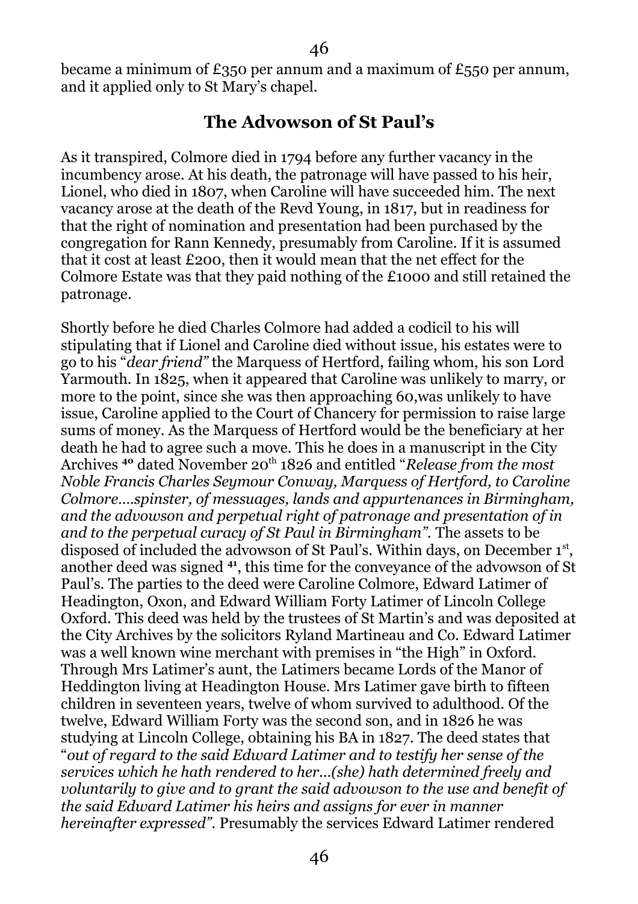became a minimum of £350 per annum and a maximum of £550 per annum, and it applied only to St Mary's chapel.

## The Advowson of St Paul's

As it transpired, Colmore died in 1794 before any further vacancy in the incumbency arose. At his death, the patronage will have passed to his heir, Lionel, who died in 1807, when Caroline will have succeeded him. The next vacancy arose at the death of the Revd Young, in 1817, but in readiness for that the right of nomination and presentation had been purchased by the congregation for Rann Kennedy, presumably from Caroline. If it is assumed that it cost at least £200, then it would mean that the net effect for the Colmore Estate was that they paid nothing of the £1000 and still retained the patronage.

Shortly before he died Charles Colmore had added a codicil to his will stipulating that if Lionel and Caroline died without issue, his estates were to go to his "*dear friend"* the Marquess of Hertford, failing whom, his son Lord Yarmouth. In 1825, when it appeared that Caroline was unlikely to marry, or more to the point, since she was then approaching 60,was unlikely to have issue, Caroline applied to the Court of Chancery for permission to raise large sums of money. As the Marquess of Hertford would be the beneficiary at her death he had to agree such a move. This he does in a manuscript in the City Archives [40] dated November 20th 1826 and entitled "*Release from the most Noble Francis Charles Seymour Conway, Marquess of Hertford, to Caroline Colmore….spinster, of messuages, lands and appurtenances in Birmingham, and the advowson and perpetual right of patronage and presentation of in and to the perpetual curacy of St Paul in Birmingham"*. The assets to be disposed of included the advowson of St Paul's. Within days, on December 1st, another deed was signed [41], this time for the conveyance of the advowson of St Paul's. The parties to the deed were Caroline Colmore, Edward Latimer of Headington, Oxon, and Edward William Forty Latimer of Lincoln College Oxford. This deed was held by the trustees of St Martin's and was deposited at the City Archives by the solicitors Ryland Martineau and Co. Edward Latimer was a well known wine merchant with premises in "the High" in Oxford. Through Mrs Latimer's aunt, the Latimers became Lords of the Manor of Heddington living at Headington House. Mrs Latimer gave birth to fifteen children in seventeen years, twelve of whom survived to adulthood. Of the twelve, Edward William Forty was the second son, and in 1826 he was studying at Lincoln College, obtaining his BA in 1827. The deed states that "*out of regard to the said Edward Latimer and to testify her sense of the services which he hath rendered to her…(she) hath determined freely and voluntarily to give and to grant the said advowson to the use and benefit of the said Edward Latimer his heirs and assigns for ever in manner hereinafter expressed"*. Presumably the services Edward Latimer rendered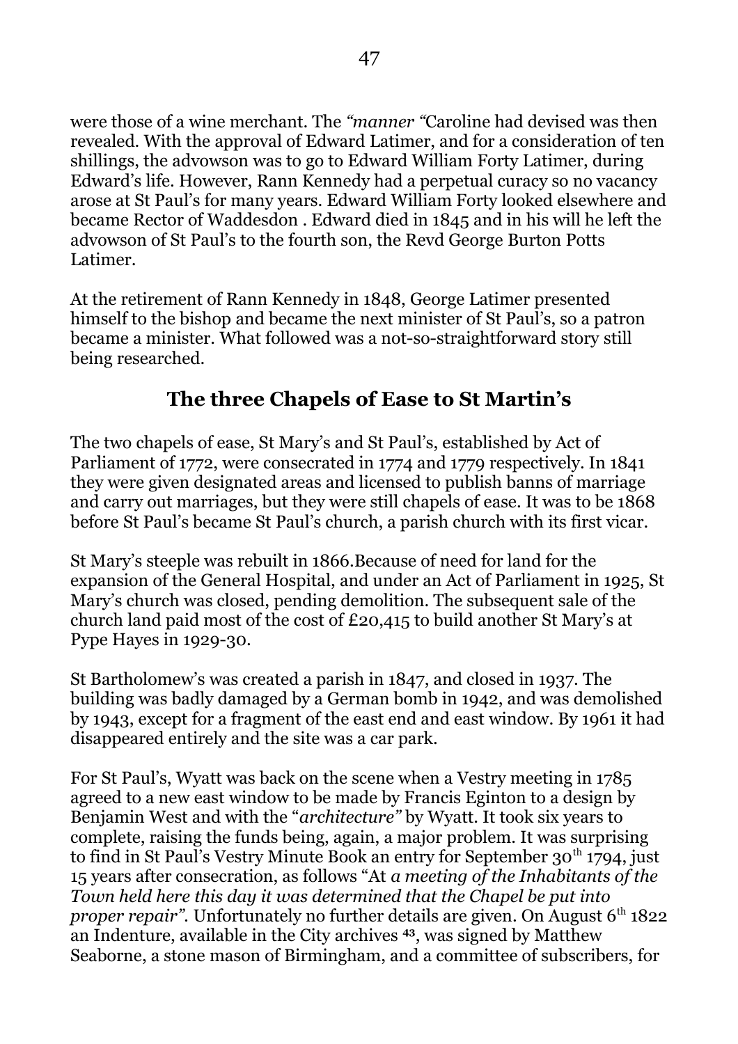were those of a wine merchant. The *"manner "*Caroline had devised was then revealed. With the approval of Edward Latimer, and for a consideration of ten shillings, the advowson was to go to Edward William Forty Latimer, during Edward's life. However, Rann Kennedy had a perpetual curacy so no vacancy arose at St Paul's for many years. Edward William Forty looked elsewhere and became Rector of Waddesdon . Edward died in 1845 and in his will he left the advowson of St Paul's to the fourth son, the Revd George Burton Potts Latimer.

At the retirement of Rann Kennedy in 1848, George Latimer presented himself to the bishop and became the next minister of St Paul's, so a patron became a minister. What followed was a not-so-straightforward story still being researched.

## The three Chapels of Ease to St Martin's

The two chapels of ease, St Mary's and St Paul's, established by Act of Parliament of 1772, were consecrated in 1774 and 1779 respectively. In 1841 they were given designated areas and licensed to publish banns of marriage and carry out marriages, but they were still chapels of ease. It was to be 1868 before St Paul's became St Paul's church, a parish church with its first vicar.

St Mary's steeple was rebuilt in 1866.Because of need for land for the expansion of the General Hospital, and under an Act of Parliament in 1925, St Mary's church was closed, pending demolition. The subsequent sale of the church land paid most of the cost of £20,415 to build another St Mary's at Pype Hayes in 1929-30.

St Bartholomew's was created a parish in 1847, and closed in 1937. The building was badly damaged by a German bomb in 1942, and was demolished by 1943, except for a fragment of the east end and east window. By 1961 it had disappeared entirely and the site was a car park.

For St Paul's, Wyatt was back on the scene when a Vestry meeting in 1785 agreed to a new east window to be made by Francis Eginton to a design by Benjamin West and with the "*architecture"* by Wyatt. It took six years to complete, raising the funds being, again, a major problem. It was surprising to find in St Paul's Vestry Minute Book an entry for September 30th 1794, just 15 years after consecration, as follows "At *a meeting of the Inhabitants of the Town held here this day it was determined that the Chapel be put into proper repair"*. Unfortunately no further details are given. On August 6th 1822 an Indenture, available in the City archives [43], was signed by Matthew Seaborne, a stone mason of Birmingham, and a committee of subscribers, for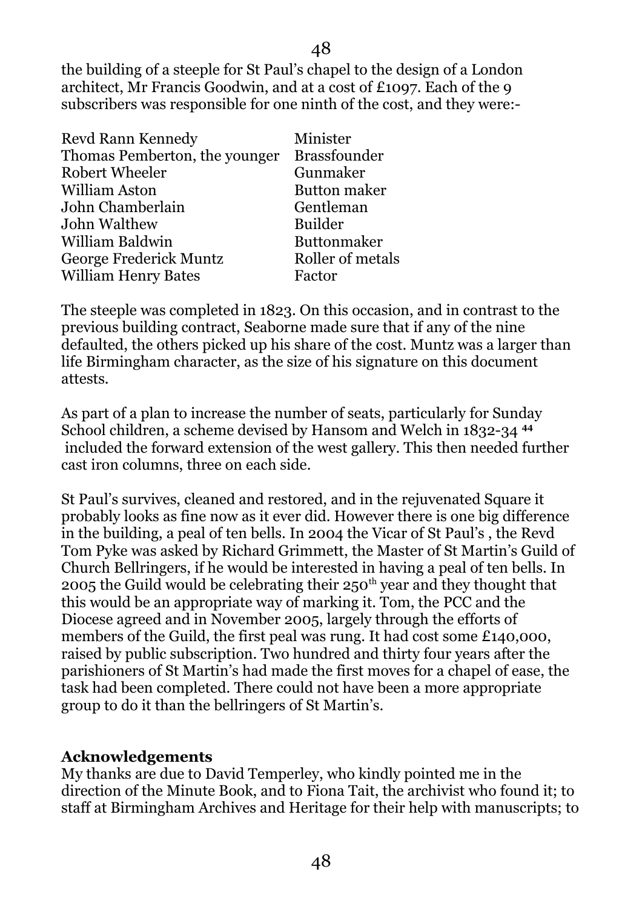the building of a steeple for St Paul's chapel to the design of a London architect, Mr Francis Goodwin, and at a cost of £1097. Each of the 9 subscribers was responsible for one ninth of the cost, and they were:-

| | |
|---|---|
| Revd Rann Kennedy | Minister |
| Thomas Pemberton, the younger | Brassfounder |
| Robert Wheeler | Gunmaker |
| William Aston | Button maker |
| John Chamberlain | Gentleman |
| John Walthew | Builder |
| William Baldwin | Buttonmaker |
| George Frederick Muntz | Roller of metals |
| William Henry Bates | Factor |

The steeple was completed in 1823. On this occasion, and in contrast to the previous building contract, Seaborne made sure that if any of the nine defaulted, the others picked up his share of the cost. Muntz was a larger than life Birmingham character, as the size of his signature on this document attests.

As part of a plan to increase the number of seats, particularly for Sunday School children, a scheme devised by Hansom and Welch in 1832-34 [44] included the forward extension of the west gallery. This then needed further cast iron columns, three on each side.

St Paul's survives, cleaned and restored, and in the rejuvenated Square it probably looks as fine now as it ever did. However there is one big difference in the building, a peal of ten bells. In 2004 the Vicar of St Paul's , the Revd Tom Pyke was asked by Richard Grimmett, the Master of St Martin's Guild of Church Bellringers, if he would be interested in having a peal of ten bells. In 2005 the Guild would be celebrating their 250th year and they thought that this would be an appropriate way of marking it. Tom, the PCC and the Diocese agreed and in November 2005, largely through the efforts of members of the Guild, the first peal was rung. It had cost some £140,000, raised by public subscription. Two hundred and thirty four years after the parishioners of St Martin's had made the first moves for a chapel of ease, the task had been completed. There could not have been a more appropriate group to do it than the bellringers of St Martin's.

**Acknowledgements**

My thanks are due to David Temperley, who kindly pointed me in the direction of the Minute Book, and to Fiona Tait, the archivist who found it; to staff at Birmingham Archives and Heritage for their help with manuscripts; to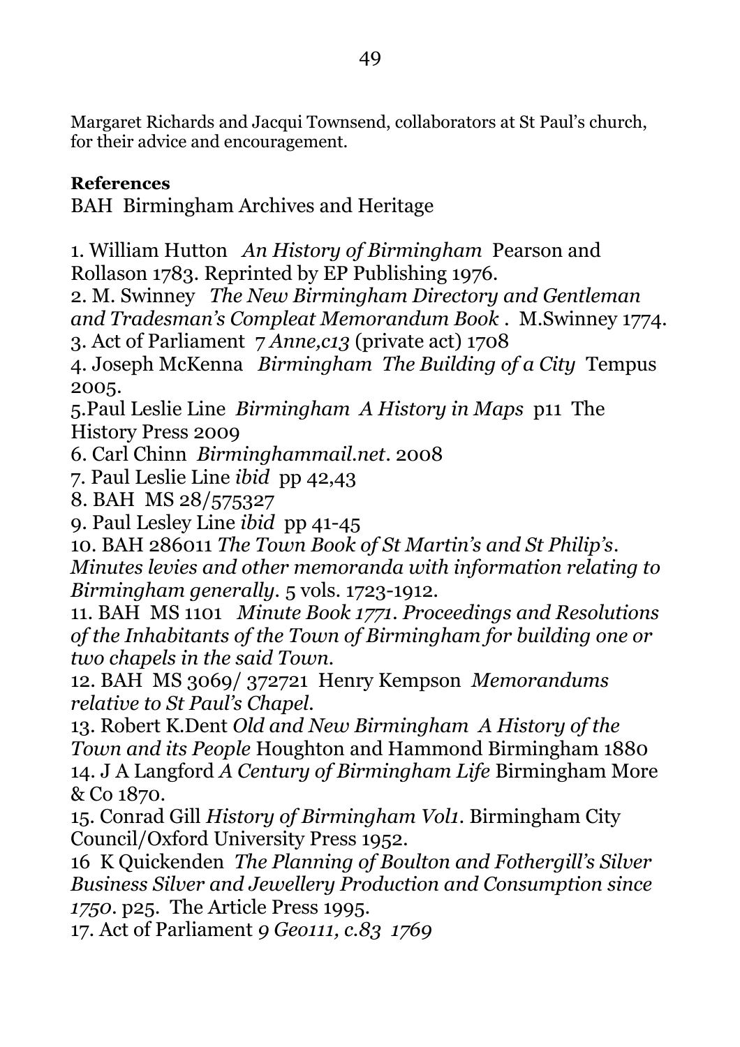Margaret Richards and Jacqui Townsend, collaborators at St Paul's church, for their advice and encouragement.

**References**

BAH Birmingham Archives and Heritage

1. William Hutton *An History of Birmingham* Pearson and Rollason 1783. Reprinted by EP Publishing 1976.
2. M. Swinney *The New Birmingham Directory and Gentleman and Tradesman's Compleat Memorandum Book* . M.Swinney 1774.
3. Act of Parliament 7 *Anne,c13* (private act) 1708
4. Joseph McKenna *Birmingham The Building of a City* Tempus 2005.
5. Paul Leslie Line *Birmingham A History in Maps* p11 The History Press 2009
6. Carl Chinn *Birminghammail.net*. 2008
7. Paul Leslie Line *ibid* pp 42,43
8. BAH MS 28/575327
9. Paul Lesley Line *ibid* pp 41-45
10. BAH 286011 *The Town Book of St Martin's and St Philip's. Minutes levies and other memoranda with information relating to Birmingham generally.* 5 vols. 1723-1912.
11. BAH MS 1101 *Minute Book 1771. Proceedings and Resolutions of the Inhabitants of the Town of Birmingham for building one or two chapels in the said Town.*
12. BAH MS 3069/ 372721 Henry Kempson *Memorandums relative to St Paul's Chapel.*
13. Robert K.Dent *Old and New Birmingham A History of the Town and its People* Houghton and Hammond Birmingham 1880
14. J A Langford *A Century of Birmingham Life* Birmingham More & Co 1870.
15. Conrad Gill *History of Birmingham Vol1.* Birmingham City Council/Oxford University Press 1952.
16. K Quickenden *The Planning of Boulton and Fothergill's Silver Business Silver and Jewellery Production and Consumption since 1750*. p25. The Article Press 1995.
17. Act of Parliament *9 Geo111, c.83 1769*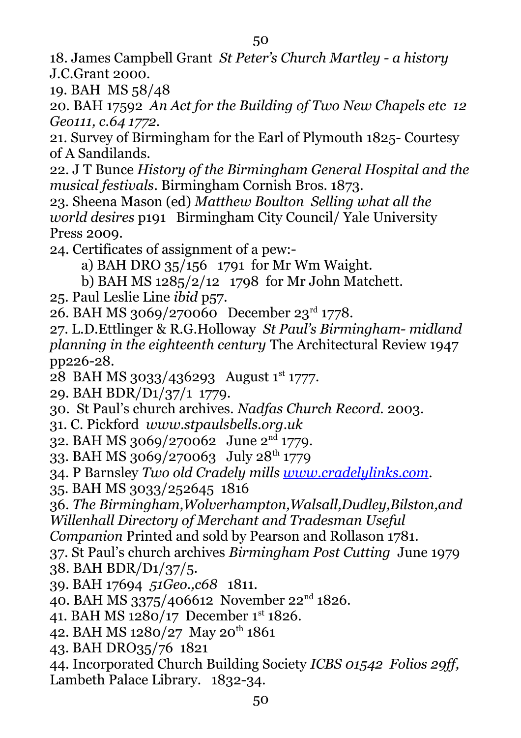18. James Campbell Grant *St Peter's Church Martley - a history* J.C.Grant 2000.

19. BAH MS 58/48

20. BAH 17592 *An Act for the Building of Two New Chapels etc 12 Geo111, c.64 1772.*

21. Survey of Birmingham for the Earl of Plymouth 1825- Courtesy of A Sandilands.

22. J T Bunce *History of the Birmingham General Hospital and the musical festivals*. Birmingham Cornish Bros. 1873.

23. Sheena Mason (ed) *Matthew Boulton Selling what all the world desires* p191 Birmingham City Council/ Yale University Press 2009.

24. Certificates of assignment of a pew:-

    a) BAH DRO 35/156 1791 for Mr Wm Waight.

    b) BAH MS 1285/2/12 1798 for Mr John Matchett.

25. Paul Leslie Line *ibid* p57.

26. BAH MS 3069/270060 December 23rd 1778.

27. L.D.Ettlinger & R.G.Holloway *St Paul's Birmingham- midland planning in the eighteenth century* The Architectural Review 1947 pp226-28.

28 BAH MS 3033/436293 August 1st 1777.

29. BAH BDR/D1/37/1 1779.

30. St Paul's church archives. *Nadfas Church Record.* 2003.

31. C. Pickford *www.stpaulsbells.org.uk*

32. BAH MS 3069/270062 June 2nd 1779.

33. BAH MS 3069/270063 July 28th 1779

34. P Barnsley *Two old Cradely mills [www.cradelylinks.com](http://www.cradelylinks.com).*

35. BAH MS 3033/252645 1816

36. *The Birmingham,Wolverhampton,Walsall,Dudley,Bilston,and Willenhall Directory of Merchant and Tradesman Useful Companion* Printed and sold by Pearson and Rollason 1781.

37. St Paul's church archives *Birmingham Post Cutting* June 1979

38. BAH BDR/D1/37/5.

39. BAH 17694 *51Geo.,c68* 1811.

40. BAH MS 3375/406612 November 22nd 1826.

41. BAH MS 1280/17 December 1st 1826.

42. BAH MS 1280/27 May 20th 1861

43. BAH DRO35/76 1821

44. Incorporated Church Building Society *ICBS 01542 Folios 29ff,* Lambeth Palace Library. 1832-34.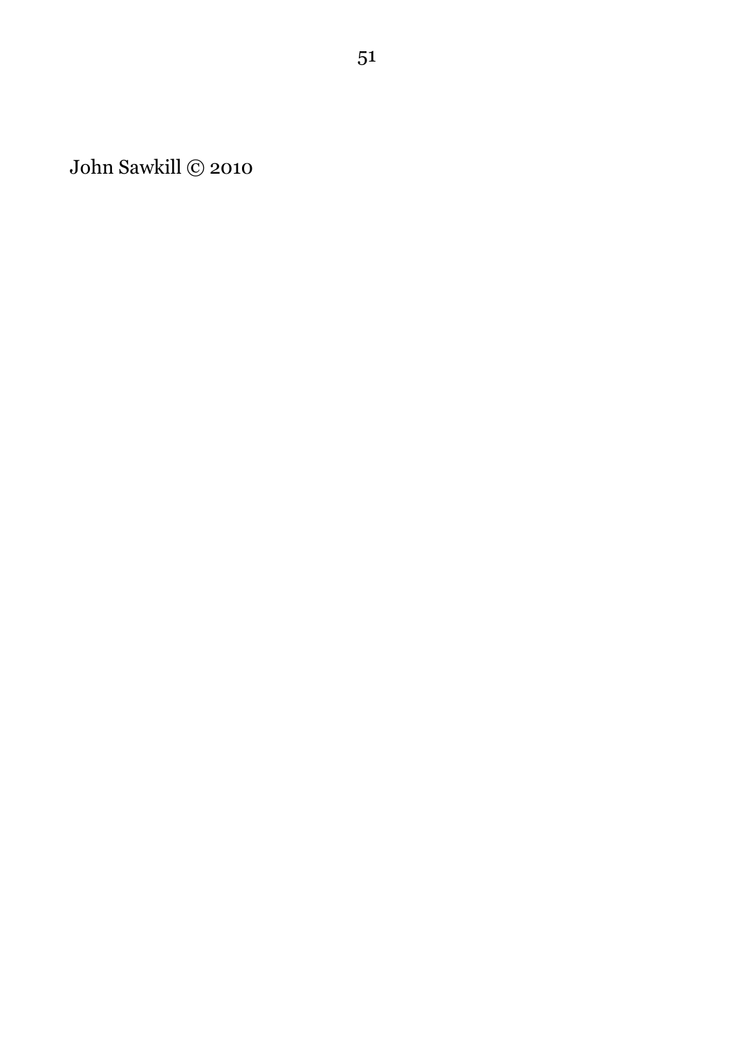John Sawkill © 2010